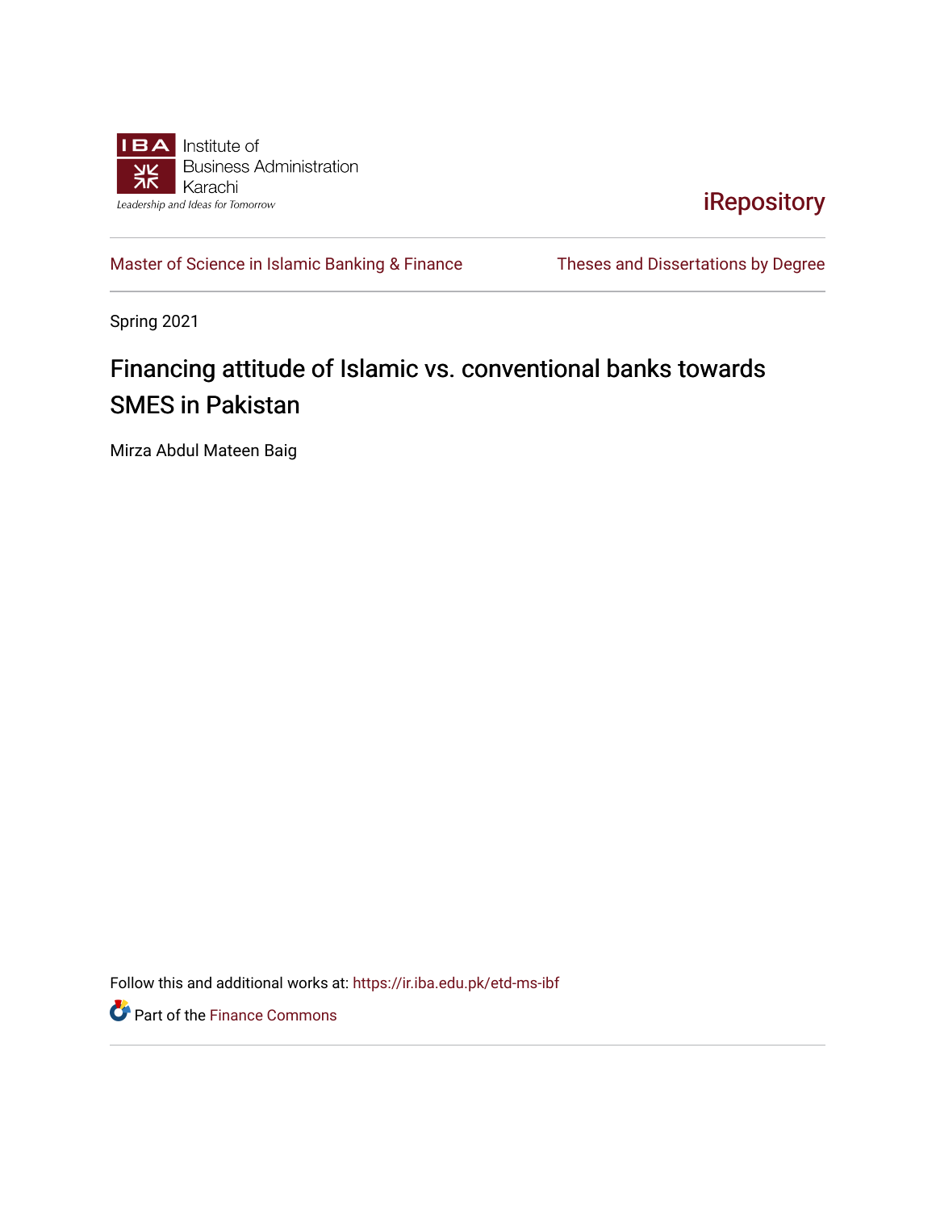Institute of Business Administration Karachi

Leadership and Ideas for Tomorrow

iRepository

Master of Science in Islamic Banking & Finance

Theses and Dissertations by Degree

Spring 2021

# Financing attitude of Islamic vs. conventional banks towards SMES in Pakistan

Mirza Abdul Mateen Baig

Follow this and additional works at: https://ir.iba.edu.pk/etd-ms-ibf

Part of the Finance Commons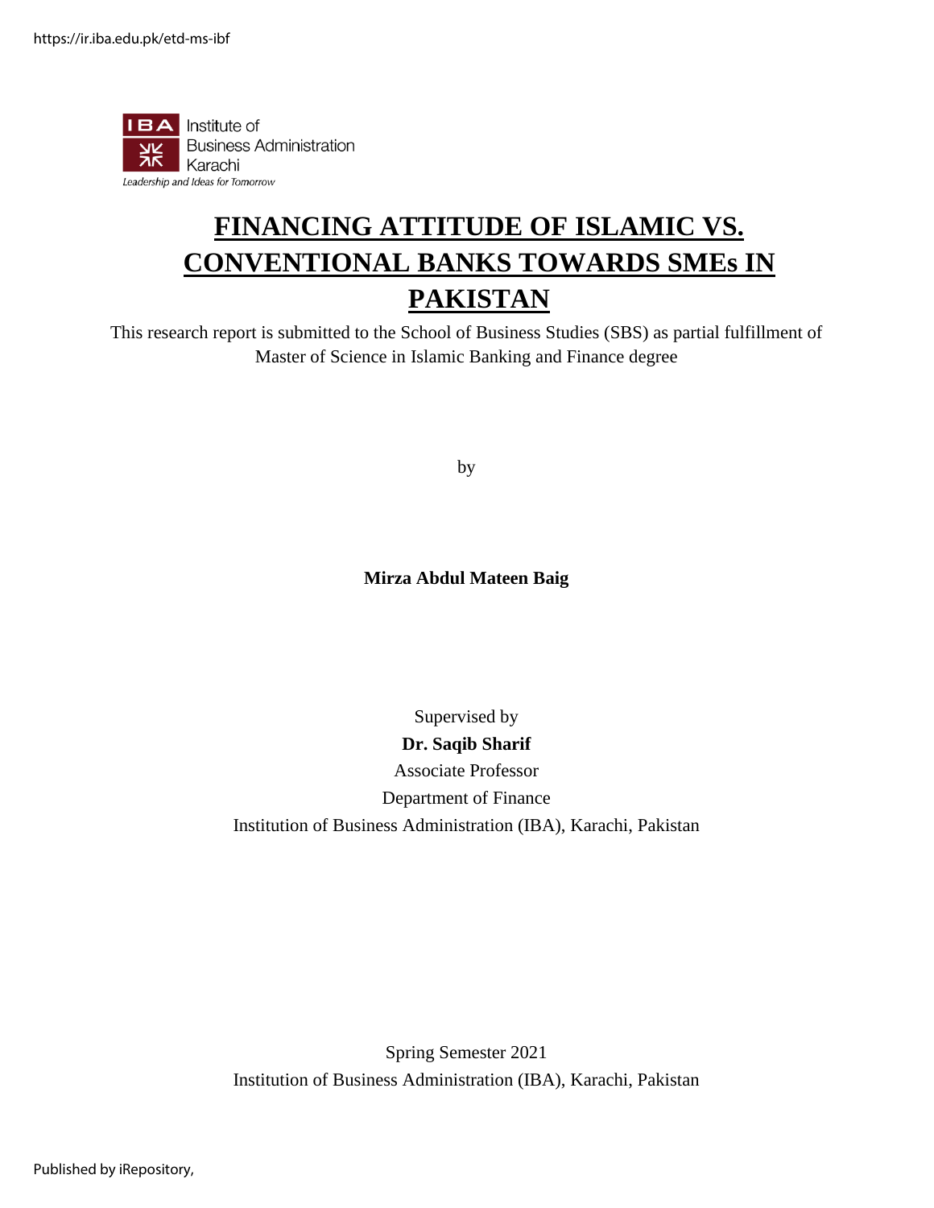# FINANCING ATTITUDE OF ISLAMIC VS. CONVENTIONAL BANKS TOWARDS SMEs IN PAKISTAN

This research report is submitted to the School of Business Studies (SBS) as partial fulfillment of Master of Science in Islamic Banking and Finance degree

by

**Mirza Abdul Mateen Baig**

Supervised by

**Dr. Saqib Sharif**

Associate Professor

Department of Finance

Institution of Business Administration (IBA), Karachi, Pakistan

Spring Semester 2021

Institution of Business Administration (IBA), Karachi, Pakistan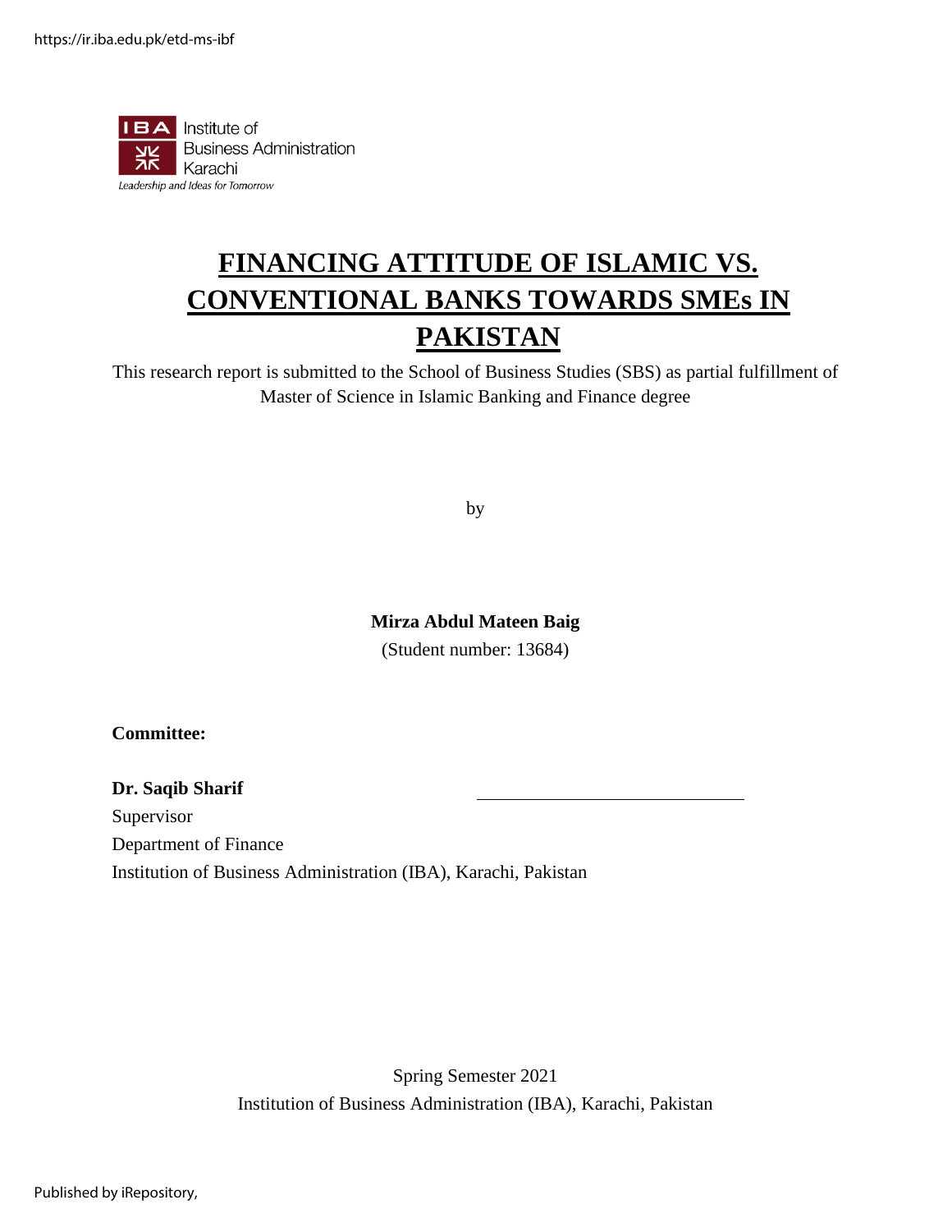# FINANCING ATTITUDE OF ISLAMIC VS. CONVENTIONAL BANKS TOWARDS SMEs IN PAKISTAN

This research report is submitted to the School of Business Studies (SBS) as partial fulfillment of Master of Science in Islamic Banking and Finance degree

by

**Mirza Abdul Mateen Baig**

(Student number: 13684)

**Committee:**

**Dr. Saqib Sharif**

Supervisor

Department of Finance

Institution of Business Administration (IBA), Karachi, Pakistan

Spring Semester 2021

Institution of Business Administration (IBA), Karachi, Pakistan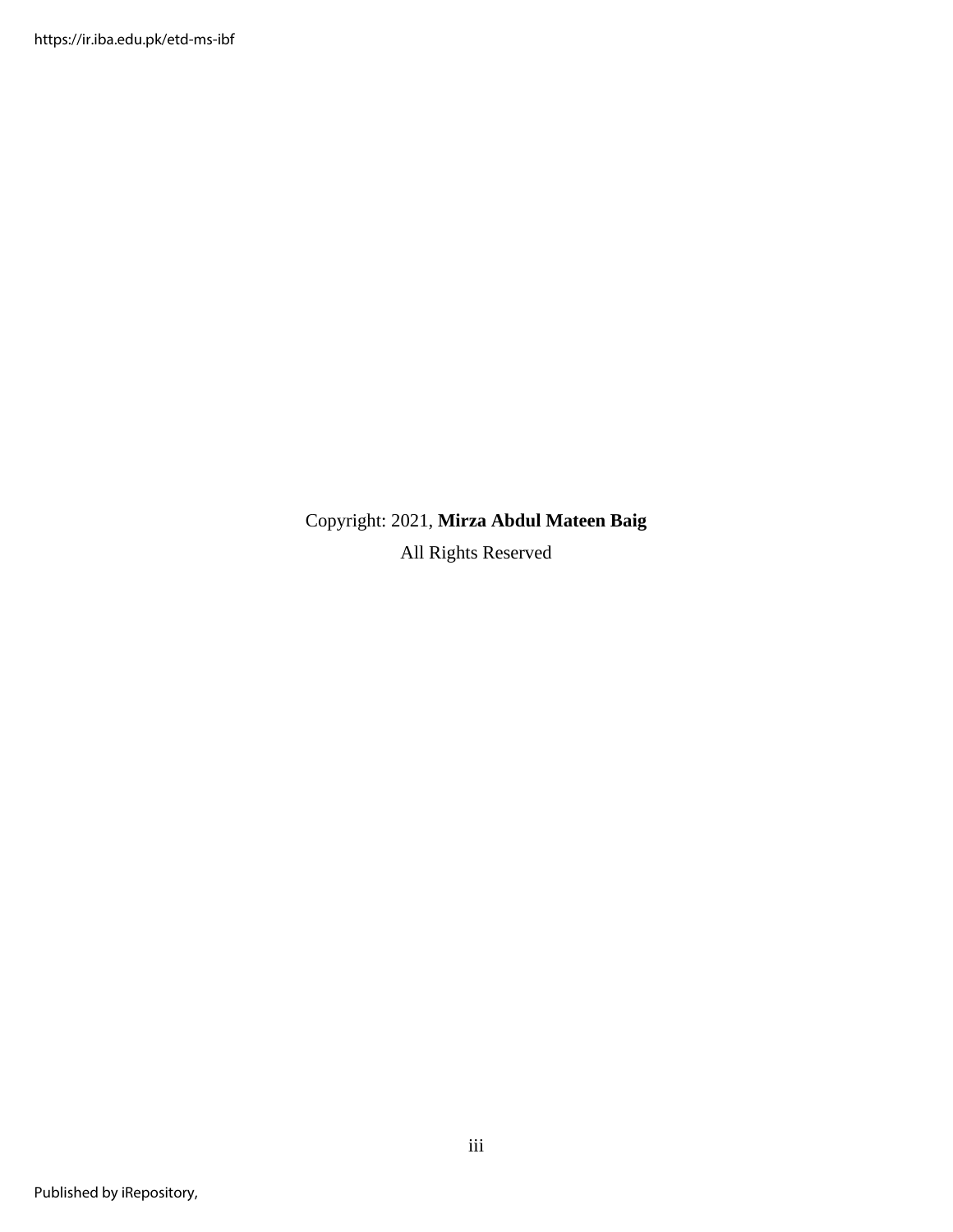Copyright: 2021, **Mirza Abdul Mateen Baig**

All Rights Reserved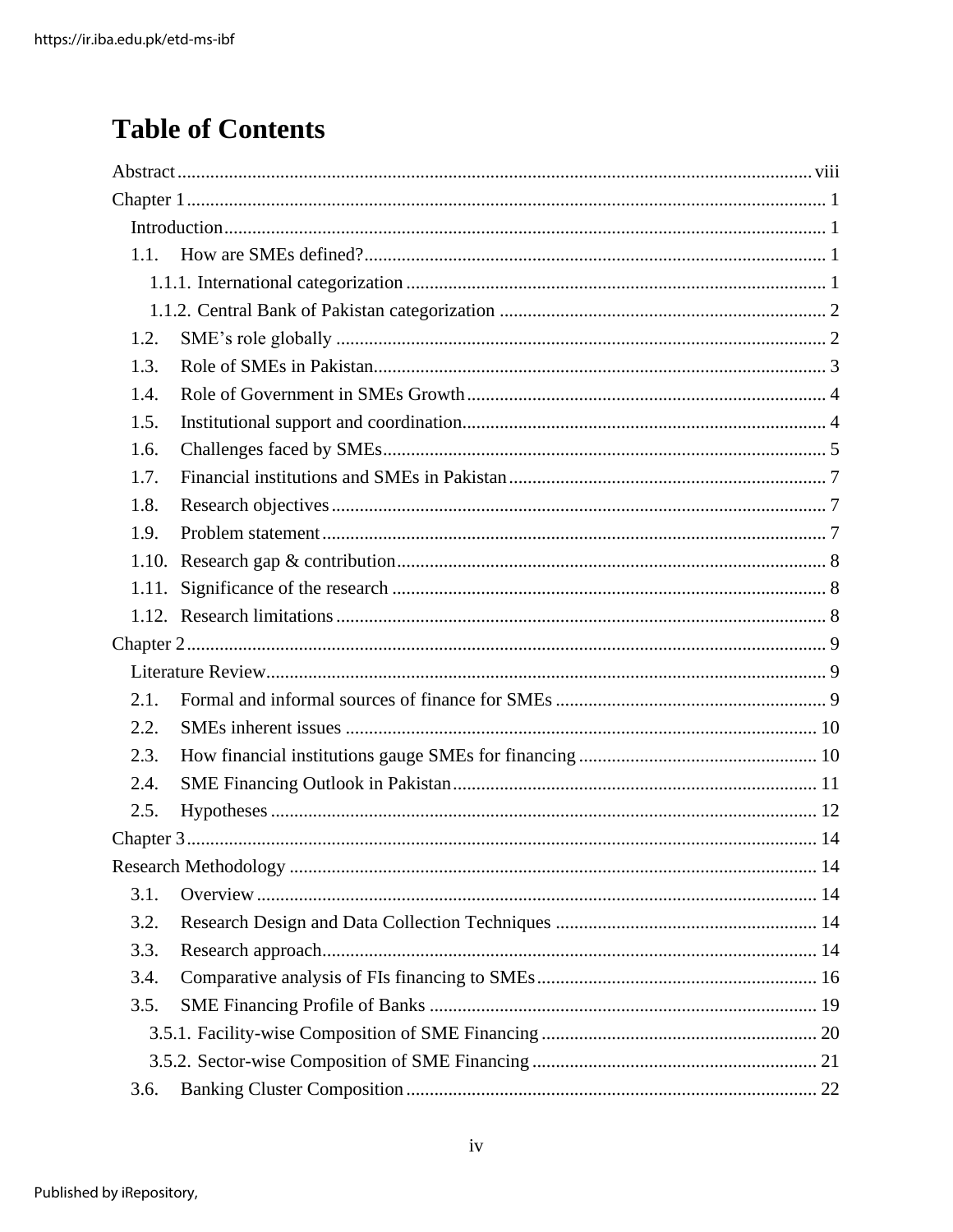# Table of Contents

Abstract ........ viii

Chapter 1 ........ 1

- Introduction ........ 1
- 1.1. How are SMEs defined? ........ 1
  - 1.1.1. International categorization ........ 1
  - 1.1.2. Central Bank of Pakistan categorization ........ 2
- 1.2. SME's role globally ........ 2
- 1.3. Role of SMEs in Pakistan ........ 3
- 1.4. Role of Government in SMEs Growth ........ 4
- 1.5. Institutional support and coordination ........ 4
- 1.6. Challenges faced by SMEs ........ 5
- 1.7. Financial institutions and SMEs in Pakistan ........ 7
- 1.8. Research objectives ........ 7
- 1.9. Problem statement ........ 7
- 1.10. Research gap & contribution ........ 8
- 1.11. Significance of the research ........ 8
- 1.12. Research limitations ........ 8

Chapter 2 ........ 9

- Literature Review ........ 9
- 2.1. Formal and informal sources of finance for SMEs ........ 9
- 2.2. SMEs inherent issues ........ 10
- 2.3. How financial institutions gauge SMEs for financing ........ 10
- 2.4. SME Financing Outlook in Pakistan ........ 11
- 2.5. Hypotheses ........ 12

Chapter 3 ........ 14

Research Methodology ........ 14

- 3.1. Overview ........ 14
- 3.2. Research Design and Data Collection Techniques ........ 14
- 3.3. Research approach ........ 14
- 3.4. Comparative analysis of FIs financing to SMEs ........ 16
- 3.5. SME Financing Profile of Banks ........ 19
  - 3.5.1. Facility-wise Composition of SME Financing ........ 20
  - 3.5.2. Sector-wise Composition of SME Financing ........ 21
- 3.6. Banking Cluster Composition ........ 22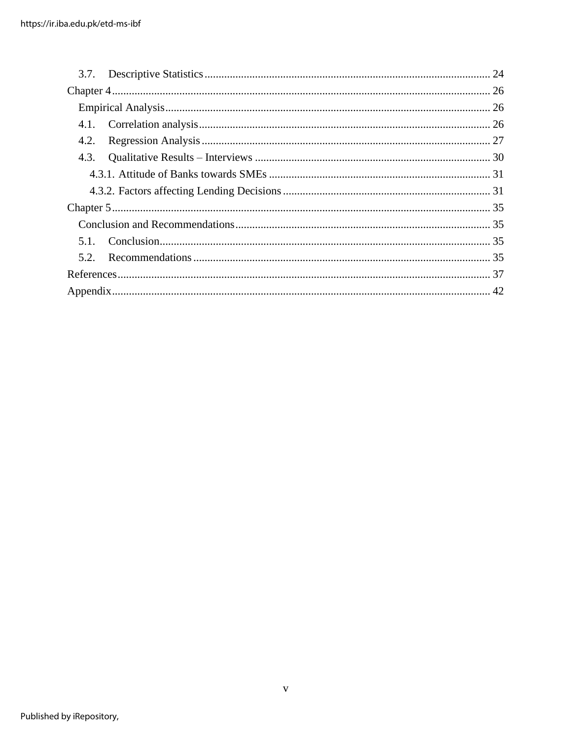3.7. Descriptive Statistics ..... 24

Chapter 4 ..... 26

Empirical Analysis ..... 26

4.1. Correlation analysis ..... 26

4.2. Regression Analysis ..... 27

4.3. Qualitative Results – Interviews ..... 30

4.3.1. Attitude of Banks towards SMEs ..... 31

4.3.2. Factors affecting Lending Decisions ..... 31

Chapter 5 ..... 35

Conclusion and Recommendations ..... 35

5.1. Conclusion ..... 35

5.2. Recommendations ..... 35

References ..... 37

Appendix ..... 42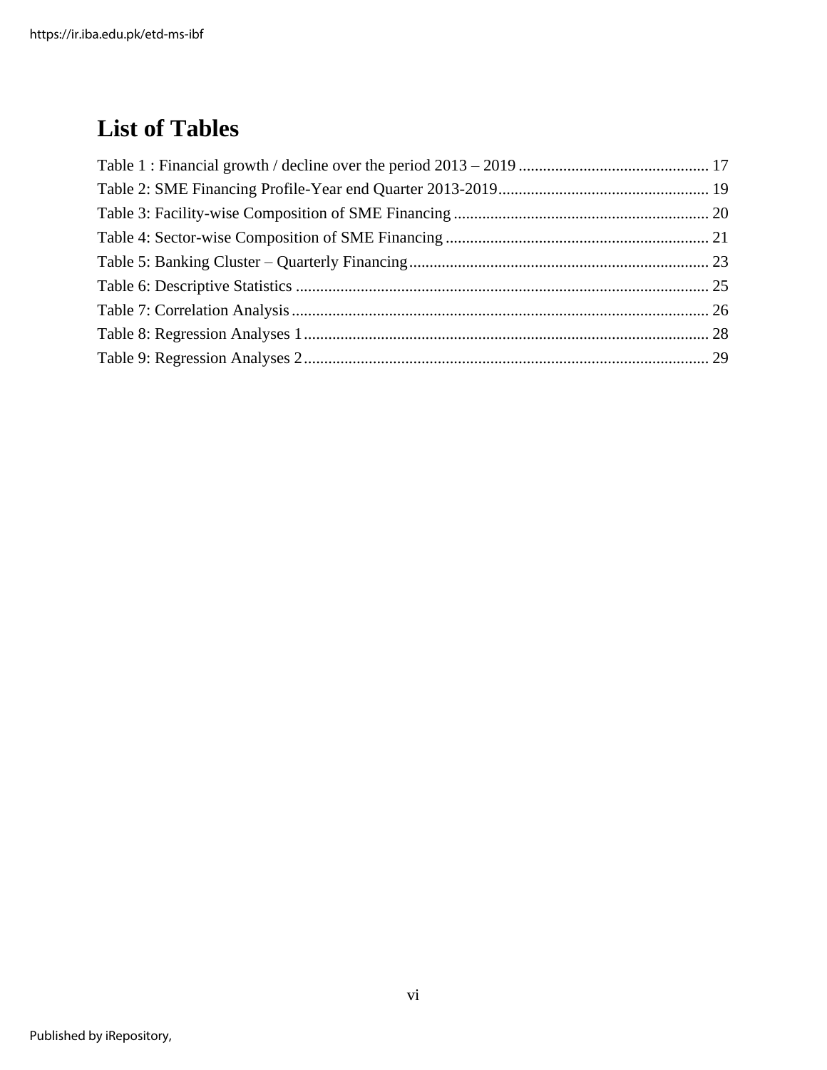# List of Tables

Table 1 : Financial growth / decline over the period 2013 – 2019 ............................................... 17
Table 2: SME Financing Profile-Year end Quarter 2013-2019.................................................... 19
Table 3: Facility-wise Composition of SME Financing ............................................................... 20
Table 4: Sector-wise Composition of SME Financing ................................................................. 21
Table 5: Banking Cluster – Quarterly Financing.......................................................................... 23
Table 6: Descriptive Statistics ...................................................................................................... 25
Table 7: Correlation Analysis ....................................................................................................... 26
Table 8: Regression Analyses 1 .................................................................................................... 28
Table 9: Regression Analyses 2 .................................................................................................... 29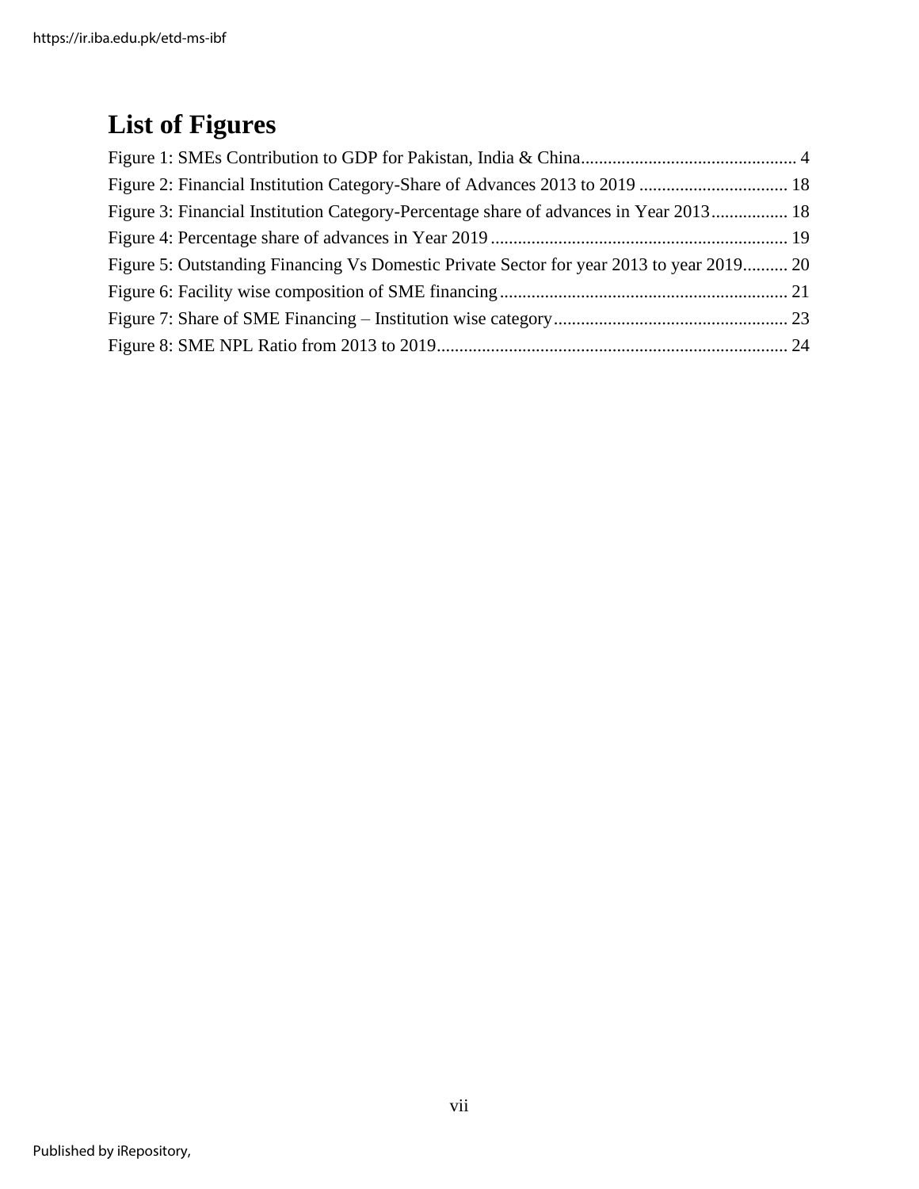# List of Figures

Figure 1: SMEs Contribution to GDP for Pakistan, India & China................................................ 4

Figure 2: Financial Institution Category-Share of Advances 2013 to 2019 ................................. 18

Figure 3: Financial Institution Category-Percentage share of advances in Year 2013................. 18

Figure 4: Percentage share of advances in Year 2019 .................................................................. 19

Figure 5: Outstanding Financing Vs Domestic Private Sector for year 2013 to year 2019.......... 20

Figure 6: Facility wise composition of SME financing ................................................................ 21

Figure 7: Share of SME Financing – Institution wise category.................................................... 23

Figure 8: SME NPL Ratio from 2013 to 2019.............................................................................. 24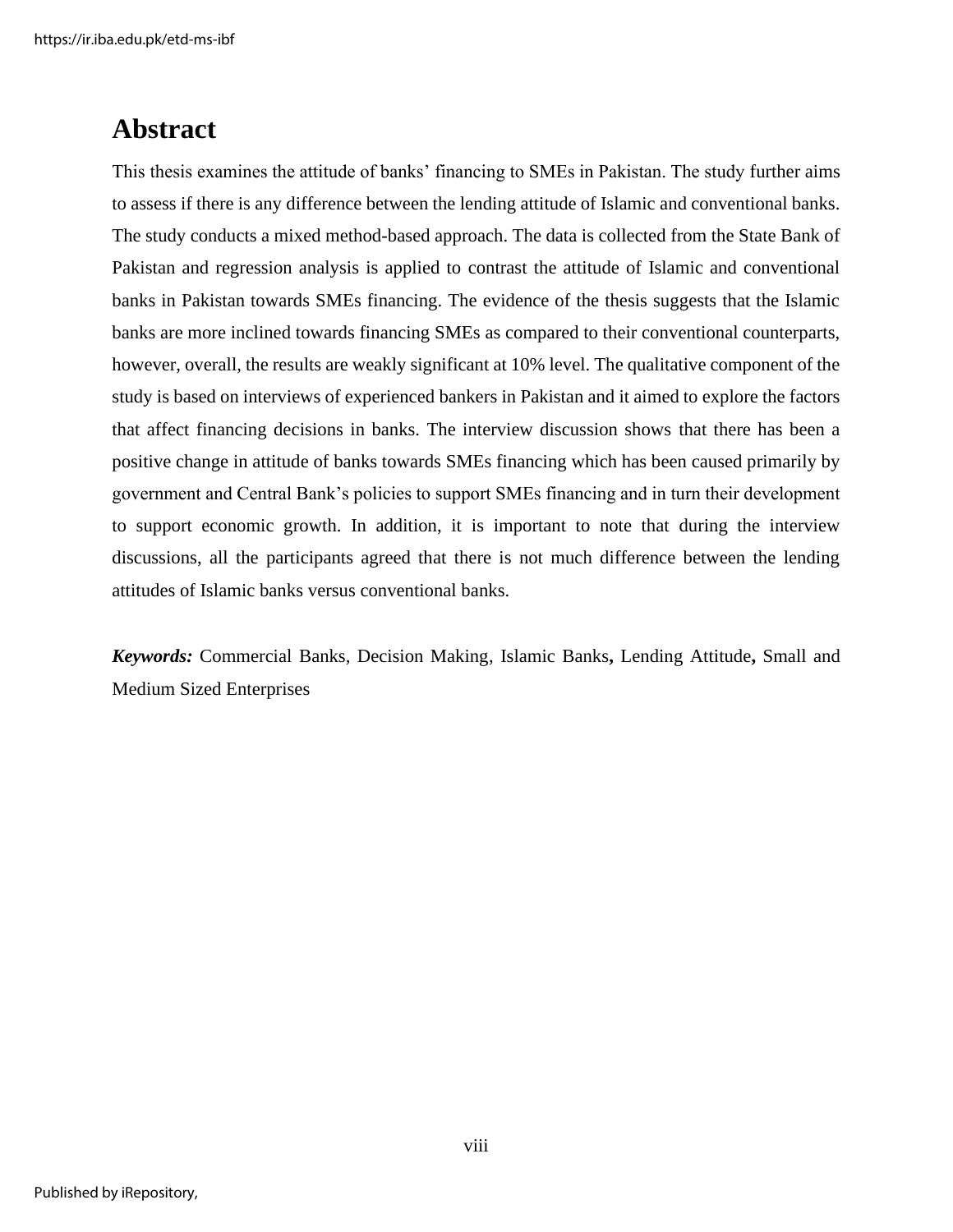# Abstract

This thesis examines the attitude of banks' financing to SMEs in Pakistan. The study further aims to assess if there is any difference between the lending attitude of Islamic and conventional banks. The study conducts a mixed method-based approach. The data is collected from the State Bank of Pakistan and regression analysis is applied to contrast the attitude of Islamic and conventional banks in Pakistan towards SMEs financing. The evidence of the thesis suggests that the Islamic banks are more inclined towards financing SMEs as compared to their conventional counterparts, however, overall, the results are weakly significant at 10% level. The qualitative component of the study is based on interviews of experienced bankers in Pakistan and it aimed to explore the factors that affect financing decisions in banks. The interview discussion shows that there has been a positive change in attitude of banks towards SMEs financing which has been caused primarily by government and Central Bank's policies to support SMEs financing and in turn their development to support economic growth. In addition, it is important to note that during the interview discussions, all the participants agreed that there is not much difference between the lending attitudes of Islamic banks versus conventional banks.

***Keywords:*** Commercial Banks, Decision Making, Islamic Banks**,** Lending Attitude**,** Small and Medium Sized Enterprises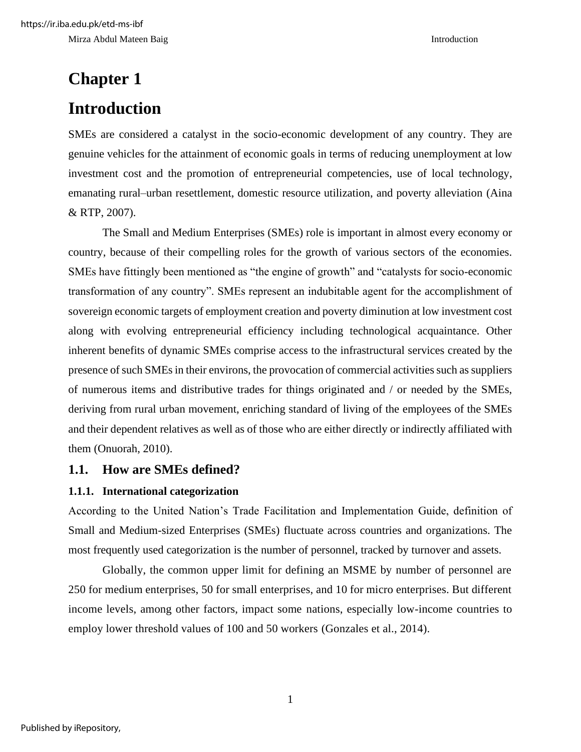# Chapter 1

# Introduction

SMEs are considered a catalyst in the socio-economic development of any country. They are genuine vehicles for the attainment of economic goals in terms of reducing unemployment at low investment cost and the promotion of entrepreneurial competencies, use of local technology, emanating rural–urban resettlement, domestic resource utilization, and poverty alleviation (Aina & RTP, 2007).

The Small and Medium Enterprises (SMEs) role is important in almost every economy or country, because of their compelling roles for the growth of various sectors of the economies. SMEs have fittingly been mentioned as “the engine of growth” and “catalysts for socio-economic transformation of any country”. SMEs represent an indubitable agent for the accomplishment of sovereign economic targets of employment creation and poverty diminution at low investment cost along with evolving entrepreneurial efficiency including technological acquaintance. Other inherent benefits of dynamic SMEs comprise access to the infrastructural services created by the presence of such SMEs in their environs, the provocation of commercial activities such as suppliers of numerous items and distributive trades for things originated and / or needed by the SMEs, deriving from rural urban movement, enriching standard of living of the employees of the SMEs and their dependent relatives as well as of those who are either directly or indirectly affiliated with them (Onuorah, 2010).

## 1.1. How are SMEs defined?

### 1.1.1. International categorization

According to the United Nation’s Trade Facilitation and Implementation Guide, definition of Small and Medium-sized Enterprises (SMEs) fluctuate across countries and organizations. The most frequently used categorization is the number of personnel, tracked by turnover and assets.

Globally, the common upper limit for defining an MSME by number of personnel are 250 for medium enterprises, 50 for small enterprises, and 10 for micro enterprises. But different income levels, among other factors, impact some nations, especially low-income countries to employ lower threshold values of 100 and 50 workers (Gonzales et al., 2014).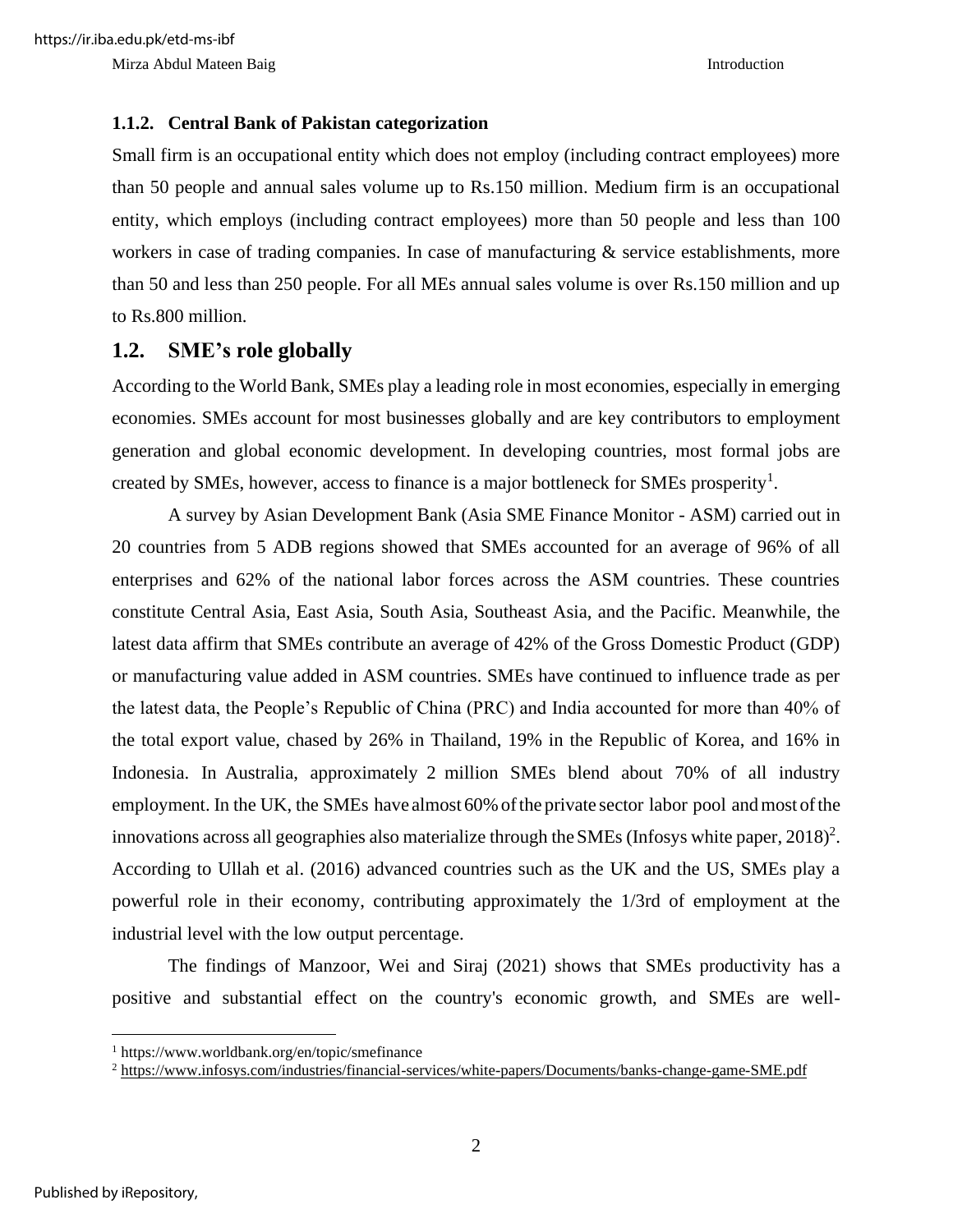### 1.1.2. Central Bank of Pakistan categorization

Small firm is an occupational entity which does not employ (including contract employees) more than 50 people and annual sales volume up to Rs.150 million. Medium firm is an occupational entity, which employs (including contract employees) more than 50 people and less than 100 workers in case of trading companies. In case of manufacturing & service establishments, more than 50 and less than 250 people. For all MEs annual sales volume is over Rs.150 million and up to Rs.800 million.

## 1.2. SME's role globally

According to the World Bank, SMEs play a leading role in most economies, especially in emerging economies. SMEs account for most businesses globally and are key contributors to employment generation and global economic development. In developing countries, most formal jobs are created by SMEs, however, access to finance is a major bottleneck for SMEs prosperity[1].

A survey by Asian Development Bank (Asia SME Finance Monitor - ASM) carried out in 20 countries from 5 ADB regions showed that SMEs accounted for an average of 96% of all enterprises and 62% of the national labor forces across the ASM countries. These countries constitute Central Asia, East Asia, South Asia, Southeast Asia, and the Pacific. Meanwhile, the latest data affirm that SMEs contribute an average of 42% of the Gross Domestic Product (GDP) or manufacturing value added in ASM countries. SMEs have continued to influence trade as per the latest data, the People's Republic of China (PRC) and India accounted for more than 40% of the total export value, chased by 26% in Thailand, 19% in the Republic of Korea, and 16% in Indonesia. In Australia, approximately 2 million SMEs blend about 70% of all industry employment. In the UK, the SMEs have almost 60% of the private sector labor pool and most of the innovations across all geographies also materialize through the SMEs (Infosys white paper, 2018)[2]. According to Ullah et al. (2016) advanced countries such as the UK and the US, SMEs play a powerful role in their economy, contributing approximately the 1/3rd of employment at the industrial level with the low output percentage.

The findings of Manzoor, Wei and Siraj (2021) shows that SMEs productivity has a positive and substantial effect on the country's economic growth, and SMEs are well-

---

[1] https://www.worldbank.org/en/topic/smefinance

[2] https://www.infosys.com/industries/financial-services/white-papers/Documents/banks-change-game-SME.pdf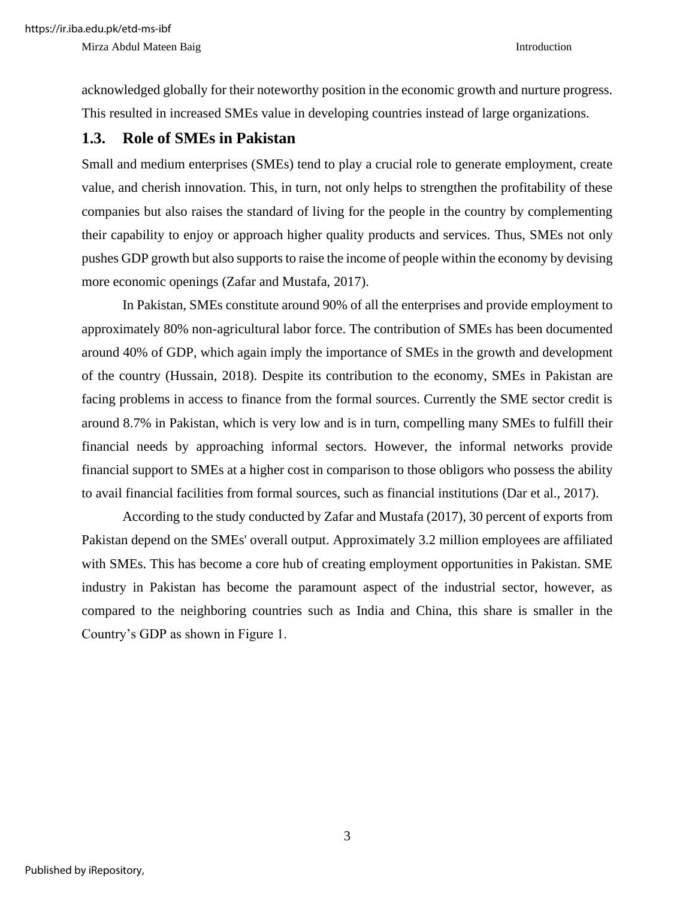acknowledged globally for their noteworthy position in the economic growth and nurture progress. This resulted in increased SMEs value in developing countries instead of large organizations.

## 1.3. Role of SMEs in Pakistan

Small and medium enterprises (SMEs) tend to play a crucial role to generate employment, create value, and cherish innovation. This, in turn, not only helps to strengthen the profitability of these companies but also raises the standard of living for the people in the country by complementing their capability to enjoy or approach higher quality products and services. Thus, SMEs not only pushes GDP growth but also supports to raise the income of people within the economy by devising more economic openings (Zafar and Mustafa, 2017).

In Pakistan, SMEs constitute around 90% of all the enterprises and provide employment to approximately 80% non-agricultural labor force. The contribution of SMEs has been documented around 40% of GDP, which again imply the importance of SMEs in the growth and development of the country (Hussain, 2018). Despite its contribution to the economy, SMEs in Pakistan are facing problems in access to finance from the formal sources. Currently the SME sector credit is around 8.7% in Pakistan, which is very low and is in turn, compelling many SMEs to fulfill their financial needs by approaching informal sectors. However, the informal networks provide financial support to SMEs at a higher cost in comparison to those obligors who possess the ability to avail financial facilities from formal sources, such as financial institutions (Dar et al., 2017).

According to the study conducted by Zafar and Mustafa (2017), 30 percent of exports from Pakistan depend on the SMEs' overall output. Approximately 3.2 million employees are affiliated with SMEs. This has become a core hub of creating employment opportunities in Pakistan. SME industry in Pakistan has become the paramount aspect of the industrial sector, however, as compared to the neighboring countries such as India and China, this share is smaller in the Country's GDP as shown in Figure 1.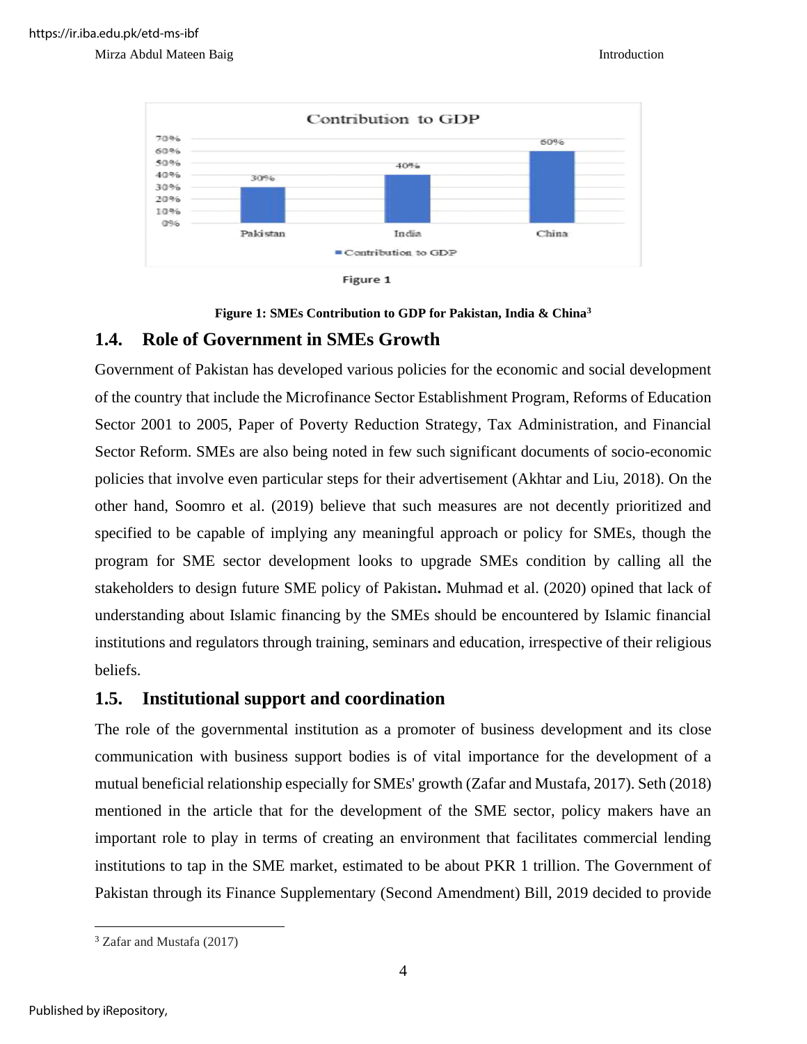Figure 1: SMEs Contribution to GDP for Pakistan, India & China[3]

## 1.4. Role of Government in SMEs Growth

Government of Pakistan has developed various policies for the economic and social development of the country that include the Microfinance Sector Establishment Program, Reforms of Education Sector 2001 to 2005, Paper of Poverty Reduction Strategy, Tax Administration, and Financial Sector Reform. SMEs are also being noted in few such significant documents of socio-economic policies that involve even particular steps for their advertisement (Akhtar and Liu, 2018). On the other hand, Soomro et al. (2019) believe that such measures are not decently prioritized and specified to be capable of implying any meaningful approach or policy for SMEs, though the program for SME sector development looks to upgrade SMEs condition by calling all the stakeholders to design future SME policy of Pakistan**.** Muhmad et al. (2020) opined that lack of understanding about Islamic financing by the SMEs should be encountered by Islamic financial institutions and regulators through training, seminars and education, irrespective of their religious beliefs.

## 1.5. Institutional support and coordination

The role of the governmental institution as a promoter of business development and its close communication with business support bodies is of vital importance for the development of a mutual beneficial relationship especially for SMEs' growth (Zafar and Mustafa, 2017). Seth (2018) mentioned in the article that for the development of the SME sector, policy makers have an important role to play in terms of creating an environment that facilitates commercial lending institutions to tap in the SME market, estimated to be about PKR 1 trillion. The Government of Pakistan through its Finance Supplementary (Second Amendment) Bill, 2019 decided to provide

---

[3] Zafar and Mustafa (2017)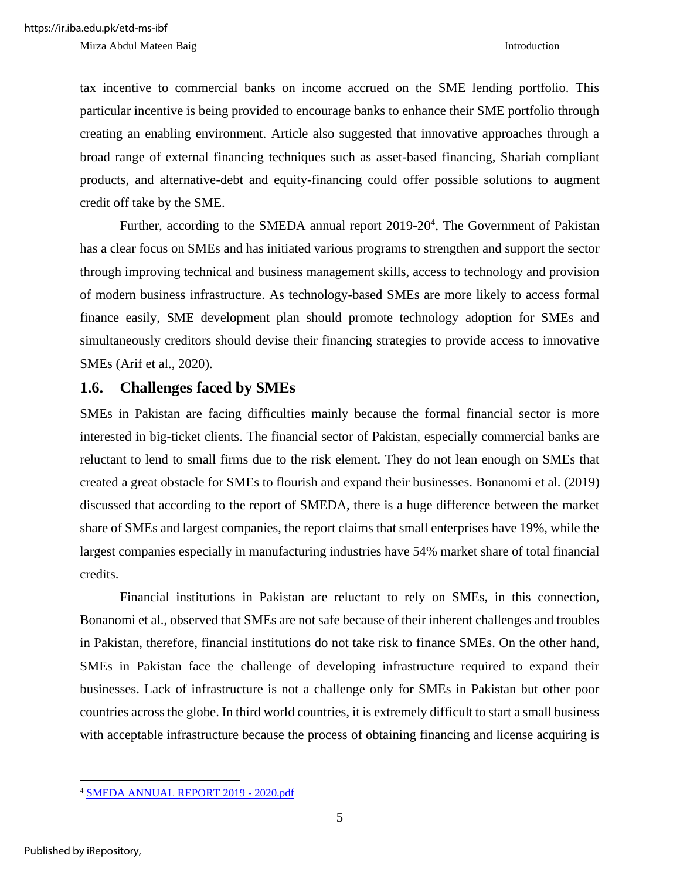tax incentive to commercial banks on income accrued on the SME lending portfolio. This particular incentive is being provided to encourage banks to enhance their SME portfolio through creating an enabling environment. Article also suggested that innovative approaches through a broad range of external financing techniques such as asset-based financing, Shariah compliant products, and alternative-debt and equity-financing could offer possible solutions to augment credit off take by the SME.

Further, according to the SMEDA annual report 2019-20[4], The Government of Pakistan has a clear focus on SMEs and has initiated various programs to strengthen and support the sector through improving technical and business management skills, access to technology and provision of modern business infrastructure. As technology-based SMEs are more likely to access formal finance easily, SME development plan should promote technology adoption for SMEs and simultaneously creditors should devise their financing strategies to provide access to innovative SMEs (Arif et al., 2020).

## 1.6. Challenges faced by SMEs

SMEs in Pakistan are facing difficulties mainly because the formal financial sector is more interested in big-ticket clients. The financial sector of Pakistan, especially commercial banks are reluctant to lend to small firms due to the risk element. They do not lean enough on SMEs that created a great obstacle for SMEs to flourish and expand their businesses. Bonanomi et al. (2019) discussed that according to the report of SMEDA, there is a huge difference between the market share of SMEs and largest companies, the report claims that small enterprises have 19%, while the largest companies especially in manufacturing industries have 54% market share of total financial credits.

Financial institutions in Pakistan are reluctant to rely on SMEs, in this connection, Bonanomi et al., observed that SMEs are not safe because of their inherent challenges and troubles in Pakistan, therefore, financial institutions do not take risk to finance SMEs. On the other hand, SMEs in Pakistan face the challenge of developing infrastructure required to expand their businesses. Lack of infrastructure is not a challenge only for SMEs in Pakistan but other poor countries across the globe. In third world countries, it is extremely difficult to start a small business with acceptable infrastructure because the process of obtaining financing and license acquiring is

---

[4] SMEDA ANNUAL REPORT 2019 - 2020.pdf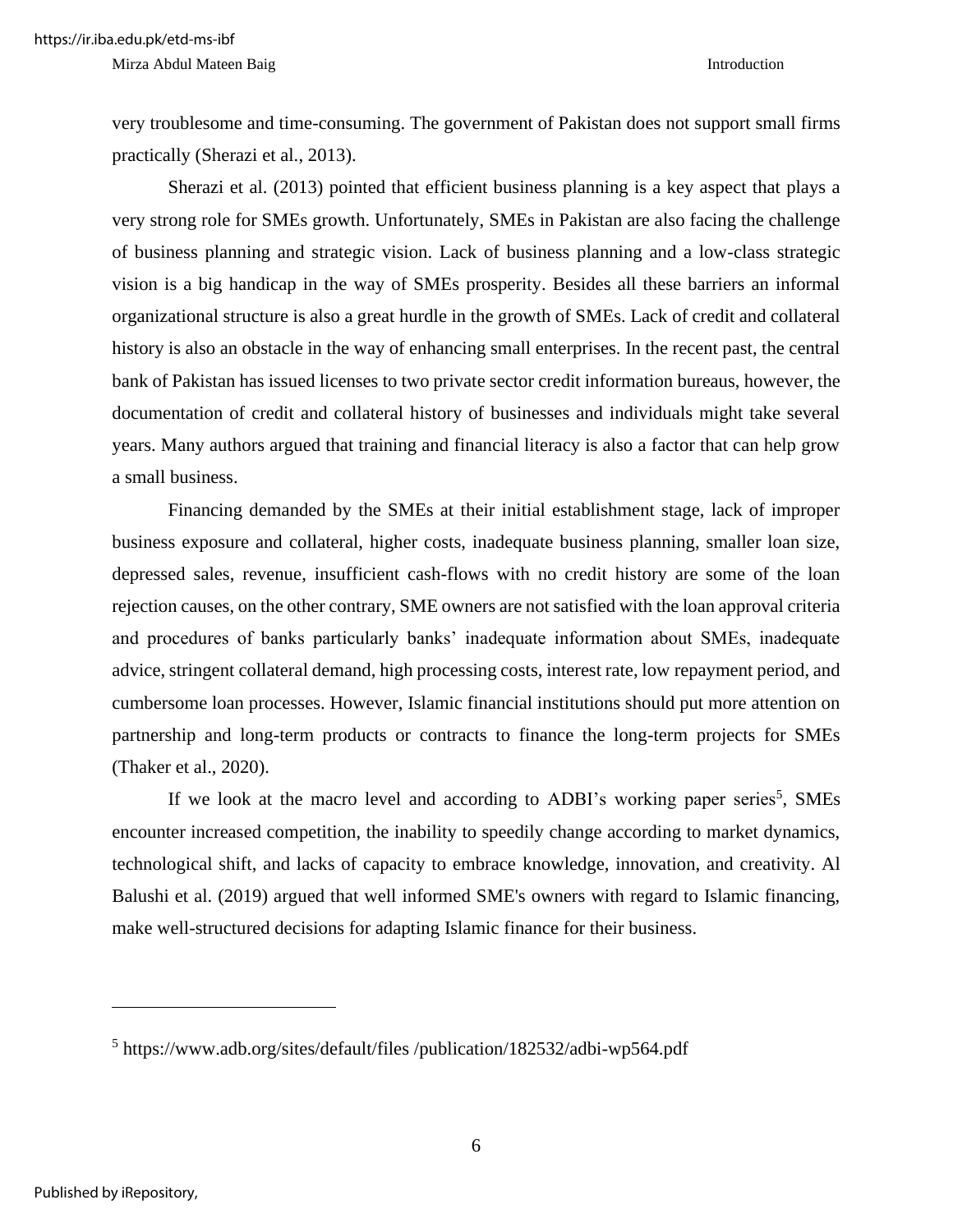very troublesome and time-consuming. The government of Pakistan does not support small firms practically (Sherazi et al., 2013).

Sherazi et al. (2013) pointed that efficient business planning is a key aspect that plays a very strong role for SMEs growth. Unfortunately, SMEs in Pakistan are also facing the challenge of business planning and strategic vision. Lack of business planning and a low-class strategic vision is a big handicap in the way of SMEs prosperity. Besides all these barriers an informal organizational structure is also a great hurdle in the growth of SMEs. Lack of credit and collateral history is also an obstacle in the way of enhancing small enterprises. In the recent past, the central bank of Pakistan has issued licenses to two private sector credit information bureaus, however, the documentation of credit and collateral history of businesses and individuals might take several years. Many authors argued that training and financial literacy is also a factor that can help grow a small business.

Financing demanded by the SMEs at their initial establishment stage, lack of improper business exposure and collateral, higher costs, inadequate business planning, smaller loan size, depressed sales, revenue, insufficient cash-flows with no credit history are some of the loan rejection causes, on the other contrary, SME owners are not satisfied with the loan approval criteria and procedures of banks particularly banks' inadequate information about SMEs, inadequate advice, stringent collateral demand, high processing costs, interest rate, low repayment period, and cumbersome loan processes. However, Islamic financial institutions should put more attention on partnership and long-term products or contracts to finance the long-term projects for SMEs (Thaker et al., 2020).

If we look at the macro level and according to ADBI's working paper series[5], SMEs encounter increased competition, the inability to speedily change according to market dynamics, technological shift, and lacks of capacity to embrace knowledge, innovation, and creativity. Al Balushi et al. (2019) argued that well informed SME's owners with regard to Islamic financing, make well-structured decisions for adapting Islamic finance for their business.

---

[5] https://www.adb.org/sites/default/files /publication/182532/adbi-wp564.pdf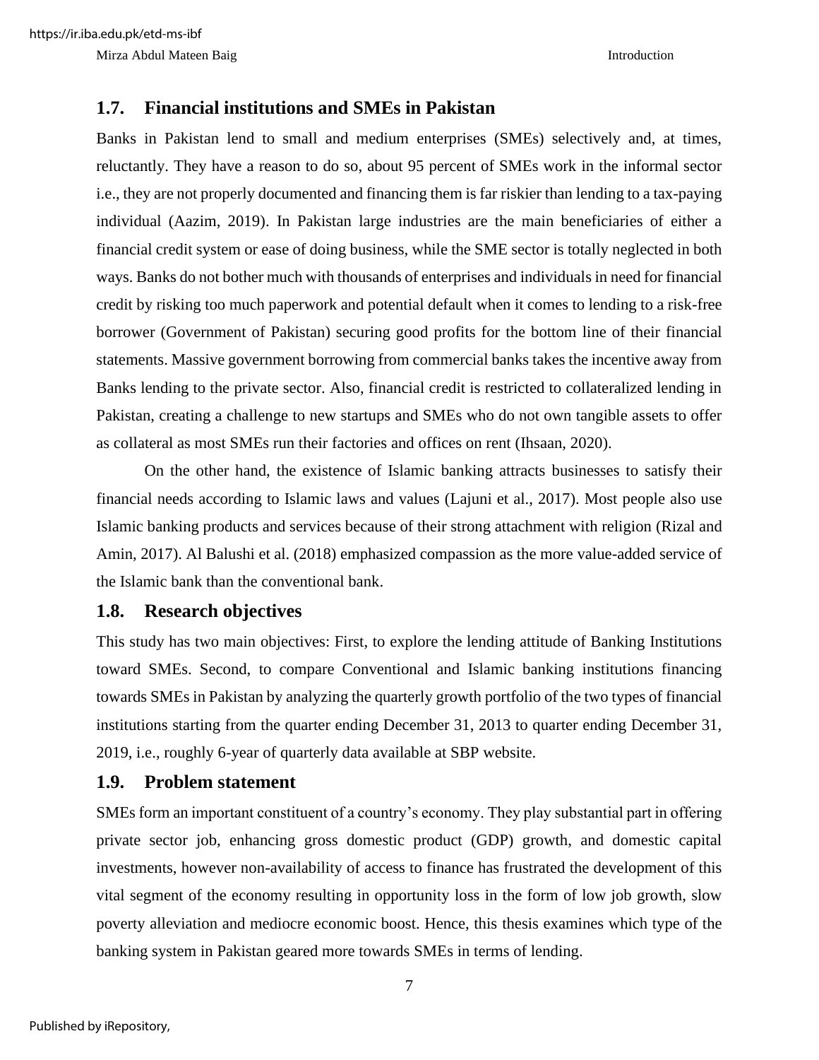## 1.7. Financial institutions and SMEs in Pakistan

Banks in Pakistan lend to small and medium enterprises (SMEs) selectively and, at times, reluctantly. They have a reason to do so, about 95 percent of SMEs work in the informal sector i.e., they are not properly documented and financing them is far riskier than lending to a tax-paying individual (Aazim, 2019). In Pakistan large industries are the main beneficiaries of either a financial credit system or ease of doing business, while the SME sector is totally neglected in both ways. Banks do not bother much with thousands of enterprises and individuals in need for financial credit by risking too much paperwork and potential default when it comes to lending to a risk-free borrower (Government of Pakistan) securing good profits for the bottom line of their financial statements. Massive government borrowing from commercial banks takes the incentive away from Banks lending to the private sector. Also, financial credit is restricted to collateralized lending in Pakistan, creating a challenge to new startups and SMEs who do not own tangible assets to offer as collateral as most SMEs run their factories and offices on rent (Ihsaan, 2020).

On the other hand, the existence of Islamic banking attracts businesses to satisfy their financial needs according to Islamic laws and values (Lajuni et al., 2017). Most people also use Islamic banking products and services because of their strong attachment with religion (Rizal and Amin, 2017). Al Balushi et al. (2018) emphasized compassion as the more value-added service of the Islamic bank than the conventional bank.

## 1.8. Research objectives

This study has two main objectives: First, to explore the lending attitude of Banking Institutions toward SMEs. Second, to compare Conventional and Islamic banking institutions financing towards SMEs in Pakistan by analyzing the quarterly growth portfolio of the two types of financial institutions starting from the quarter ending December 31, 2013 to quarter ending December 31, 2019, i.e., roughly 6-year of quarterly data available at SBP website.

## 1.9. Problem statement

SMEs form an important constituent of a country's economy. They play substantial part in offering private sector job, enhancing gross domestic product (GDP) growth, and domestic capital investments, however non-availability of access to finance has frustrated the development of this vital segment of the economy resulting in opportunity loss in the form of low job growth, slow poverty alleviation and mediocre economic boost. Hence, this thesis examines which type of the banking system in Pakistan geared more towards SMEs in terms of lending.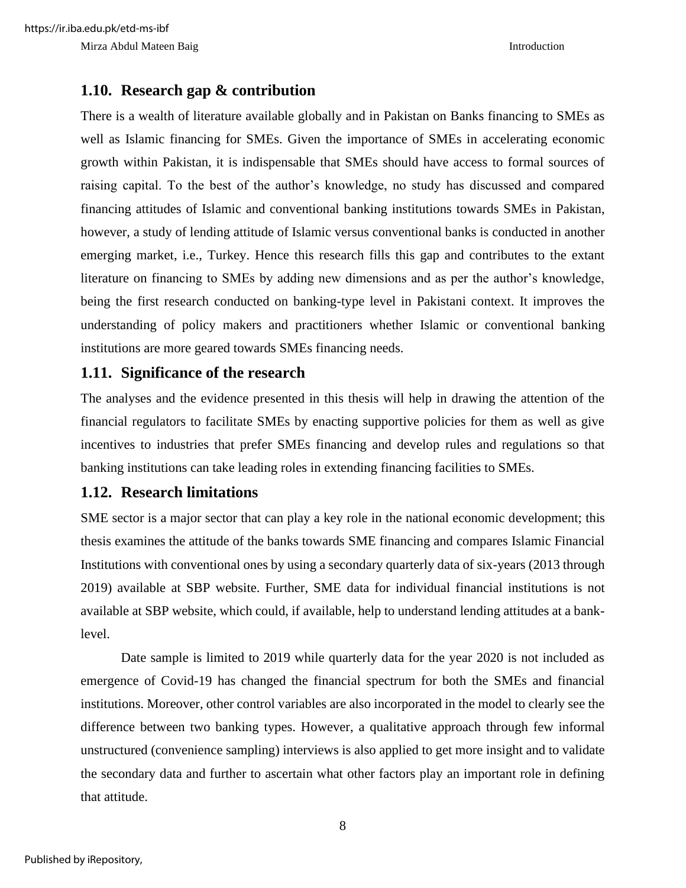## 1.10. Research gap & contribution

There is a wealth of literature available globally and in Pakistan on Banks financing to SMEs as well as Islamic financing for SMEs. Given the importance of SMEs in accelerating economic growth within Pakistan, it is indispensable that SMEs should have access to formal sources of raising capital. To the best of the author's knowledge, no study has discussed and compared financing attitudes of Islamic and conventional banking institutions towards SMEs in Pakistan, however, a study of lending attitude of Islamic versus conventional banks is conducted in another emerging market, i.e., Turkey. Hence this research fills this gap and contributes to the extant literature on financing to SMEs by adding new dimensions and as per the author's knowledge, being the first research conducted on banking-type level in Pakistani context. It improves the understanding of policy makers and practitioners whether Islamic or conventional banking institutions are more geared towards SMEs financing needs.

## 1.11. Significance of the research

The analyses and the evidence presented in this thesis will help in drawing the attention of the financial regulators to facilitate SMEs by enacting supportive policies for them as well as give incentives to industries that prefer SMEs financing and develop rules and regulations so that banking institutions can take leading roles in extending financing facilities to SMEs.

## 1.12. Research limitations

SME sector is a major sector that can play a key role in the national economic development; this thesis examines the attitude of the banks towards SME financing and compares Islamic Financial Institutions with conventional ones by using a secondary quarterly data of six-years (2013 through 2019) available at SBP website. Further, SME data for individual financial institutions is not available at SBP website, which could, if available, help to understand lending attitudes at a bank-level.

Date sample is limited to 2019 while quarterly data for the year 2020 is not included as emergence of Covid-19 has changed the financial spectrum for both the SMEs and financial institutions. Moreover, other control variables are also incorporated in the model to clearly see the difference between two banking types. However, a qualitative approach through few informal unstructured (convenience sampling) interviews is also applied to get more insight and to validate the secondary data and further to ascertain what other factors play an important role in defining that attitude.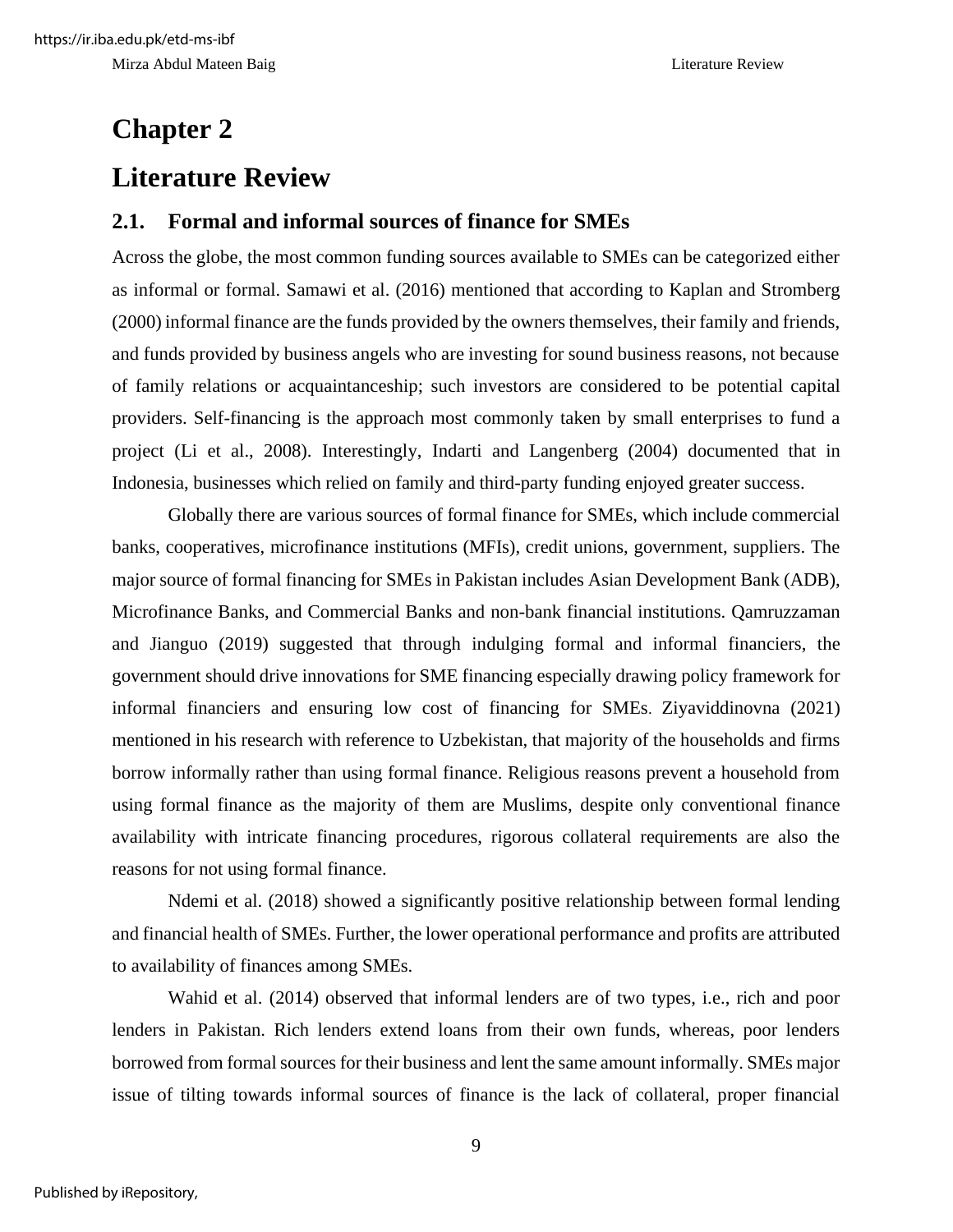# Chapter 2

# Literature Review

## 2.1. Formal and informal sources of finance for SMEs

Across the globe, the most common funding sources available to SMEs can be categorized either as informal or formal. Samawi et al. (2016) mentioned that according to Kaplan and Stromberg (2000) informal finance are the funds provided by the owners themselves, their family and friends, and funds provided by business angels who are investing for sound business reasons, not because of family relations or acquaintanceship; such investors are considered to be potential capital providers. Self-financing is the approach most commonly taken by small enterprises to fund a project (Li et al., 2008). Interestingly, Indarti and Langenberg (2004) documented that in Indonesia, businesses which relied on family and third-party funding enjoyed greater success.

Globally there are various sources of formal finance for SMEs, which include commercial banks, cooperatives, microfinance institutions (MFIs), credit unions, government, suppliers. The major source of formal financing for SMEs in Pakistan includes Asian Development Bank (ADB), Microfinance Banks, and Commercial Banks and non-bank financial institutions. Qamruzzaman and Jianguo (2019) suggested that through indulging formal and informal financiers, the government should drive innovations for SME financing especially drawing policy framework for informal financiers and ensuring low cost of financing for SMEs. Ziyaviddinovna (2021) mentioned in his research with reference to Uzbekistan, that majority of the households and firms borrow informally rather than using formal finance. Religious reasons prevent a household from using formal finance as the majority of them are Muslims, despite only conventional finance availability with intricate financing procedures, rigorous collateral requirements are also the reasons for not using formal finance.

Ndemi et al. (2018) showed a significantly positive relationship between formal lending and financial health of SMEs. Further, the lower operational performance and profits are attributed to availability of finances among SMEs.

Wahid et al. (2014) observed that informal lenders are of two types, i.e., rich and poor lenders in Pakistan. Rich lenders extend loans from their own funds, whereas, poor lenders borrowed from formal sources for their business and lent the same amount informally. SMEs major issue of tilting towards informal sources of finance is the lack of collateral, proper financial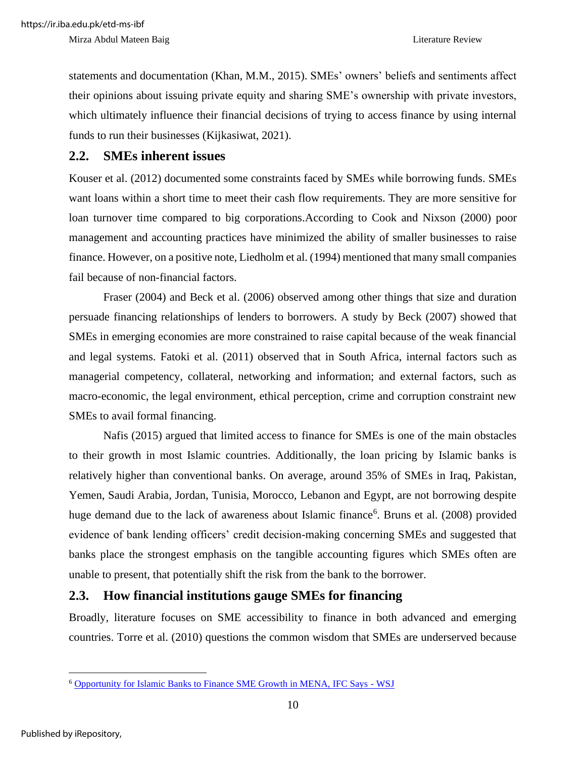statements and documentation (Khan, M.M., 2015). SMEs' owners' beliefs and sentiments affect their opinions about issuing private equity and sharing SME's ownership with private investors, which ultimately influence their financial decisions of trying to access finance by using internal funds to run their businesses (Kijkasiwat, 2021).

## 2.2. SMEs inherent issues

Kouser et al. (2012) documented some constraints faced by SMEs while borrowing funds. SMEs want loans within a short time to meet their cash flow requirements. They are more sensitive for loan turnover time compared to big corporations.According to Cook and Nixson (2000) poor management and accounting practices have minimized the ability of smaller businesses to raise finance. However, on a positive note, Liedholm et al. (1994) mentioned that many small companies fail because of non-financial factors.

Fraser (2004) and Beck et al. (2006) observed among other things that size and duration persuade financing relationships of lenders to borrowers. A study by Beck (2007) showed that SMEs in emerging economies are more constrained to raise capital because of the weak financial and legal systems. Fatoki et al. (2011) observed that in South Africa, internal factors such as managerial competency, collateral, networking and information; and external factors, such as macro-economic, the legal environment, ethical perception, crime and corruption constraint new SMEs to avail formal financing.

Nafis (2015) argued that limited access to finance for SMEs is one of the main obstacles to their growth in most Islamic countries. Additionally, the loan pricing by Islamic banks is relatively higher than conventional banks. On average, around 35% of SMEs in Iraq, Pakistan, Yemen, Saudi Arabia, Jordan, Tunisia, Morocco, Lebanon and Egypt, are not borrowing despite huge demand due to the lack of awareness about Islamic finance[6]. Bruns et al. (2008) provided evidence of bank lending officers' credit decision-making concerning SMEs and suggested that banks place the strongest emphasis on the tangible accounting figures which SMEs often are unable to present, that potentially shift the risk from the bank to the borrower.

## 2.3. How financial institutions gauge SMEs for financing

Broadly, literature focuses on SME accessibility to finance in both advanced and emerging countries. Torre et al. (2010) questions the common wisdom that SMEs are underserved because

[6] Opportunity for Islamic Banks to Finance SME Growth in MENA, IFC Says - WSJ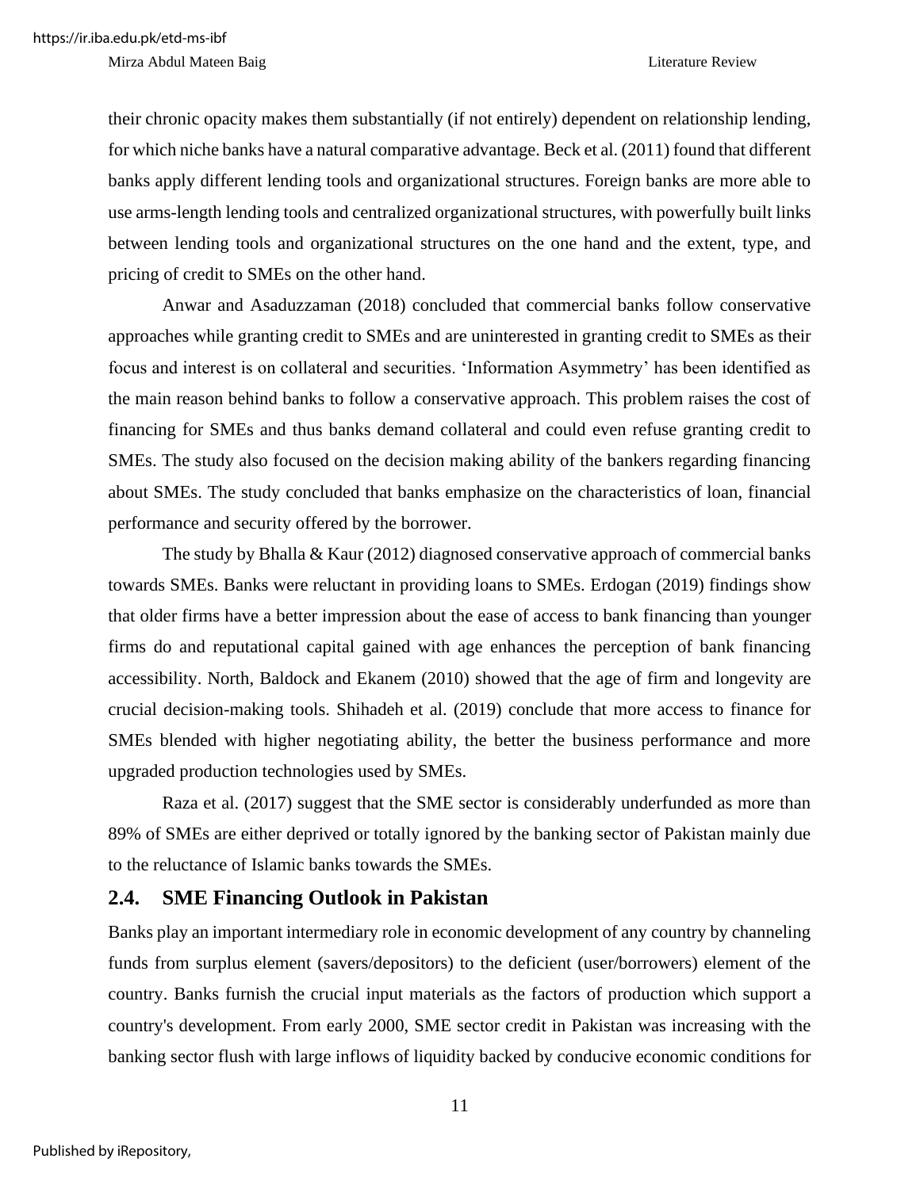their chronic opacity makes them substantially (if not entirely) dependent on relationship lending, for which niche banks have a natural comparative advantage. Beck et al. (2011) found that different banks apply different lending tools and organizational structures. Foreign banks are more able to use arms-length lending tools and centralized organizational structures, with powerfully built links between lending tools and organizational structures on the one hand and the extent, type, and pricing of credit to SMEs on the other hand.

Anwar and Asaduzzaman (2018) concluded that commercial banks follow conservative approaches while granting credit to SMEs and are uninterested in granting credit to SMEs as their focus and interest is on collateral and securities. 'Information Asymmetry' has been identified as the main reason behind banks to follow a conservative approach. This problem raises the cost of financing for SMEs and thus banks demand collateral and could even refuse granting credit to SMEs. The study also focused on the decision making ability of the bankers regarding financing about SMEs. The study concluded that banks emphasize on the characteristics of loan, financial performance and security offered by the borrower.

The study by Bhalla & Kaur (2012) diagnosed conservative approach of commercial banks towards SMEs. Banks were reluctant in providing loans to SMEs. Erdogan (2019) findings show that older firms have a better impression about the ease of access to bank financing than younger firms do and reputational capital gained with age enhances the perception of bank financing accessibility. North, Baldock and Ekanem (2010) showed that the age of firm and longevity are crucial decision-making tools. Shihadeh et al. (2019) conclude that more access to finance for SMEs blended with higher negotiating ability, the better the business performance and more upgraded production technologies used by SMEs.

Raza et al. (2017) suggest that the SME sector is considerably underfunded as more than 89% of SMEs are either deprived or totally ignored by the banking sector of Pakistan mainly due to the reluctance of Islamic banks towards the SMEs.

## 2.4. SME Financing Outlook in Pakistan

Banks play an important intermediary role in economic development of any country by channeling funds from surplus element (savers/depositors) to the deficient (user/borrowers) element of the country. Banks furnish the crucial input materials as the factors of production which support a country's development. From early 2000, SME sector credit in Pakistan was increasing with the banking sector flush with large inflows of liquidity backed by conducive economic conditions for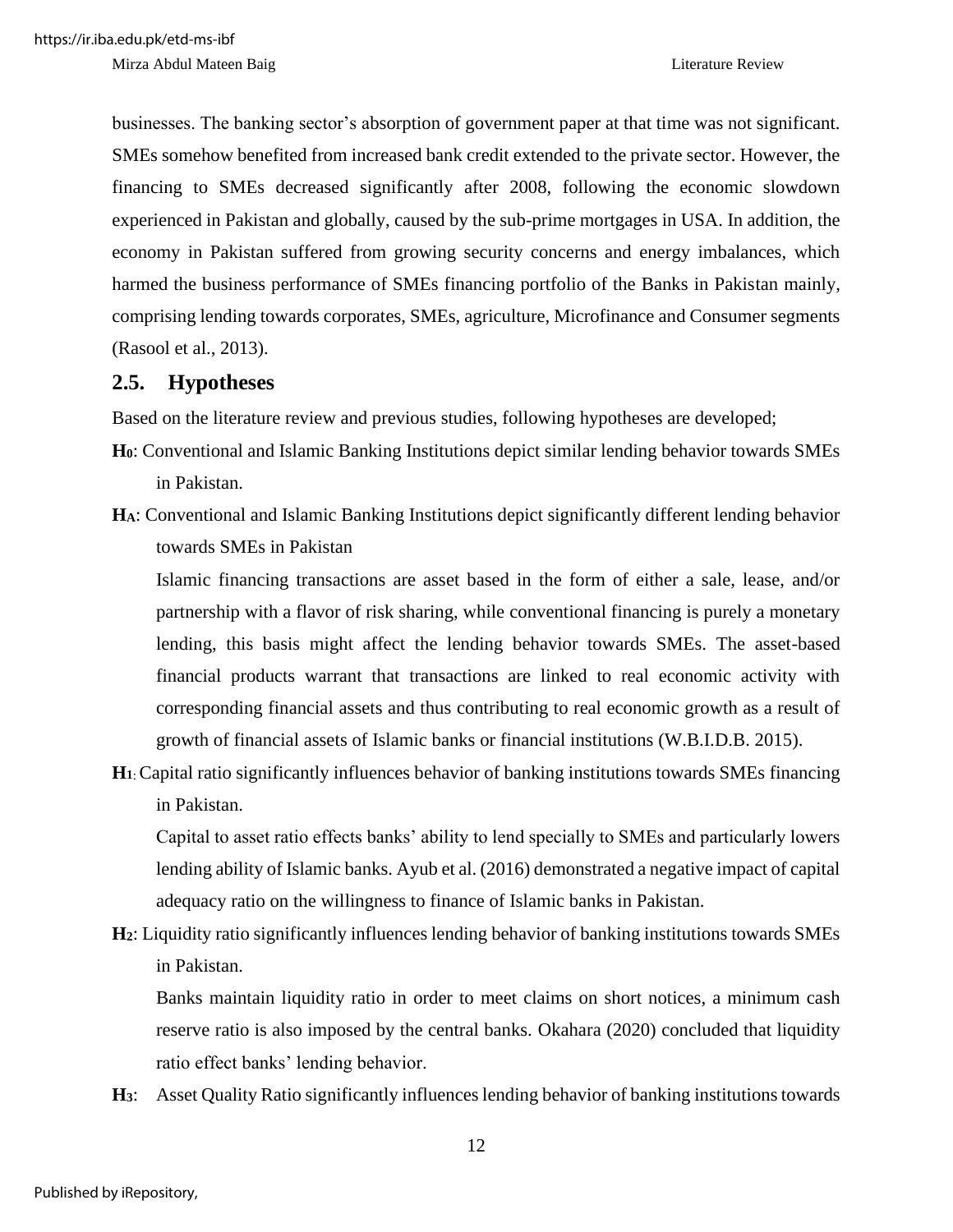businesses. The banking sector's absorption of government paper at that time was not significant. SMEs somehow benefited from increased bank credit extended to the private sector. However, the financing to SMEs decreased significantly after 2008, following the economic slowdown experienced in Pakistan and globally, caused by the sub-prime mortgages in USA. In addition, the economy in Pakistan suffered from growing security concerns and energy imbalances, which harmed the business performance of SMEs financing portfolio of the Banks in Pakistan mainly, comprising lending towards corporates, SMEs, agriculture, Microfinance and Consumer segments (Rasool et al., 2013).

## 2.5. Hypotheses

Based on the literature review and previous studies, following hypotheses are developed;

**$H_0$**: Conventional and Islamic Banking Institutions depict similar lending behavior towards SMEs in Pakistan.

**$H_A$**: Conventional and Islamic Banking Institutions depict significantly different lending behavior towards SMEs in Pakistan

Islamic financing transactions are asset based in the form of either a sale, lease, and/or partnership with a flavor of risk sharing, while conventional financing is purely a monetary lending, this basis might affect the lending behavior towards SMEs. The asset-based financial products warrant that transactions are linked to real economic activity with corresponding financial assets and thus contributing to real economic growth as a result of growth of financial assets of Islamic banks or financial institutions (W.B.I.D.B. 2015).

**$H_1$**: Capital ratio significantly influences behavior of banking institutions towards SMEs financing in Pakistan.

Capital to asset ratio effects banks' ability to lend specially to SMEs and particularly lowers lending ability of Islamic banks. Ayub et al. (2016) demonstrated a negative impact of capital adequacy ratio on the willingness to finance of Islamic banks in Pakistan.

**$H_2$**: Liquidity ratio significantly influences lending behavior of banking institutions towards SMEs in Pakistan.

Banks maintain liquidity ratio in order to meet claims on short notices, a minimum cash reserve ratio is also imposed by the central banks. Okahara (2020) concluded that liquidity ratio effect banks' lending behavior.

**$H_3$**: Asset Quality Ratio significantly influences lending behavior of banking institutions towards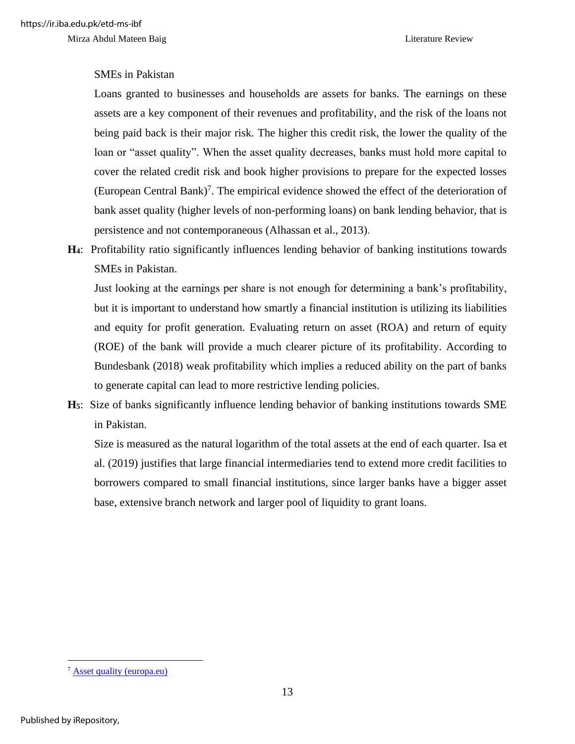SMEs in Pakistan

Loans granted to businesses and households are assets for banks. The earnings on these assets are a key component of their revenues and profitability, and the risk of the loans not being paid back is their major risk. The higher this credit risk, the lower the quality of the loan or "asset quality". When the asset quality decreases, banks must hold more capital to cover the related credit risk and book higher provisions to prepare for the expected losses (European Central Bank)[7]. The empirical evidence showed the effect of the deterioration of bank asset quality (higher levels of non-performing loans) on bank lending behavior, that is persistence and not contemporaneous (Alhassan et al., 2013).

**H$_4$**: Profitability ratio significantly influences lending behavior of banking institutions towards SMEs in Pakistan.

Just looking at the earnings per share is not enough for determining a bank's profitability, but it is important to understand how smartly a financial institution is utilizing its liabilities and equity for profit generation. Evaluating return on asset (ROA) and return of equity (ROE) of the bank will provide a much clearer picture of its profitability. According to Bundesbank (2018) weak profitability which implies a reduced ability on the part of banks to generate capital can lead to more restrictive lending policies.

**H$_5$**: Size of banks significantly influence lending behavior of banking institutions towards SME in Pakistan.

Size is measured as the natural logarithm of the total assets at the end of each quarter. Isa et al. (2019) justifies that large financial intermediaries tend to extend more credit facilities to borrowers compared to small financial institutions, since larger banks have a bigger asset base, extensive branch network and larger pool of liquidity to grant loans.

[7] Asset quality (europa.eu)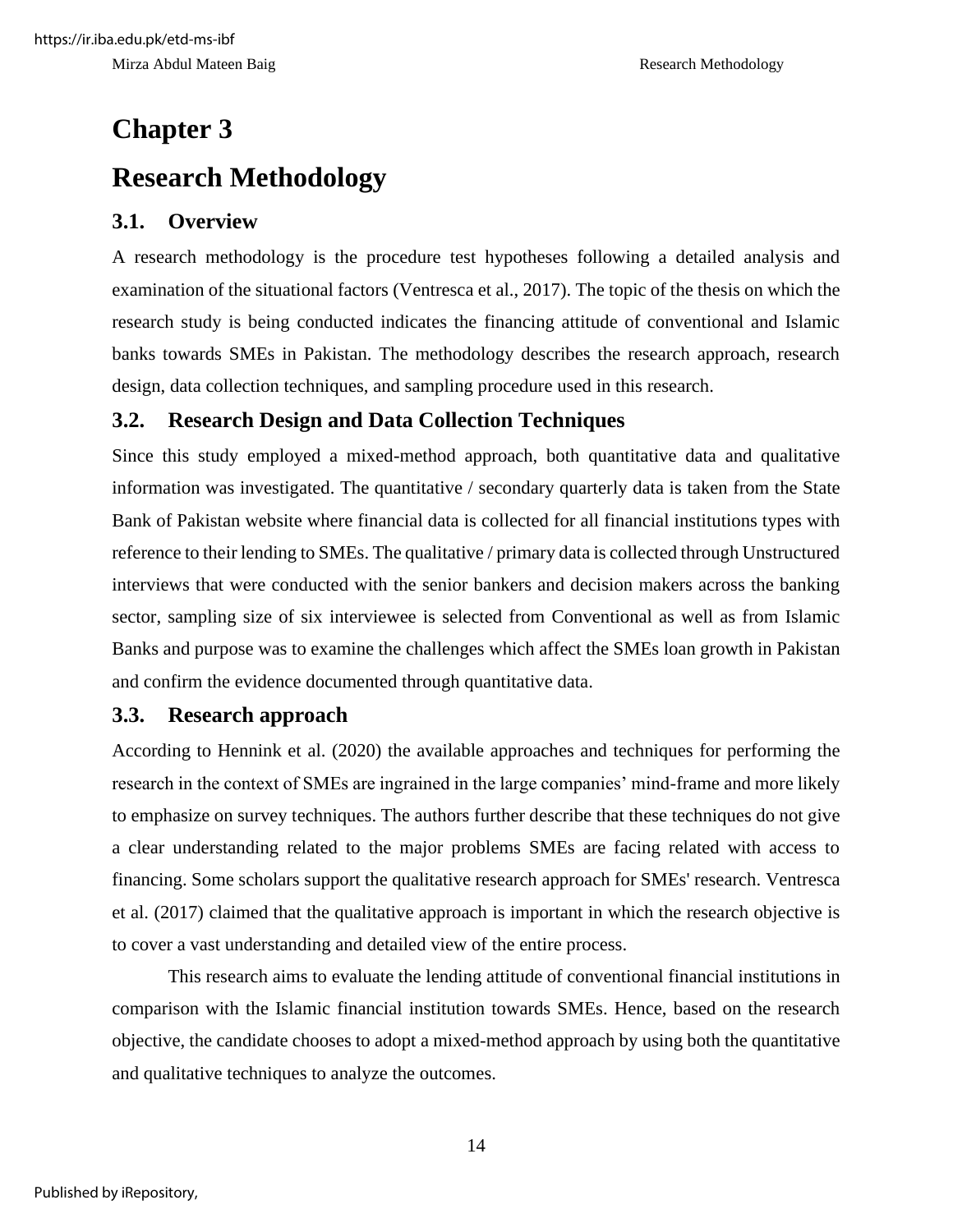# Chapter 3

# Research Methodology

## 3.1. Overview

A research methodology is the procedure test hypotheses following a detailed analysis and examination of the situational factors (Ventresca et al., 2017). The topic of the thesis on which the research study is being conducted indicates the financing attitude of conventional and Islamic banks towards SMEs in Pakistan. The methodology describes the research approach, research design, data collection techniques, and sampling procedure used in this research.

## 3.2. Research Design and Data Collection Techniques

Since this study employed a mixed-method approach, both quantitative data and qualitative information was investigated. The quantitative / secondary quarterly data is taken from the State Bank of Pakistan website where financial data is collected for all financial institutions types with reference to their lending to SMEs. The qualitative / primary data is collected through Unstructured interviews that were conducted with the senior bankers and decision makers across the banking sector, sampling size of six interviewee is selected from Conventional as well as from Islamic Banks and purpose was to examine the challenges which affect the SMEs loan growth in Pakistan and confirm the evidence documented through quantitative data.

## 3.3. Research approach

According to Hennink et al. (2020) the available approaches and techniques for performing the research in the context of SMEs are ingrained in the large companies' mind-frame and more likely to emphasize on survey techniques. The authors further describe that these techniques do not give a clear understanding related to the major problems SMEs are facing related with access to financing. Some scholars support the qualitative research approach for SMEs' research. Ventresca et al. (2017) claimed that the qualitative approach is important in which the research objective is to cover a vast understanding and detailed view of the entire process.

This research aims to evaluate the lending attitude of conventional financial institutions in comparison with the Islamic financial institution towards SMEs. Hence, based on the research objective, the candidate chooses to adopt a mixed-method approach by using both the quantitative and qualitative techniques to analyze the outcomes.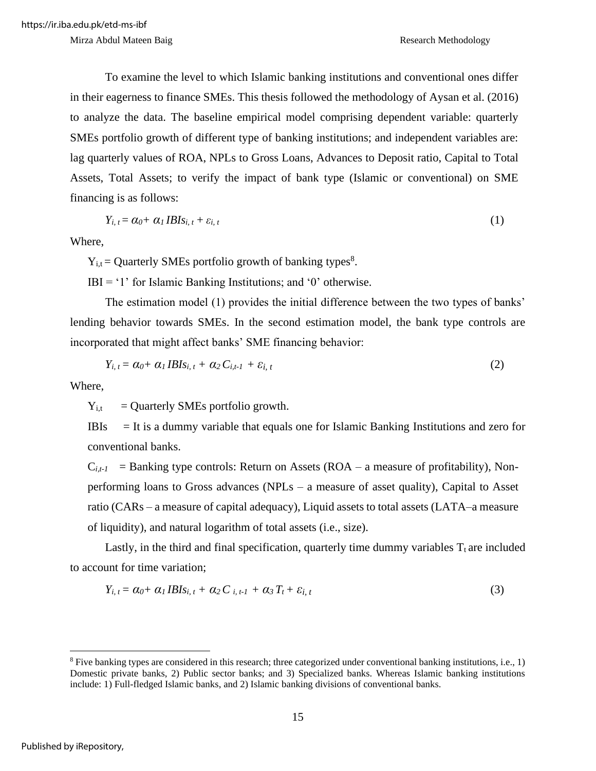To examine the level to which Islamic banking institutions and conventional ones differ in their eagerness to finance SMEs. This thesis followed the methodology of Aysan et al. (2016) to analyze the data. The baseline empirical model comprising dependent variable: quarterly SMEs portfolio growth of different type of banking institutions; and independent variables are: lag quarterly values of ROA, NPLs to Gross Loans, Advances to Deposit ratio, Capital to Total Assets, Total Assets; to verify the impact of bank type (Islamic or conventional) on SME financing is as follows:

$$Y_{i,\,t} = \alpha_0 + \alpha_1\, IBIs_{i,\,t} + \varepsilon_{i,\,t} \tag{1}$$

Where,

$Y_{i,t}$ = Quarterly SMEs portfolio growth of banking types[8].

IBI = '1' for Islamic Banking Institutions; and '0' otherwise.

The estimation model (1) provides the initial difference between the two types of banks' lending behavior towards SMEs. In the second estimation model, the bank type controls are incorporated that might affect banks' SME financing behavior:

$$Y_{i,\,t} = \alpha_0 + \alpha_1\, IBIs_{i,\,t} + \alpha_2\, C_{i,t-1} + \varepsilon_{i,\,t} \tag{2}$$

Where,

$Y_{i,t}$ = Quarterly SMEs portfolio growth.

IBIs = It is a dummy variable that equals one for Islamic Banking Institutions and zero for conventional banks.

$C_{i,t-1}$ = Banking type controls: Return on Assets (ROA – a measure of profitability), Non-performing loans to Gross advances (NPLs – a measure of asset quality), Capital to Asset ratio (CARs – a measure of capital adequacy), Liquid assets to total assets (LATA–a measure of liquidity), and natural logarithm of total assets (i.e., size).

Lastly, in the third and final specification, quarterly time dummy variables $T_t$ are included to account for time variation;

$$Y_{i,\,t} = \alpha_0 + \alpha_1\, IBIs_{i,\,t} + \alpha_2\, C_{i,\,t-1} + \alpha_3\, T_t + \varepsilon_{i,\,t} \tag{3}$$

---

[8] Five banking types are considered in this research; three categorized under conventional banking institutions, i.e., 1) Domestic private banks, 2) Public sector banks; and 3) Specialized banks. Whereas Islamic banking institutions include: 1) Full-fledged Islamic banks, and 2) Islamic banking divisions of conventional banks.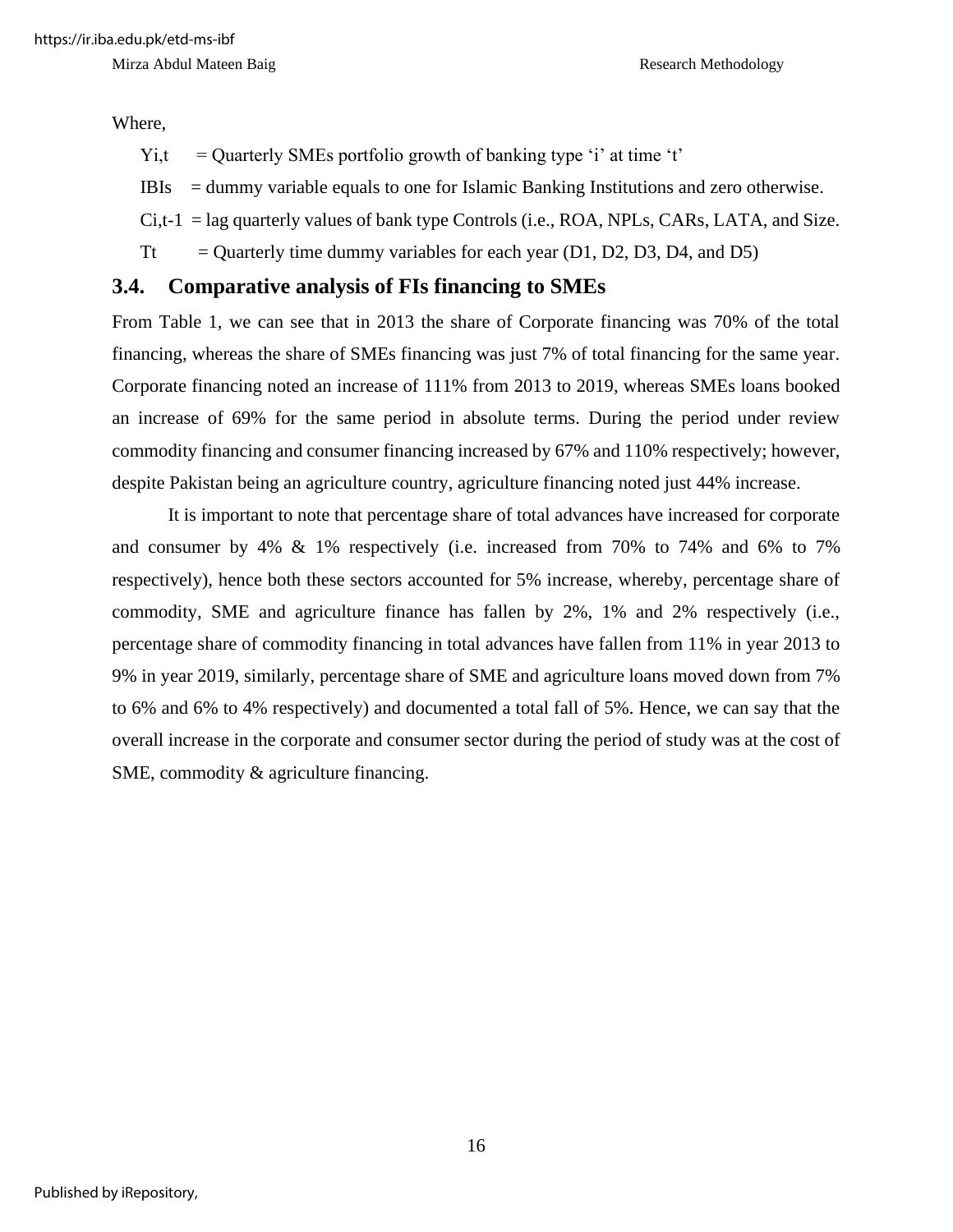Where,

$Y_{i,t}$ = Quarterly SMEs portfolio growth of banking type 'i' at time 't'

IBIs = dummy variable equals to one for Islamic Banking Institutions and zero otherwise.

$C_{i,t-1}$ = lag quarterly values of bank type Controls (i.e., ROA, NPLs, CARs, LATA, and Size.

$T_t$ = Quarterly time dummy variables for each year (D1, D2, D3, D4, and D5)

## 3.4. Comparative analysis of FIs financing to SMEs

From Table 1, we can see that in 2013 the share of Corporate financing was 70% of the total financing, whereas the share of SMEs financing was just 7% of total financing for the same year. Corporate financing noted an increase of 111% from 2013 to 2019, whereas SMEs loans booked an increase of 69% for the same period in absolute terms. During the period under review commodity financing and consumer financing increased by 67% and 110% respectively; however, despite Pakistan being an agriculture country, agriculture financing noted just 44% increase.

It is important to note that percentage share of total advances have increased for corporate and consumer by 4% & 1% respectively (i.e. increased from 70% to 74% and 6% to 7% respectively), hence both these sectors accounted for 5% increase, whereby, percentage share of commodity, SME and agriculture finance has fallen by 2%, 1% and 2% respectively (i.e., percentage share of commodity financing in total advances have fallen from 11% in year 2013 to 9% in year 2019, similarly, percentage share of SME and agriculture loans moved down from 7% to 6% and 6% to 4% respectively) and documented a total fall of 5%. Hence, we can say that the overall increase in the corporate and consumer sector during the period of study was at the cost of SME, commodity & agriculture financing.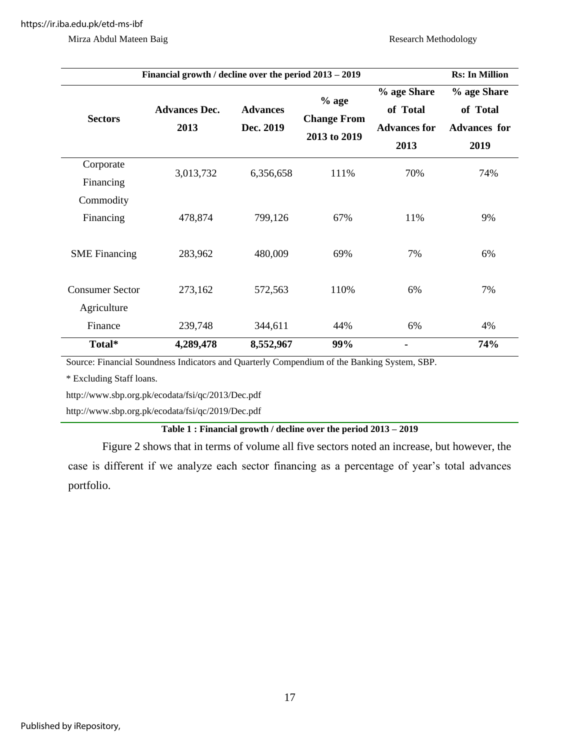| Financial growth / decline over the period 2013 – 2019 | | | | | Rs: In Million |
|---|---|---|---|---|---|
| **Sectors** | **Advances Dec. 2013** | **Advances Dec. 2019** | **% age Change From 2013 to 2019** | **% age Share of Total Advances for 2013** | **% age Share of Total Advances for 2019** |
| Corporate Financing | 3,013,732 | 6,356,658 | 111% | 70% | 74% |
| Commodity Financing | 478,874 | 799,126 | 67% | 11% | 9% |
| SME Financing | 283,962 | 480,009 | 69% | 7% | 6% |
| Consumer Sector | 273,162 | 572,563 | 110% | 6% | 7% |
| Agriculture Finance | 239,748 | 344,611 | 44% | 6% | 4% |
| **Total*** | **4,289,478** | **8,552,967** | **99%** | **-** | **74%** |

Source: Financial Soundness Indicators and Quarterly Compendium of the Banking System, SBP.

* Excluding Staff loans.

http://www.sbp.org.pk/ecodata/fsi/qc/2013/Dec.pdf

http://www.sbp.org.pk/ecodata/fsi/qc/2019/Dec.pdf

**Table 1 : Financial growth / decline over the period 2013 – 2019**

Figure 2 shows that in terms of volume all five sectors noted an increase, but however, the case is different if we analyze each sector financing as a percentage of year's total advances portfolio.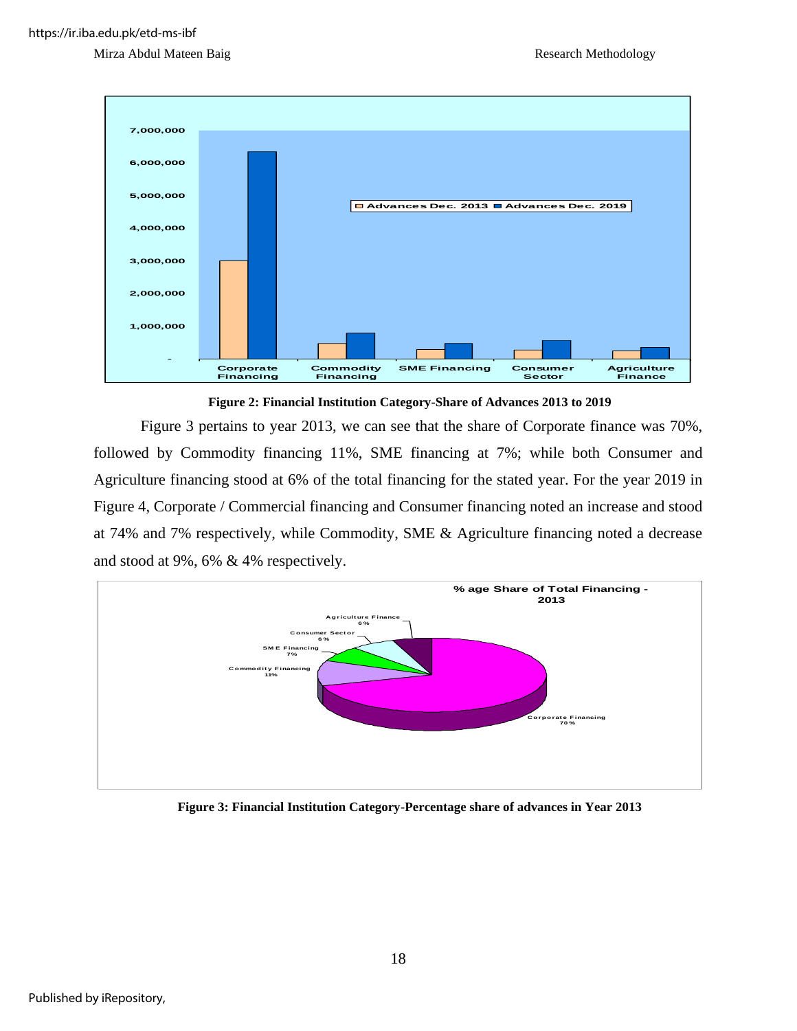Figure 2: Financial Institution Category-Share of Advances 2013 to 2019

Figure 3 pertains to year 2013, we can see that the share of Corporate finance was 70%, followed by Commodity financing 11%, SME financing at 7%; while both Consumer and Agriculture financing stood at 6% of the total financing for the stated year. For the year 2019 in Figure 4, Corporate / Commercial financing and Consumer financing noted an increase and stood at 74% and 7% respectively, while Commodity, SME & Agriculture financing noted a decrease and stood at 9%, 6% & 4% respectively.

Figure 3: Financial Institution Category-Percentage share of advances in Year 2013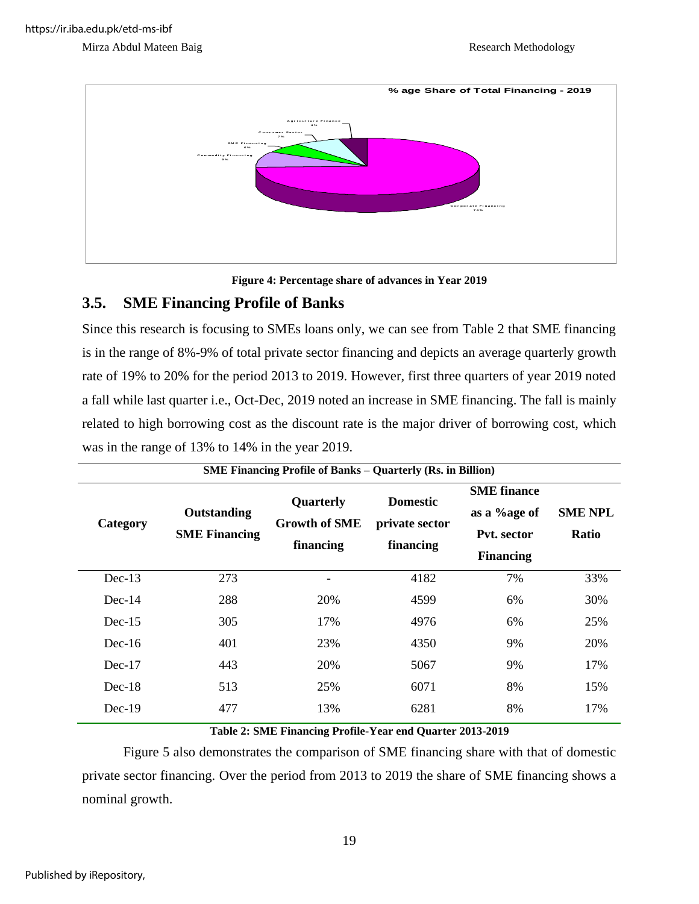% age Share of Total Financing - 2019

Agriculture Finance 4%

Consumer Sector 7%

SME Financing 6%

Commodity Financing 9%

Corporate Financing 74%

**Figure 4: Percentage share of advances in Year 2019**

## 3.5. SME Financing Profile of Banks

Since this research is focusing to SMEs loans only, we can see from Table 2 that SME financing is in the range of 8%-9% of total private sector financing and depicts an average quarterly growth rate of 19% to 20% for the period 2013 to 2019. However, first three quarters of year 2019 noted a fall while last quarter i.e., Oct-Dec, 2019 noted an increase in SME financing. The fall is mainly related to high borrowing cost as the discount rate is the major driver of borrowing cost, which was in the range of 13% to 14% in the year 2019.

**SME Financing Profile of Banks – Quarterly (Rs. in Billion)**

| Category | Outstanding SME Financing | Quarterly Growth of SME financing | Domestic private sector financing | SME finance as a %age of Pvt. sector Financing | SME NPL Ratio |
|---|---|---|---|---|---|
| Dec-13 | 273 | - | 4182 | 7% | 33% |
| Dec-14 | 288 | 20% | 4599 | 6% | 30% |
| Dec-15 | 305 | 17% | 4976 | 6% | 25% |
| Dec-16 | 401 | 23% | 4350 | 9% | 20% |
| Dec-17 | 443 | 20% | 5067 | 9% | 17% |
| Dec-18 | 513 | 25% | 6071 | 8% | 15% |
| Dec-19 | 477 | 13% | 6281 | 8% | 17% |

**Table 2: SME Financing Profile-Year end Quarter 2013-2019**

Figure 5 also demonstrates the comparison of SME financing share with that of domestic private sector financing. Over the period from 2013 to 2019 the share of SME financing shows a nominal growth.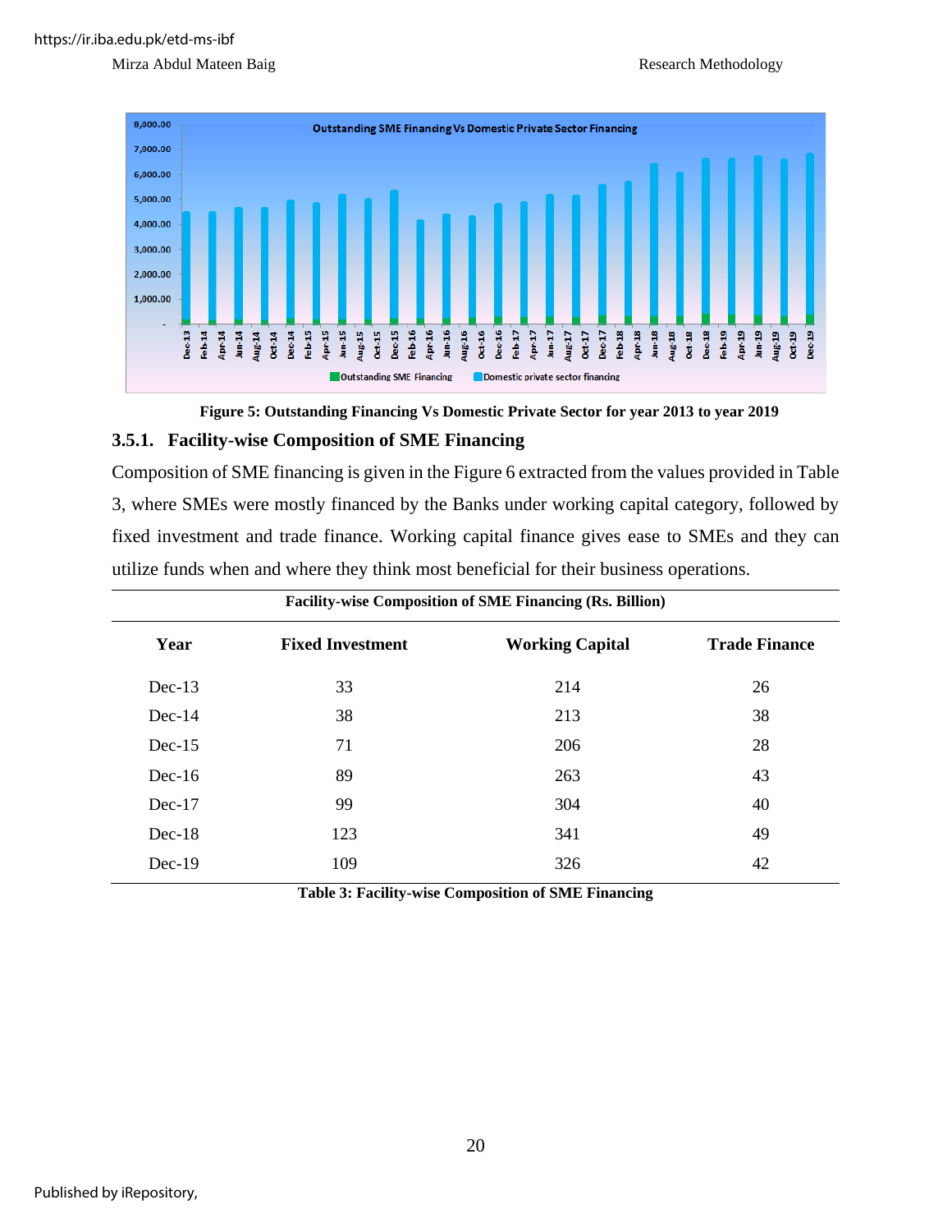Figure 5: Outstanding Financing Vs Domestic Private Sector for year 2013 to year 2019

### 3.5.1. Facility-wise Composition of SME Financing

Composition of SME financing is given in the Figure 6 extracted from the values provided in Table 3, where SMEs were mostly financed by the Banks under working capital category, followed by fixed investment and trade finance. Working capital finance gives ease to SMEs and they can utilize funds when and where they think most beneficial for their business operations.

**Facility-wise Composition of SME Financing (Rs. Billion)**

| Year | Fixed Investment | Working Capital | Trade Finance |
|---|---|---|---|
| Dec-13 | 33 | 214 | 26 |
| Dec-14 | 38 | 213 | 38 |
| Dec-15 | 71 | 206 | 28 |
| Dec-16 | 89 | 263 | 43 |
| Dec-17 | 99 | 304 | 40 |
| Dec-18 | 123 | 341 | 49 |
| Dec-19 | 109 | 326 | 42 |

**Table 3: Facility-wise Composition of SME Financing**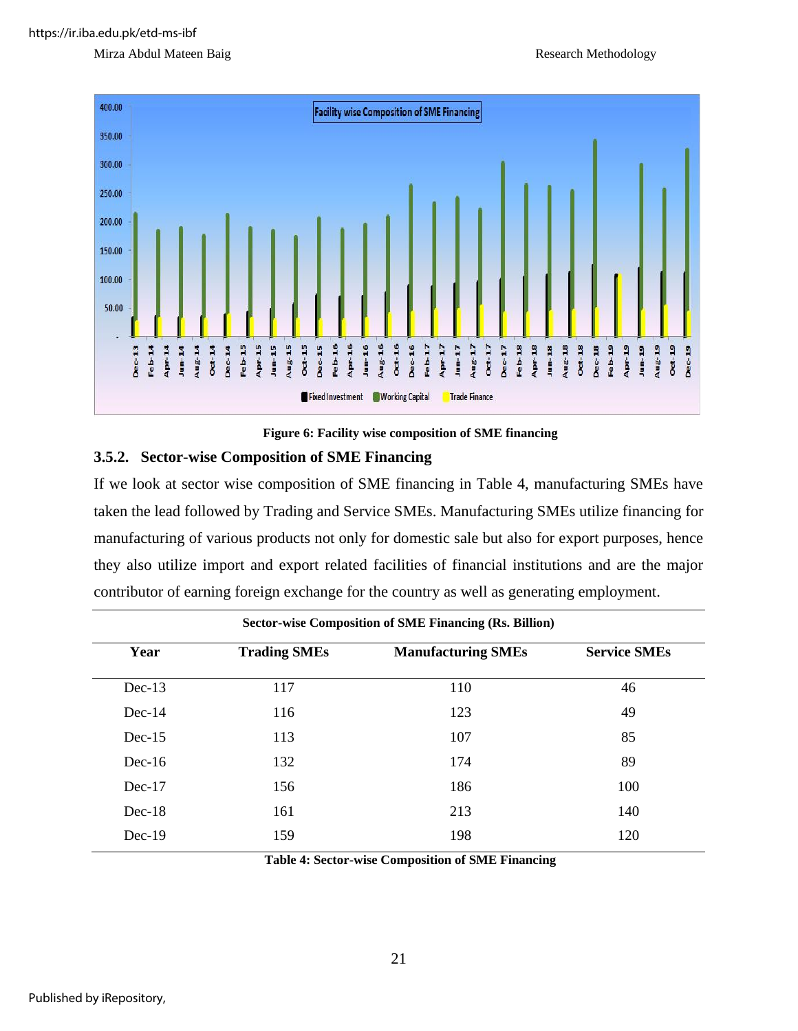Figure 6: Facility wise composition of SME financing

### 3.5.2. Sector-wise Composition of SME Financing

If we look at sector wise composition of SME financing in Table 4, manufacturing SMEs have taken the lead followed by Trading and Service SMEs. Manufacturing SMEs utilize financing for manufacturing of various products not only for domestic sale but also for export purposes, hence they also utilize import and export related facilities of financial institutions and are the major contributor of earning foreign exchange for the country as well as generating employment.

**Sector-wise Composition of SME Financing (Rs. Billion)**

| Year | Trading SMEs | Manufacturing SMEs | Service SMEs |
|---|---|---|---|
| Dec-13 | 117 | 110 | 46 |
| Dec-14 | 116 | 123 | 49 |
| Dec-15 | 113 | 107 | 85 |
| Dec-16 | 132 | 174 | 89 |
| Dec-17 | 156 | 186 | 100 |
| Dec-18 | 161 | 213 | 140 |
| Dec-19 | 159 | 198 | 120 |

**Table 4: Sector-wise Composition of SME Financing**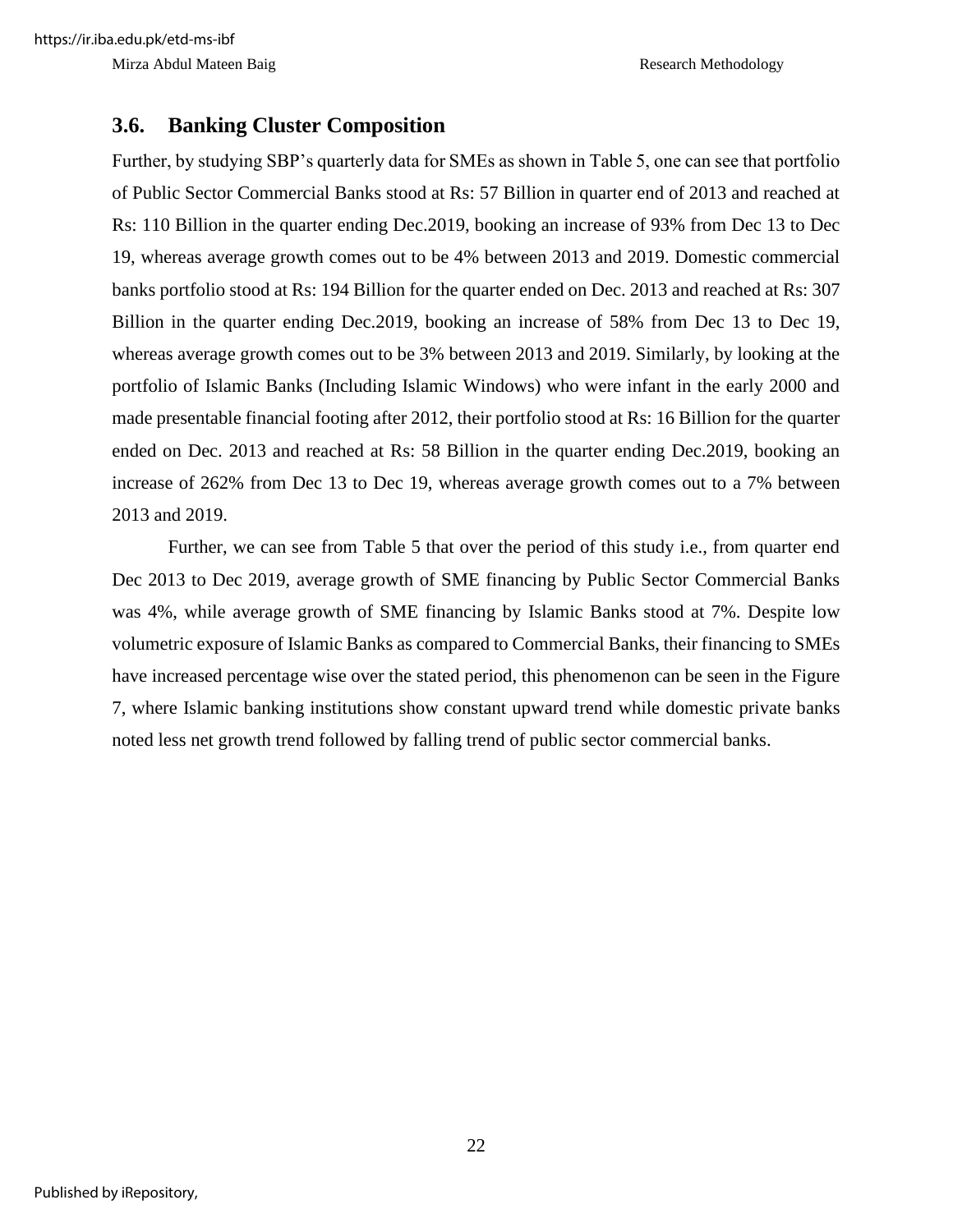## 3.6. Banking Cluster Composition

Further, by studying SBP's quarterly data for SMEs as shown in Table 5, one can see that portfolio of Public Sector Commercial Banks stood at Rs: 57 Billion in quarter end of 2013 and reached at Rs: 110 Billion in the quarter ending Dec.2019, booking an increase of 93% from Dec 13 to Dec 19, whereas average growth comes out to be 4% between 2013 and 2019. Domestic commercial banks portfolio stood at Rs: 194 Billion for the quarter ended on Dec. 2013 and reached at Rs: 307 Billion in the quarter ending Dec.2019, booking an increase of 58% from Dec 13 to Dec 19, whereas average growth comes out to be 3% between 2013 and 2019. Similarly, by looking at the portfolio of Islamic Banks (Including Islamic Windows) who were infant in the early 2000 and made presentable financial footing after 2012, their portfolio stood at Rs: 16 Billion for the quarter ended on Dec. 2013 and reached at Rs: 58 Billion in the quarter ending Dec.2019, booking an increase of 262% from Dec 13 to Dec 19, whereas average growth comes out to a 7% between 2013 and 2019.

Further, we can see from Table 5 that over the period of this study i.e., from quarter end Dec 2013 to Dec 2019, average growth of SME financing by Public Sector Commercial Banks was 4%, while average growth of SME financing by Islamic Banks stood at 7%. Despite low volumetric exposure of Islamic Banks as compared to Commercial Banks, their financing to SMEs have increased percentage wise over the stated period, this phenomenon can be seen in the Figure 7, where Islamic banking institutions show constant upward trend while domestic private banks noted less net growth trend followed by falling trend of public sector commercial banks.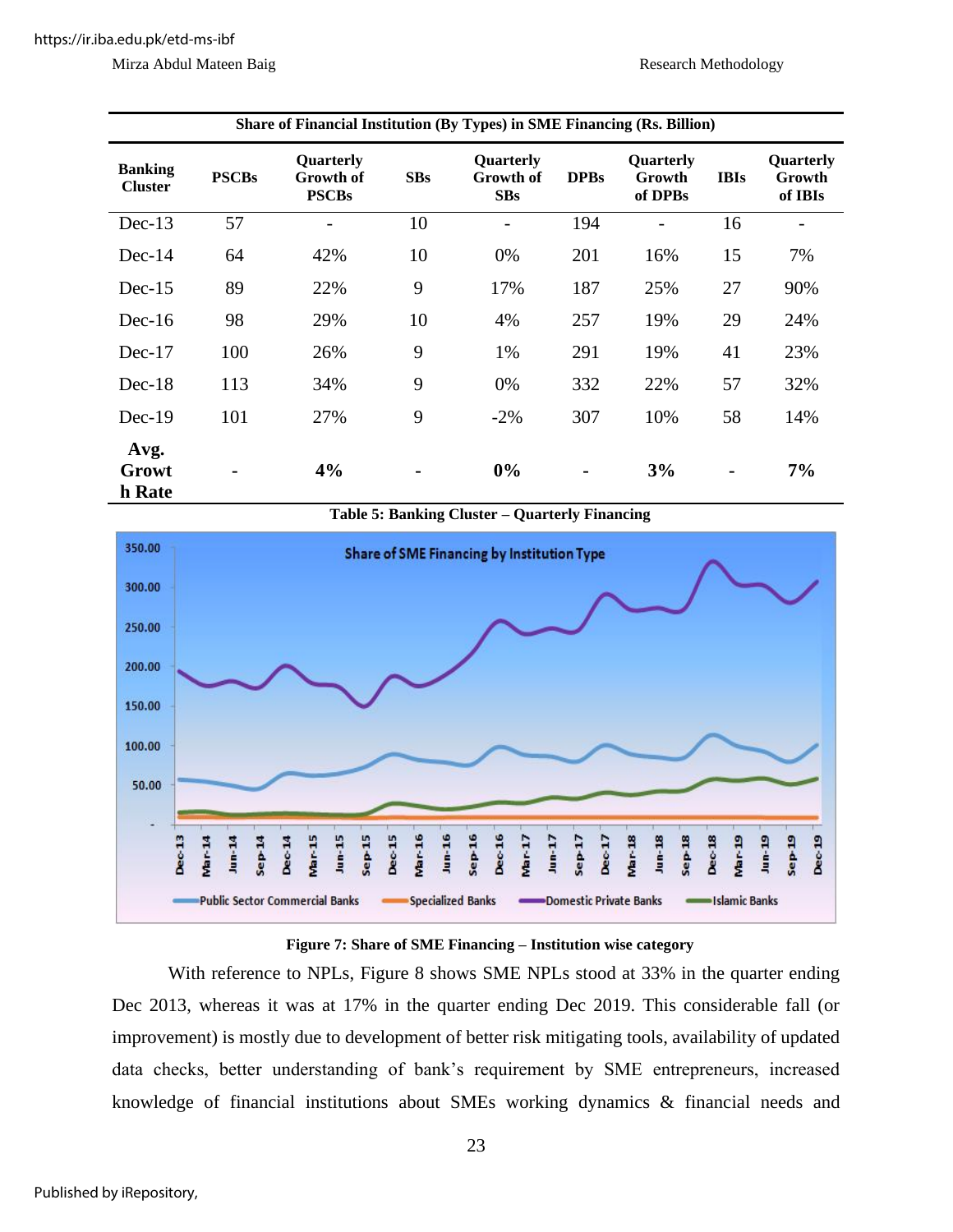| Share of Financial Institution (By Types) in SME Financing (Rs. Billion) | | | | | | | | |
|---|---|---|---|---|---|---|---|---|
| **Banking Cluster** | **PSCBs** | **Quarterly Growth of PSCBs** | **SBs** | **Quarterly Growth of SBs** | **DPBs** | **Quarterly Growth of DPBs** | **IBIs** | **Quarterly Growth of IBIs** |
| Dec-13 | 57 | - | 10 | - | 194 | - | 16 | - |
| Dec-14 | 64 | 42% | 10 | 0% | 201 | 16% | 15 | 7% |
| Dec-15 | 89 | 22% | 9 | 17% | 187 | 25% | 27 | 90% |
| Dec-16 | 98 | 29% | 10 | 4% | 257 | 19% | 29 | 24% |
| Dec-17 | 100 | 26% | 9 | 1% | 291 | 19% | 41 | 23% |
| Dec-18 | 113 | 34% | 9 | 0% | 332 | 22% | 57 | 32% |
| Dec-19 | 101 | 27% | 9 | -2% | 307 | 10% | 58 | 14% |
| **Avg. Growth Rate** | **-** | **4%** | **-** | **0%** | **-** | **3%** | **-** | **7%** |

**Table 5: Banking Cluster – Quarterly Financing**

**Figure 7: Share of SME Financing – Institution wise category**

With reference to NPLs, Figure 8 shows SME NPLs stood at 33% in the quarter ending Dec 2013, whereas it was at 17% in the quarter ending Dec 2019. This considerable fall (or improvement) is mostly due to development of better risk mitigating tools, availability of updated data checks, better understanding of bank's requirement by SME entrepreneurs, increased knowledge of financial institutions about SMEs working dynamics & financial needs and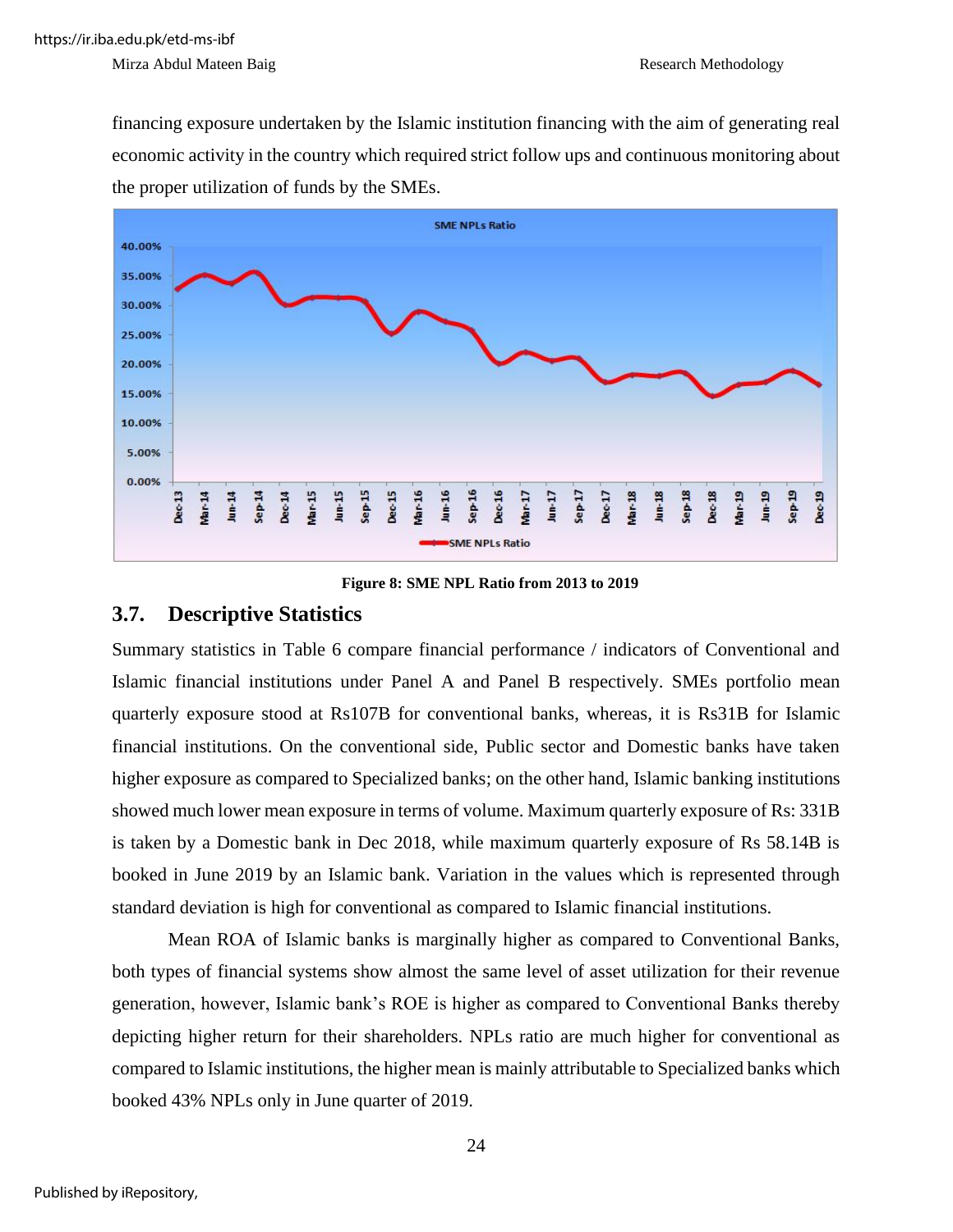financing exposure undertaken by the Islamic institution financing with the aim of generating real economic activity in the country which required strict follow ups and continuous monitoring about the proper utilization of funds by the SMEs.

**Figure 8: SME NPL Ratio from 2013 to 2019**

## 3.7. Descriptive Statistics

Summary statistics in Table 6 compare financial performance / indicators of Conventional and Islamic financial institutions under Panel A and Panel B respectively. SMEs portfolio mean quarterly exposure stood at Rs107B for conventional banks, whereas, it is Rs31B for Islamic financial institutions. On the conventional side, Public sector and Domestic banks have taken higher exposure as compared to Specialized banks; on the other hand, Islamic banking institutions showed much lower mean exposure in terms of volume. Maximum quarterly exposure of Rs: 331B is taken by a Domestic bank in Dec 2018, while maximum quarterly exposure of Rs 58.14B is booked in June 2019 by an Islamic bank. Variation in the values which is represented through standard deviation is high for conventional as compared to Islamic financial institutions.

Mean ROA of Islamic banks is marginally higher as compared to Conventional Banks, both types of financial systems show almost the same level of asset utilization for their revenue generation, however, Islamic bank's ROE is higher as compared to Conventional Banks thereby depicting higher return for their shareholders. NPLs ratio are much higher for conventional as compared to Islamic institutions, the higher mean is mainly attributable to Specialized banks which booked 43% NPLs only in June quarter of 2019.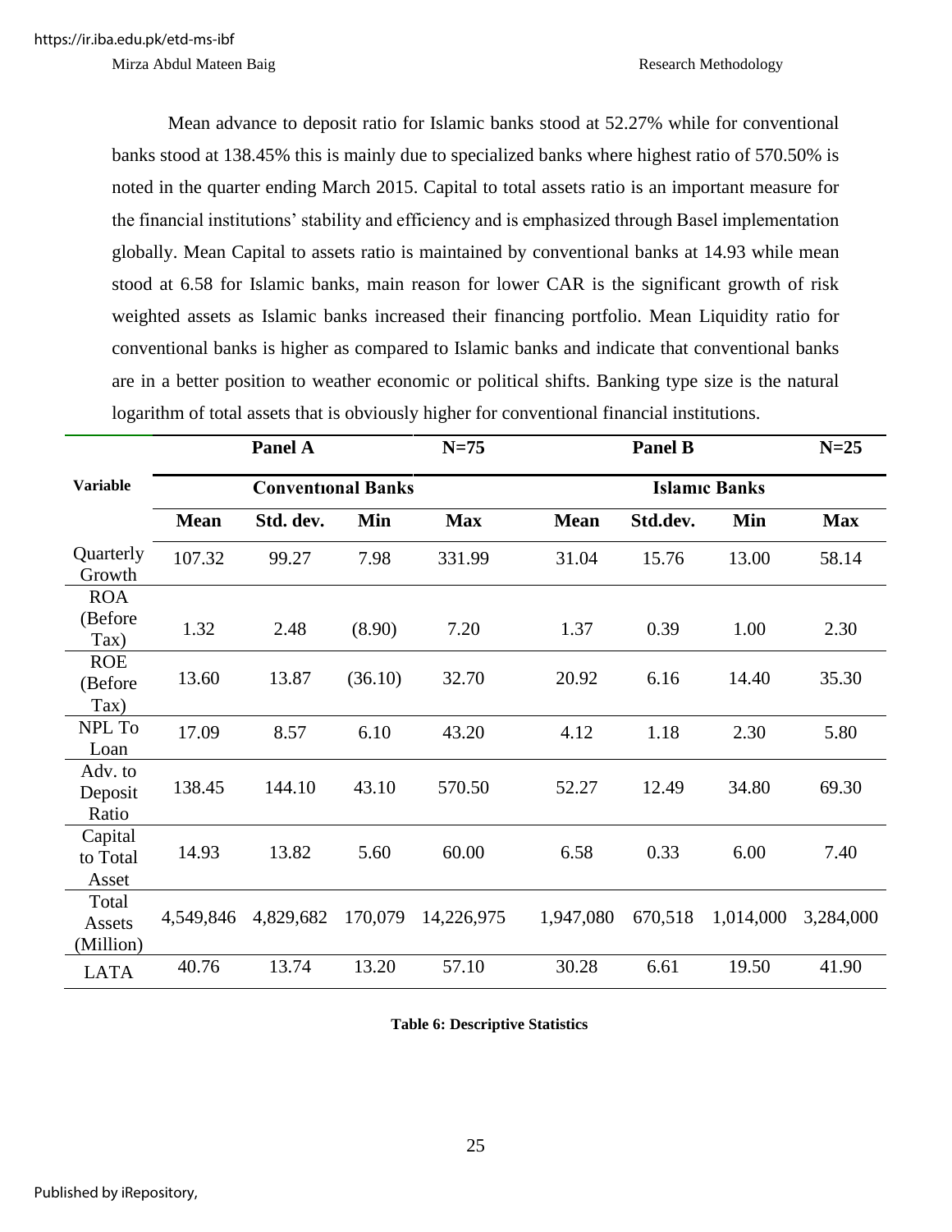Mean advance to deposit ratio for Islamic banks stood at 52.27% while for conventional banks stood at 138.45% this is mainly due to specialized banks where highest ratio of 570.50% is noted in the quarter ending March 2015. Capital to total assets ratio is an important measure for the financial institutions' stability and efficiency and is emphasized through Basel implementation globally. Mean Capital to assets ratio is maintained by conventional banks at 14.93 while mean stood at 6.58 for Islamic banks, main reason for lower CAR is the significant growth of risk weighted assets as Islamic banks increased their financing portfolio. Mean Liquidity ratio for conventional banks is higher as compared to Islamic banks and indicate that conventional banks are in a better position to weather economic or political shifts. Banking type size is the natural logarithm of total assets that is obviously higher for conventional financial institutions.

| | **Panel A** | | | **N=75** | **Panel B** | | | **N=25** |
|---|---|---|---|---|---|---|---|---|
| **Variable** | **Conventional Banks** | | | | **Islamic Banks** | | | |
| | **Mean** | **Std. dev.** | **Min** | **Max** | **Mean** | **Std.dev.** | **Min** | **Max** |
| Quarterly Growth | 107.32 | 99.27 | 7.98 | 331.99 | 31.04 | 15.76 | 13.00 | 58.14 |
| ROA (Before Tax) | 1.32 | 2.48 | (8.90) | 7.20 | 1.37 | 0.39 | 1.00 | 2.30 |
| ROE (Before Tax) | 13.60 | 13.87 | (36.10) | 32.70 | 20.92 | 6.16 | 14.40 | 35.30 |
| NPL To Loan | 17.09 | 8.57 | 6.10 | 43.20 | 4.12 | 1.18 | 2.30 | 5.80 |
| Adv. to Deposit Ratio | 138.45 | 144.10 | 43.10 | 570.50 | 52.27 | 12.49 | 34.80 | 69.30 |
| Capital to Total Asset | 14.93 | 13.82 | 5.60 | 60.00 | 6.58 | 0.33 | 6.00 | 7.40 |
| Total Assets (Million) | 4,549,846 | 4,829,682 | 170,079 | 14,226,975 | 1,947,080 | 670,518 | 1,014,000 | 3,284,000 |
| LATA | 40.76 | 13.74 | 13.20 | 57.10 | 30.28 | 6.61 | 19.50 | 41.90 |

**Table 6: Descriptive Statistics**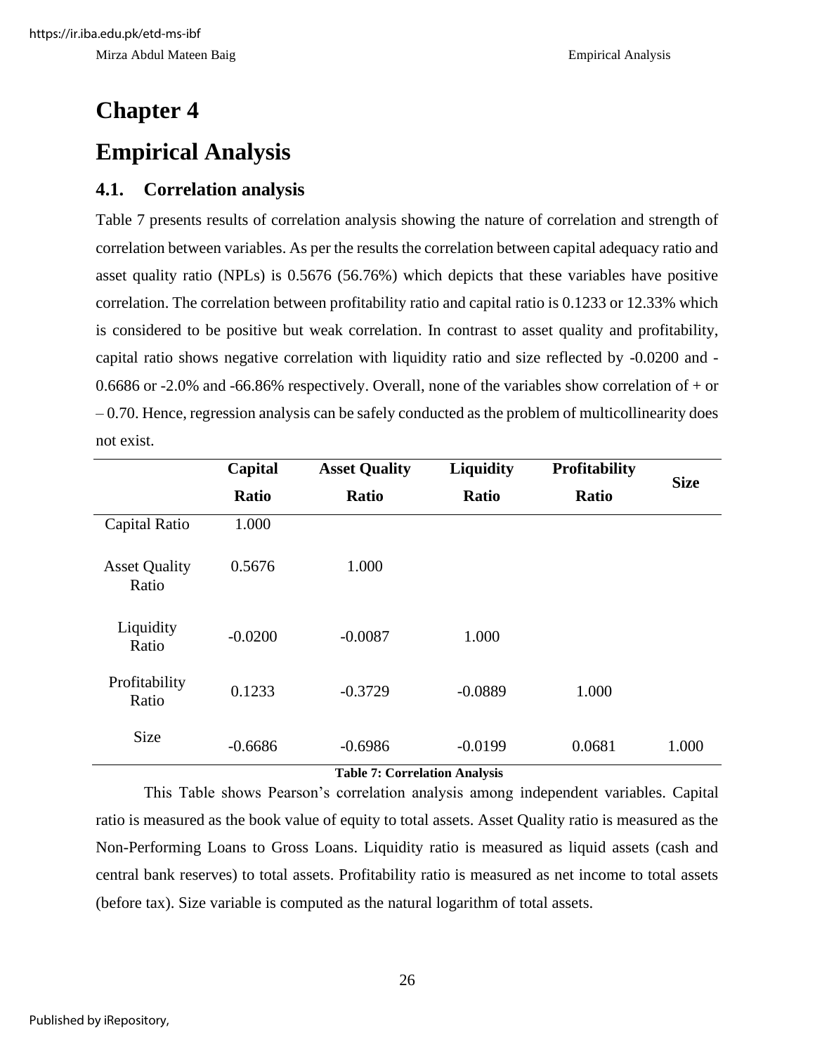# Chapter 4

# Empirical Analysis

## 4.1. Correlation analysis

Table 7 presents results of correlation analysis showing the nature of correlation and strength of correlation between variables. As per the results the correlation between capital adequacy ratio and asset quality ratio (NPLs) is 0.5676 (56.76%) which depicts that these variables have positive correlation. The correlation between profitability ratio and capital ratio is 0.1233 or 12.33% which is considered to be positive but weak correlation. In contrast to asset quality and profitability, capital ratio shows negative correlation with liquidity ratio and size reflected by -0.0200 and -0.6686 or -2.0% and -66.86% respectively. Overall, none of the variables show correlation of + or – 0.70. Hence, regression analysis can be safely conducted as the problem of multicollinearity does not exist.

| | **Capital Ratio** | **Asset Quality Ratio** | **Liquidity Ratio** | **Profitability Ratio** | **Size** |
|---|---|---|---|---|---|
| Capital Ratio | 1.000 | | | | |
| Asset Quality Ratio | 0.5676 | 1.000 | | | |
| Liquidity Ratio | -0.0200 | -0.0087 | 1.000 | | |
| Profitability Ratio | 0.1233 | -0.3729 | -0.0889 | 1.000 | |
| Size | -0.6686 | -0.6986 | -0.0199 | 0.0681 | 1.000 |

**Table 7: Correlation Analysis**

This Table shows Pearson's correlation analysis among independent variables. Capital ratio is measured as the book value of equity to total assets. Asset Quality ratio is measured as the Non-Performing Loans to Gross Loans. Liquidity ratio is measured as liquid assets (cash and central bank reserves) to total assets. Profitability ratio is measured as net income to total assets (before tax). Size variable is computed as the natural logarithm of total assets.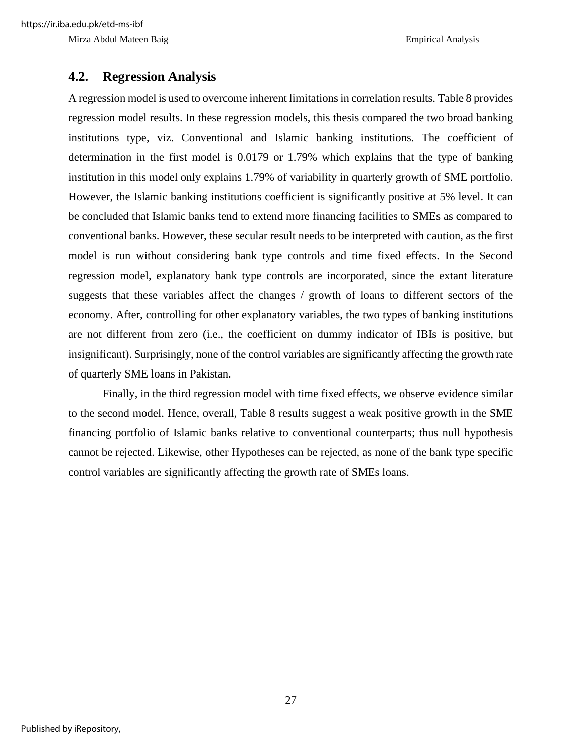## 4.2. Regression Analysis

A regression model is used to overcome inherent limitations in correlation results. Table 8 provides regression model results. In these regression models, this thesis compared the two broad banking institutions type, viz. Conventional and Islamic banking institutions. The coefficient of determination in the first model is 0.0179 or 1.79% which explains that the type of banking institution in this model only explains 1.79% of variability in quarterly growth of SME portfolio. However, the Islamic banking institutions coefficient is significantly positive at 5% level. It can be concluded that Islamic banks tend to extend more financing facilities to SMEs as compared to conventional banks. However, these secular result needs to be interpreted with caution, as the first model is run without considering bank type controls and time fixed effects. In the Second regression model, explanatory bank type controls are incorporated, since the extant literature suggests that these variables affect the changes / growth of loans to different sectors of the economy. After, controlling for other explanatory variables, the two types of banking institutions are not different from zero (i.e., the coefficient on dummy indicator of IBIs is positive, but insignificant). Surprisingly, none of the control variables are significantly affecting the growth rate of quarterly SME loans in Pakistan.

Finally, in the third regression model with time fixed effects, we observe evidence similar to the second model. Hence, overall, Table 8 results suggest a weak positive growth in the SME financing portfolio of Islamic banks relative to conventional counterparts; thus null hypothesis cannot be rejected. Likewise, other Hypotheses can be rejected, as none of the bank type specific control variables are significantly affecting the growth rate of SMEs loans.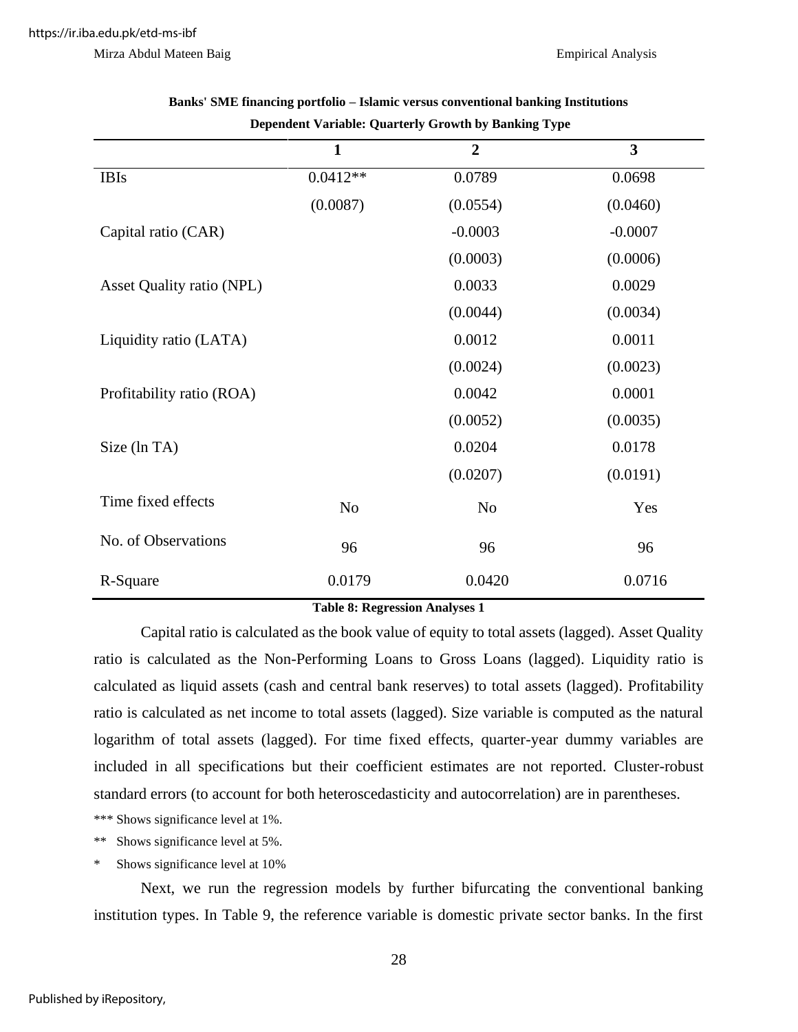**Banks' SME financing portfolio – Islamic versus conventional banking Institutions**

**Dependent Variable: Quarterly Growth by Banking Type**

| | **1** | **2** | **3** |
|---|---|---|---|
| IBIs | 0.0412** | 0.0789 | 0.0698 |
| | (0.0087) | (0.0554) | (0.0460) |
| Capital ratio (CAR) | | -0.0003 | -0.0007 |
| | | (0.0003) | (0.0006) |
| Asset Quality ratio (NPL) | | 0.0033 | 0.0029 |
| | | (0.0044) | (0.0034) |
| Liquidity ratio (LATA) | | 0.0012 | 0.0011 |
| | | (0.0024) | (0.0023) |
| Profitability ratio (ROA) | | 0.0042 | 0.0001 |
| | | (0.0052) | (0.0035) |
| Size (ln TA) | | 0.0204 | 0.0178 |
| | | (0.0207) | (0.0191) |
| Time fixed effects | No | No | Yes |
| No. of Observations | 96 | 96 | 96 |
| R-Square | 0.0179 | 0.0420 | 0.0716 |

**Table 8: Regression Analyses 1**

Capital ratio is calculated as the book value of equity to total assets (lagged). Asset Quality ratio is calculated as the Non-Performing Loans to Gross Loans (lagged). Liquidity ratio is calculated as liquid assets (cash and central bank reserves) to total assets (lagged). Profitability ratio is calculated as net income to total assets (lagged). Size variable is computed as the natural logarithm of total assets (lagged). For time fixed effects, quarter-year dummy variables are included in all specifications but their coefficient estimates are not reported. Cluster-robust standard errors (to account for both heteroscedasticity and autocorrelation) are in parentheses.

*** Shows significance level at 1%.

** Shows significance level at 5%.

* Shows significance level at 10%

Next, we run the regression models by further bifurcating the conventional banking institution types. In Table 9, the reference variable is domestic private sector banks. In the first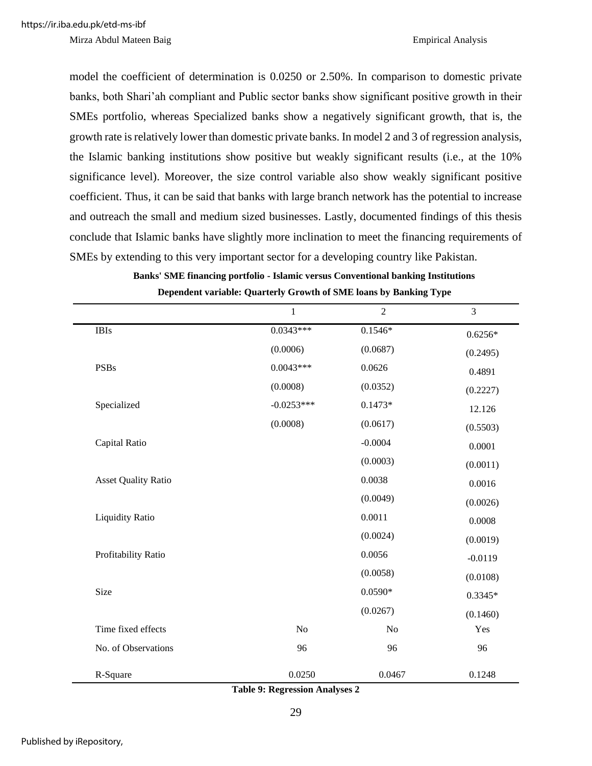model the coefficient of determination is 0.0250 or 2.50%. In comparison to domestic private banks, both Shari'ah compliant and Public sector banks show significant positive growth in their SMEs portfolio, whereas Specialized banks show a negatively significant growth, that is, the growth rate is relatively lower than domestic private banks. In model 2 and 3 of regression analysis, the Islamic banking institutions show positive but weakly significant results (i.e., at the 10% significance level). Moreover, the size control variable also show weakly significant positive coefficient. Thus, it can be said that banks with large branch network has the potential to increase and outreach the small and medium sized businesses. Lastly, documented findings of this thesis conclude that Islamic banks have slightly more inclination to meet the financing requirements of SMEs by extending to this very important sector for a developing country like Pakistan.

**Banks' SME financing portfolio - Islamic versus Conventional banking Institutions**

**Dependent variable: Quarterly Growth of SME loans by Banking Type**

| | 1 | 2 | 3 |
|---|---|---|---|
| IBIs | 0.0343*** | 0.1546* | 0.6256* |
| | (0.0006) | (0.0687) | (0.2495) |
| PSBs | 0.0043*** | 0.0626 | 0.4891 |
| | (0.0008) | (0.0352) | (0.2227) |
| Specialized | -0.0253*** | 0.1473* | 12.126 |
| | (0.0008) | (0.0617) | (0.5503) |
| Capital Ratio | | -0.0004 | 0.0001 |
| | | (0.0003) | (0.0011) |
| Asset Quality Ratio | | 0.0038 | 0.0016 |
| | | (0.0049) | (0.0026) |
| Liquidity Ratio | | 0.0011 | 0.0008 |
| | | (0.0024) | (0.0019) |
| Profitability Ratio | | 0.0056 | -0.0119 |
| | | (0.0058) | (0.0108) |
| Size | | 0.0590* | 0.3345* |
| | | (0.0267) | (0.1460) |
| Time fixed effects | No | No | Yes |
| No. of Observations | 96 | 96 | 96 |
| R-Square | 0.0250 | 0.0467 | 0.1248 |

**Table 9: Regression Analyses 2**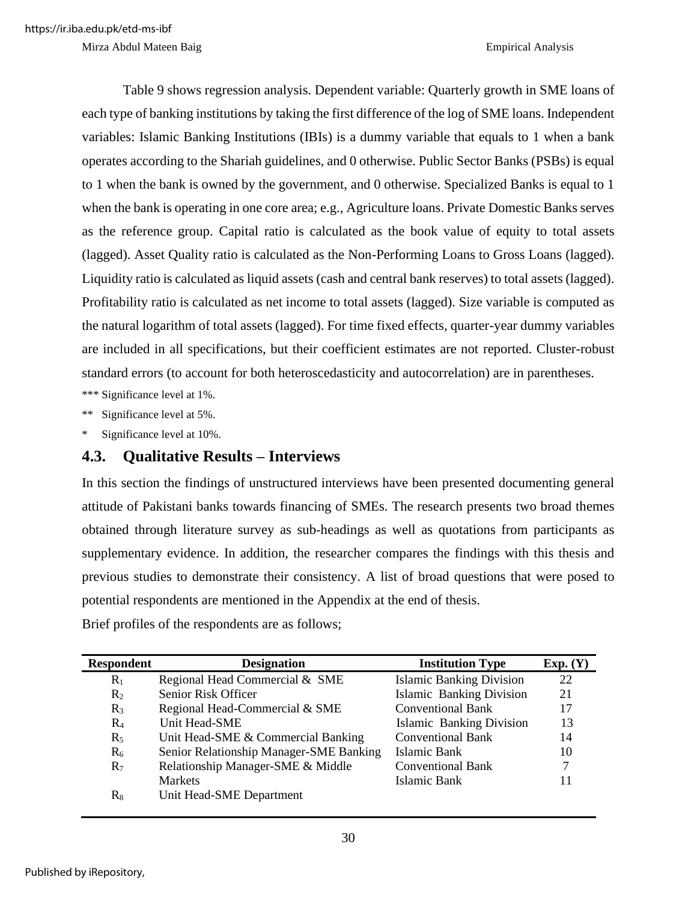Table 9 shows regression analysis. Dependent variable: Quarterly growth in SME loans of each type of banking institutions by taking the first difference of the log of SME loans. Independent variables: Islamic Banking Institutions (IBIs) is a dummy variable that equals to 1 when a bank operates according to the Shariah guidelines, and 0 otherwise. Public Sector Banks (PSBs) is equal to 1 when the bank is owned by the government, and 0 otherwise. Specialized Banks is equal to 1 when the bank is operating in one core area; e.g., Agriculture loans. Private Domestic Banks serves as the reference group. Capital ratio is calculated as the book value of equity to total assets (lagged). Asset Quality ratio is calculated as the Non-Performing Loans to Gross Loans (lagged). Liquidity ratio is calculated as liquid assets (cash and central bank reserves) to total assets (lagged). Profitability ratio is calculated as net income to total assets (lagged). Size variable is computed as the natural logarithm of total assets (lagged). For time fixed effects, quarter-year dummy variables are included in all specifications, but their coefficient estimates are not reported. Cluster-robust standard errors (to account for both heteroscedasticity and autocorrelation) are in parentheses.

*** Significance level at 1%.

** Significance level at 5%.

* Significance level at 10%.

## 4.3. Qualitative Results – Interviews

In this section the findings of unstructured interviews have been presented documenting general attitude of Pakistani banks towards financing of SMEs. The research presents two broad themes obtained through literature survey as sub-headings as well as quotations from participants as supplementary evidence. In addition, the researcher compares the findings with this thesis and previous studies to demonstrate their consistency. A list of broad questions that were posed to potential respondents are mentioned in the Appendix at the end of thesis.

Brief profiles of the respondents are as follows;

| Respondent | Designation | Institution Type | Exp. (Y) |
|---|---|---|---|
| $R_1$ | Regional Head Commercial & SME | Islamic Banking Division | 22 |
| $R_2$ | Senior Risk Officer | Islamic Banking Division | 21 |
| $R_3$ | Regional Head-Commercial & SME | Conventional Bank | 17 |
| $R_4$ | Unit Head-SME | Islamic Banking Division | 13 |
| $R_5$ | Unit Head-SME & Commercial Banking | Conventional Bank | 14 |
| $R_6$ | Senior Relationship Manager-SME Banking | Islamic Bank | 10 |
| $R_7$ | Relationship Manager-SME & Middle Markets | Conventional Bank | 7 |
| $R_8$ | Unit Head-SME Department | Islamic Bank | 11 |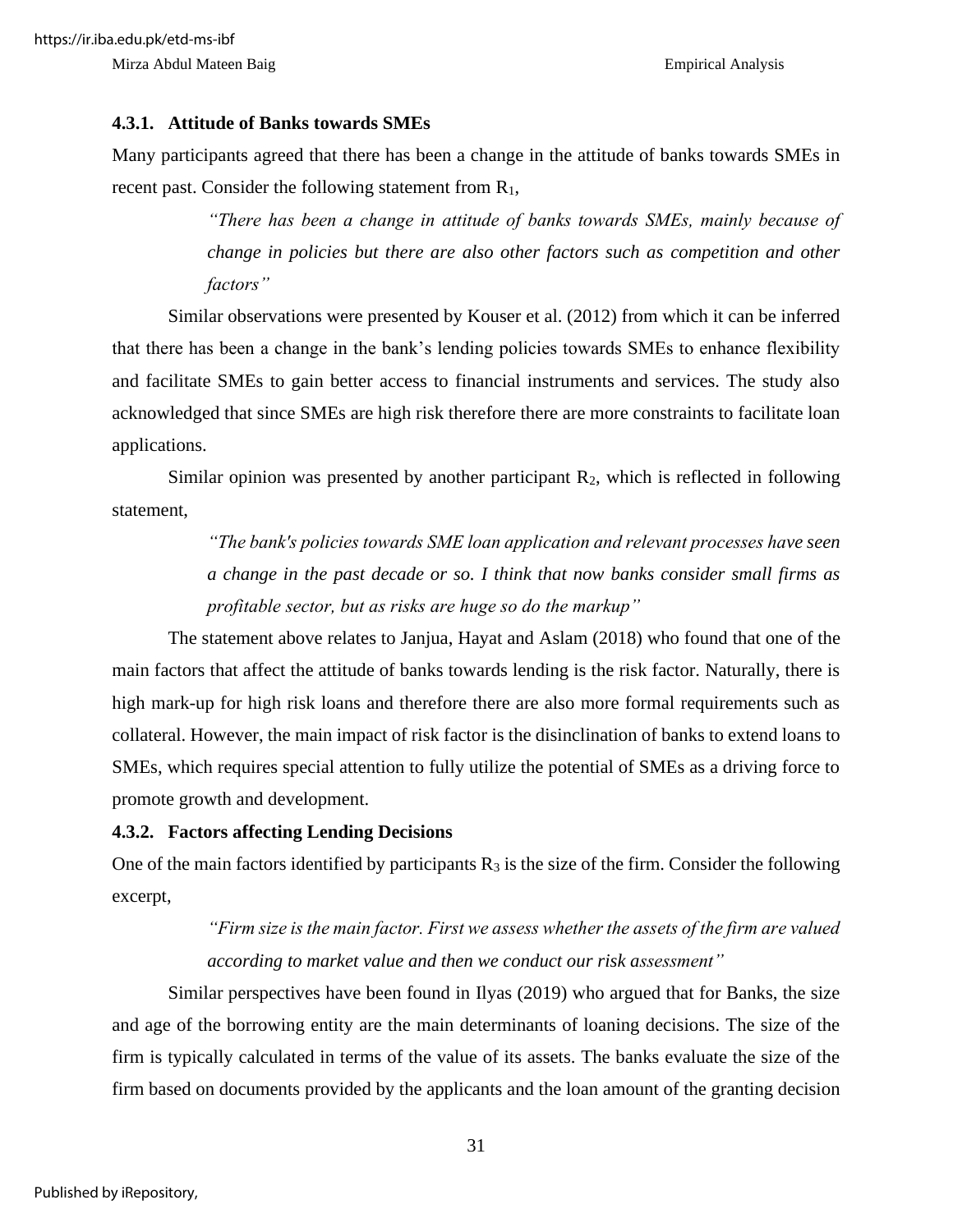### 4.3.1. Attitude of Banks towards SMEs

Many participants agreed that there has been a change in the attitude of banks towards SMEs in recent past. Consider the following statement from $R_1$,

> *"There has been a change in attitude of banks towards SMEs, mainly because of change in policies but there are also other factors such as competition and other factors"*

Similar observations were presented by Kouser et al. (2012) from which it can be inferred that there has been a change in the bank's lending policies towards SMEs to enhance flexibility and facilitate SMEs to gain better access to financial instruments and services. The study also acknowledged that since SMEs are high risk therefore there are more constraints to facilitate loan applications.

Similar opinion was presented by another participant $R_2$, which is reflected in following statement,

> *"The bank's policies towards SME loan application and relevant processes have seen a change in the past decade or so. I think that now banks consider small firms as profitable sector, but as risks are huge so do the markup"*

The statement above relates to Janjua, Hayat and Aslam (2018) who found that one of the main factors that affect the attitude of banks towards lending is the risk factor. Naturally, there is high mark-up for high risk loans and therefore there are also more formal requirements such as collateral. However, the main impact of risk factor is the disinclination of banks to extend loans to SMEs, which requires special attention to fully utilize the potential of SMEs as a driving force to promote growth and development.

### 4.3.2. Factors affecting Lending Decisions

One of the main factors identified by participants $R_3$ is the size of the firm. Consider the following excerpt,

> *"Firm size is the main factor. First we assess whether the assets of the firm are valued according to market value and then we conduct our risk assessment"*

Similar perspectives have been found in Ilyas (2019) who argued that for Banks, the size and age of the borrowing entity are the main determinants of loaning decisions. The size of the firm is typically calculated in terms of the value of its assets. The banks evaluate the size of the firm based on documents provided by the applicants and the loan amount of the granting decision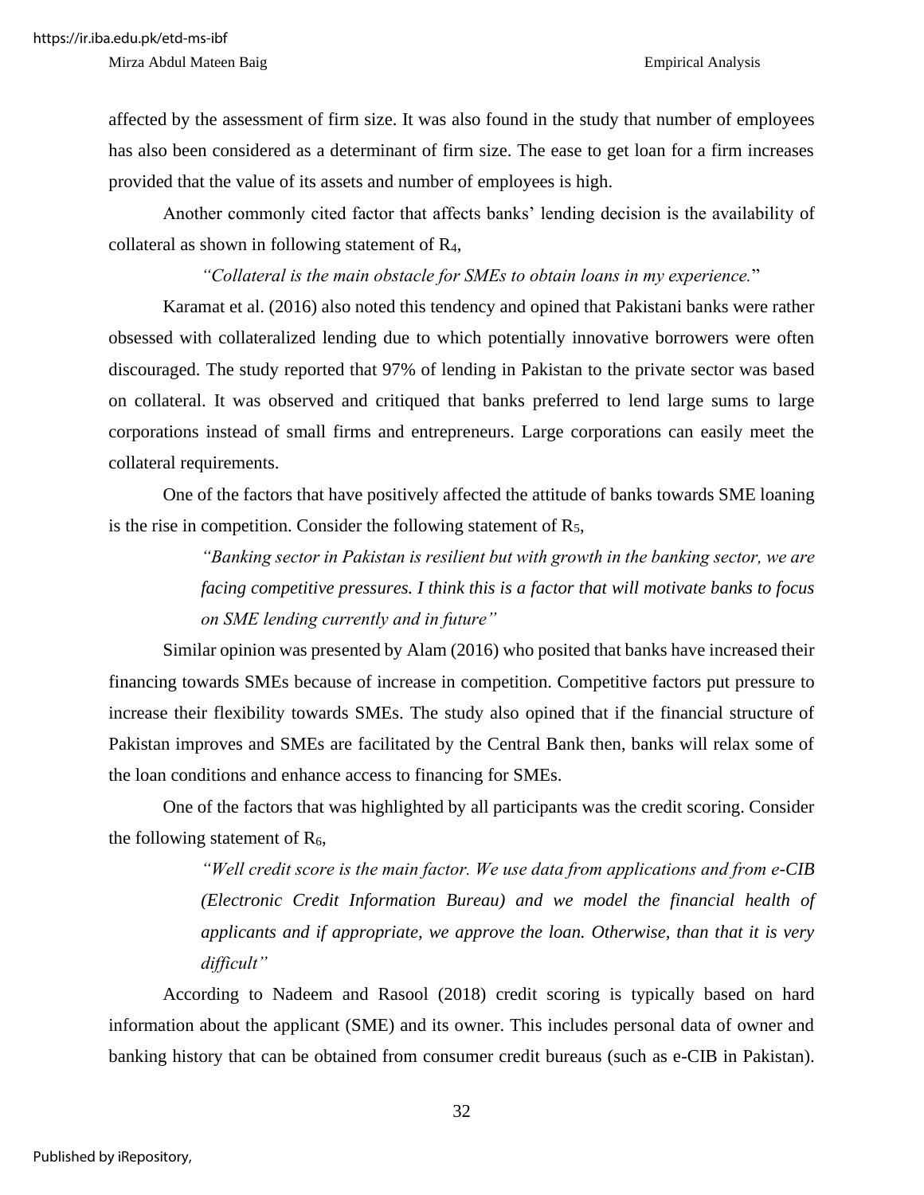affected by the assessment of firm size. It was also found in the study that number of employees has also been considered as a determinant of firm size. The ease to get loan for a firm increases provided that the value of its assets and number of employees is high.

Another commonly cited factor that affects banks' lending decision is the availability of collateral as shown in following statement of $R_4$,

> *"Collateral is the main obstacle for SMEs to obtain loans in my experience."*

Karamat et al. (2016) also noted this tendency and opined that Pakistani banks were rather obsessed with collateralized lending due to which potentially innovative borrowers were often discouraged. The study reported that 97% of lending in Pakistan to the private sector was based on collateral. It was observed and critiqued that banks preferred to lend large sums to large corporations instead of small firms and entrepreneurs. Large corporations can easily meet the collateral requirements.

One of the factors that have positively affected the attitude of banks towards SME loaning is the rise in competition. Consider the following statement of $R_5$,

> *"Banking sector in Pakistan is resilient but with growth in the banking sector, we are facing competitive pressures. I think this is a factor that will motivate banks to focus on SME lending currently and in future"*

Similar opinion was presented by Alam (2016) who posited that banks have increased their financing towards SMEs because of increase in competition. Competitive factors put pressure to increase their flexibility towards SMEs. The study also opined that if the financial structure of Pakistan improves and SMEs are facilitated by the Central Bank then, banks will relax some of the loan conditions and enhance access to financing for SMEs.

One of the factors that was highlighted by all participants was the credit scoring. Consider the following statement of $R_6$,

> *"Well credit score is the main factor. We use data from applications and from e-CIB (Electronic Credit Information Bureau) and we model the financial health of applicants and if appropriate, we approve the loan. Otherwise, than that it is very difficult"*

According to Nadeem and Rasool (2018) credit scoring is typically based on hard information about the applicant (SME) and its owner. This includes personal data of owner and banking history that can be obtained from consumer credit bureaus (such as e-CIB in Pakistan).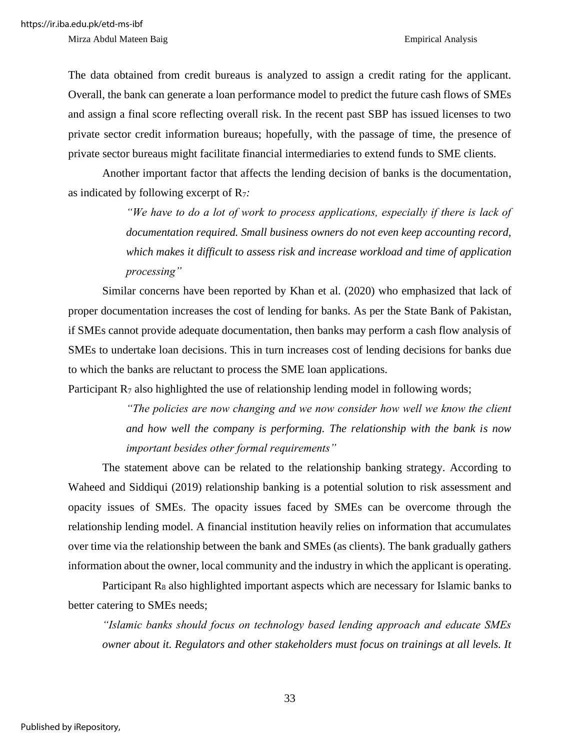The data obtained from credit bureaus is analyzed to assign a credit rating for the applicant. Overall, the bank can generate a loan performance model to predict the future cash flows of SMEs and assign a final score reflecting overall risk. In the recent past SBP has issued licenses to two private sector credit information bureaus; hopefully, with the passage of time, the presence of private sector bureaus might facilitate financial intermediaries to extend funds to SME clients.

Another important factor that affects the lending decision of banks is the documentation, as indicated by following excerpt of $R_7$:

> *"We have to do a lot of work to process applications, especially if there is lack of documentation required. Small business owners do not even keep accounting record, which makes it difficult to assess risk and increase workload and time of application processing"*

Similar concerns have been reported by Khan et al. (2020) who emphasized that lack of proper documentation increases the cost of lending for banks. As per the State Bank of Pakistan, if SMEs cannot provide adequate documentation, then banks may perform a cash flow analysis of SMEs to undertake loan decisions. This in turn increases cost of lending decisions for banks due to which the banks are reluctant to process the SME loan applications.

Participant $R_7$ also highlighted the use of relationship lending model in following words;

> *"The policies are now changing and we now consider how well we know the client and how well the company is performing. The relationship with the bank is now important besides other formal requirements"*

The statement above can be related to the relationship banking strategy. According to Waheed and Siddiqui (2019) relationship banking is a potential solution to risk assessment and opacity issues of SMEs. The opacity issues faced by SMEs can be overcome through the relationship lending model. A financial institution heavily relies on information that accumulates over time via the relationship between the bank and SMEs (as clients). The bank gradually gathers information about the owner, local community and the industry in which the applicant is operating.

Participant $R_8$ also highlighted important aspects which are necessary for Islamic banks to better catering to SMEs needs;

> *"Islamic banks should focus on technology based lending approach and educate SMEs owner about it. Regulators and other stakeholders must focus on trainings at all levels. It*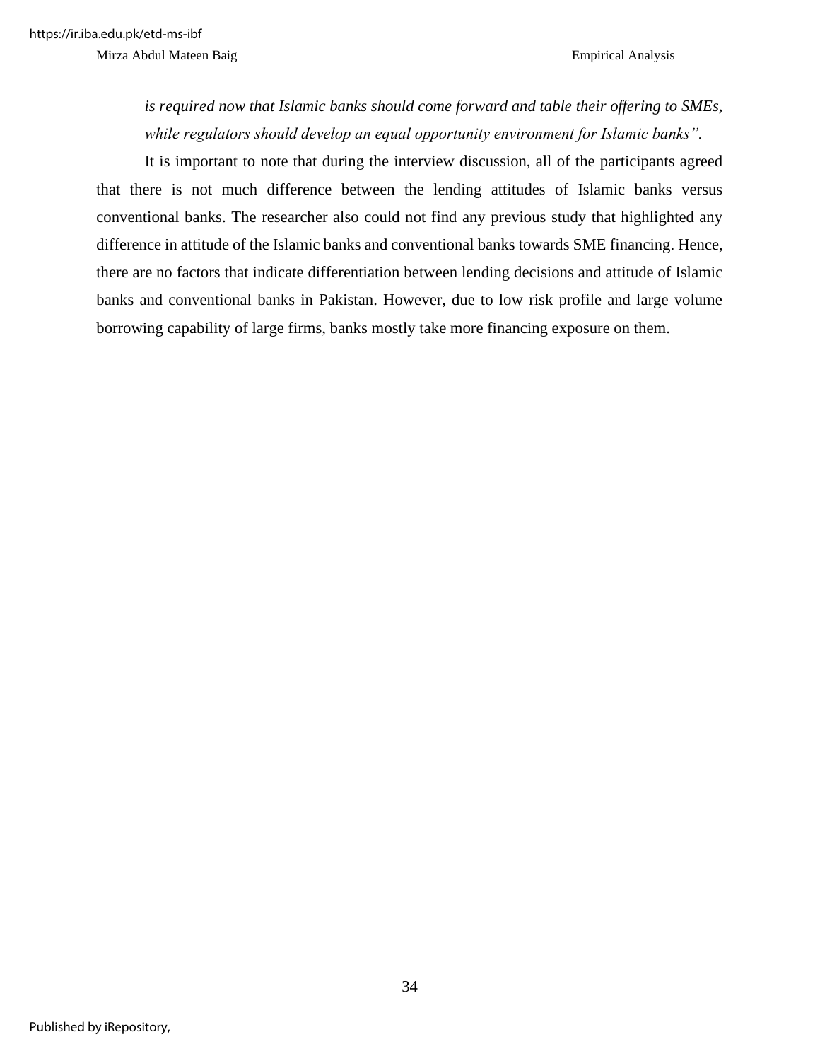*is required now that Islamic banks should come forward and table their offering to SMEs, while regulators should develop an equal opportunity environment for Islamic banks".*

It is important to note that during the interview discussion, all of the participants agreed that there is not much difference between the lending attitudes of Islamic banks versus conventional banks. The researcher also could not find any previous study that highlighted any difference in attitude of the Islamic banks and conventional banks towards SME financing. Hence, there are no factors that indicate differentiation between lending decisions and attitude of Islamic banks and conventional banks in Pakistan. However, due to low risk profile and large volume borrowing capability of large firms, banks mostly take more financing exposure on them.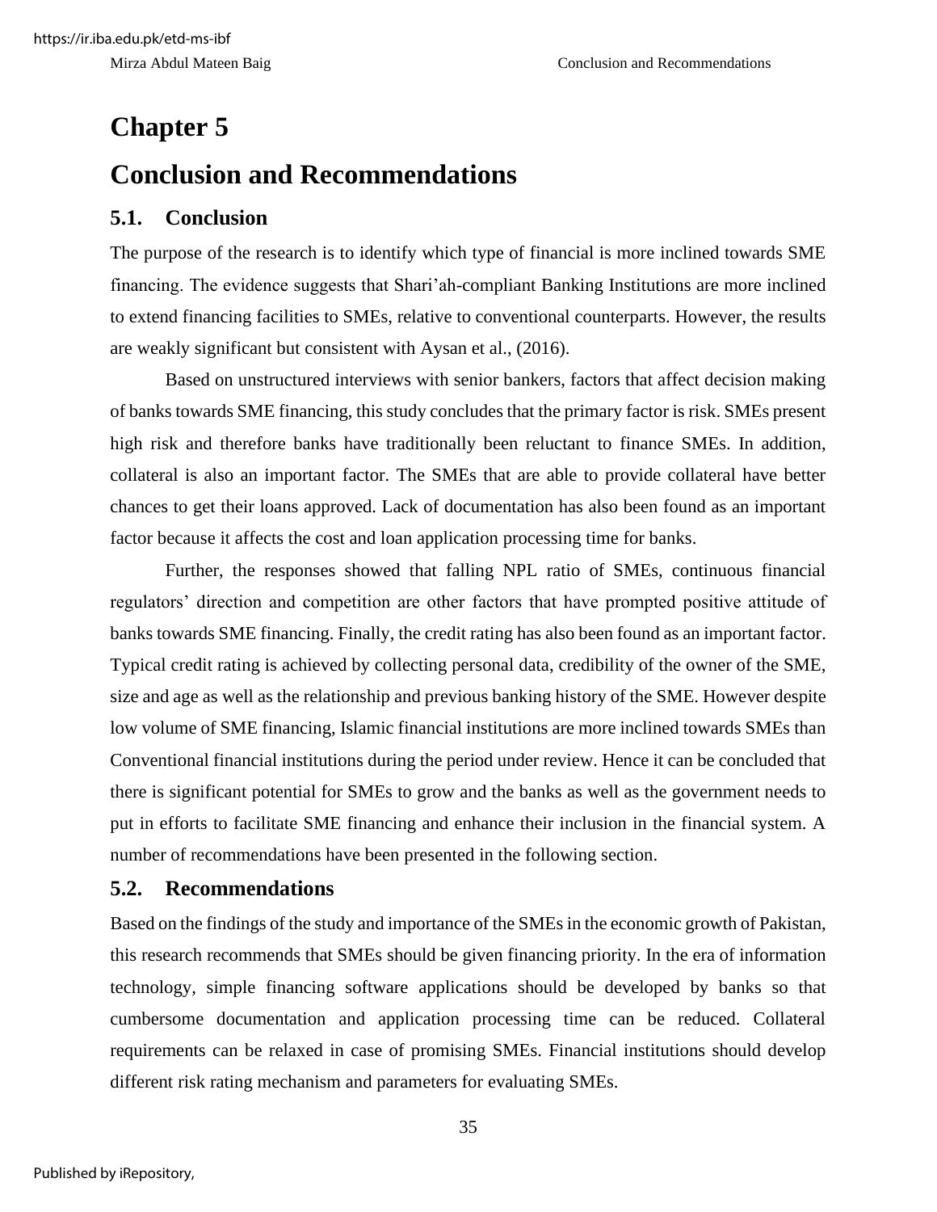# Chapter 5

# Conclusion and Recommendations

## 5.1. Conclusion

The purpose of the research is to identify which type of financial is more inclined towards SME financing. The evidence suggests that Shari'ah-compliant Banking Institutions are more inclined to extend financing facilities to SMEs, relative to conventional counterparts. However, the results are weakly significant but consistent with Aysan et al., (2016).

Based on unstructured interviews with senior bankers, factors that affect decision making of banks towards SME financing, this study concludes that the primary factor is risk. SMEs present high risk and therefore banks have traditionally been reluctant to finance SMEs. In addition, collateral is also an important factor. The SMEs that are able to provide collateral have better chances to get their loans approved. Lack of documentation has also been found as an important factor because it affects the cost and loan application processing time for banks.

Further, the responses showed that falling NPL ratio of SMEs, continuous financial regulators' direction and competition are other factors that have prompted positive attitude of banks towards SME financing. Finally, the credit rating has also been found as an important factor. Typical credit rating is achieved by collecting personal data, credibility of the owner of the SME, size and age as well as the relationship and previous banking history of the SME. However despite low volume of SME financing, Islamic financial institutions are more inclined towards SMEs than Conventional financial institutions during the period under review. Hence it can be concluded that there is significant potential for SMEs to grow and the banks as well as the government needs to put in efforts to facilitate SME financing and enhance their inclusion in the financial system. A number of recommendations have been presented in the following section.

## 5.2. Recommendations

Based on the findings of the study and importance of the SMEs in the economic growth of Pakistan, this research recommends that SMEs should be given financing priority. In the era of information technology, simple financing software applications should be developed by banks so that cumbersome documentation and application processing time can be reduced. Collateral requirements can be relaxed in case of promising SMEs. Financial institutions should develop different risk rating mechanism and parameters for evaluating SMEs.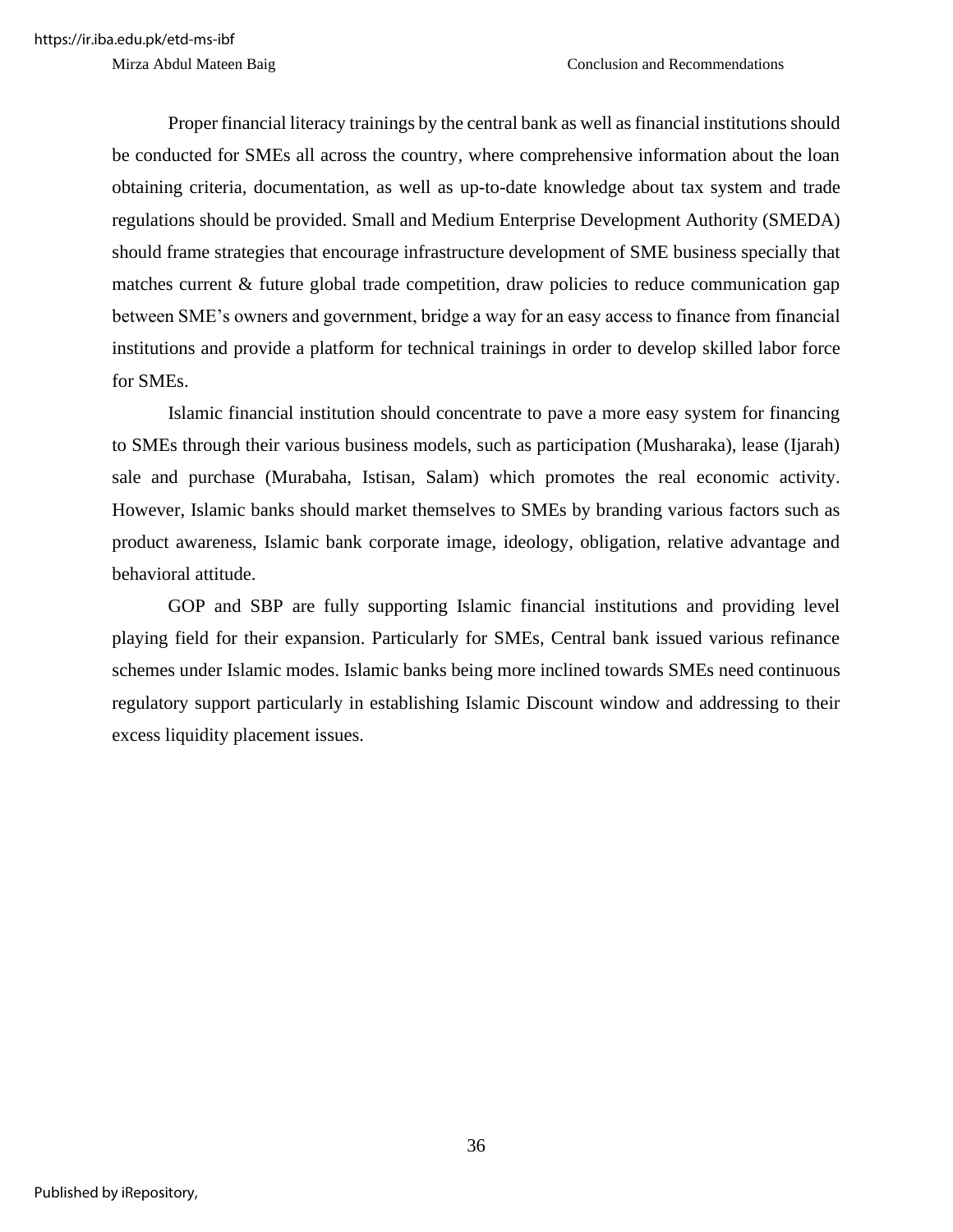Proper financial literacy trainings by the central bank as well as financial institutions should be conducted for SMEs all across the country, where comprehensive information about the loan obtaining criteria, documentation, as well as up-to-date knowledge about tax system and trade regulations should be provided. Small and Medium Enterprise Development Authority (SMEDA) should frame strategies that encourage infrastructure development of SME business specially that matches current & future global trade competition, draw policies to reduce communication gap between SME's owners and government, bridge a way for an easy access to finance from financial institutions and provide a platform for technical trainings in order to develop skilled labor force for SMEs.

Islamic financial institution should concentrate to pave a more easy system for financing to SMEs through their various business models, such as participation (Musharaka), lease (Ijarah) sale and purchase (Murabaha, Istisan, Salam) which promotes the real economic activity. However, Islamic banks should market themselves to SMEs by branding various factors such as product awareness, Islamic bank corporate image, ideology, obligation, relative advantage and behavioral attitude.

GOP and SBP are fully supporting Islamic financial institutions and providing level playing field for their expansion. Particularly for SMEs, Central bank issued various refinance schemes under Islamic modes. Islamic banks being more inclined towards SMEs need continuous regulatory support particularly in establishing Islamic Discount window and addressing to their excess liquidity placement issues.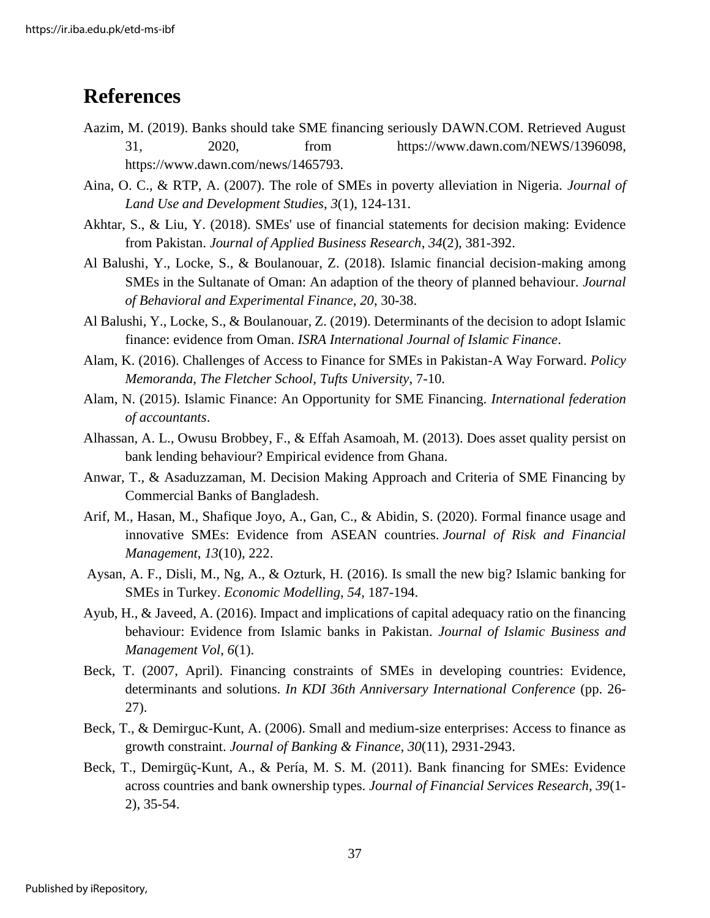# References

Aazim, M. (2019). Banks should take SME financing seriously DAWN.COM. Retrieved August 31, 2020, from https://www.dawn.com/NEWS/1396098, https://www.dawn.com/news/1465793.

Aina, O. C., & RTP, A. (2007). The role of SMEs in poverty alleviation in Nigeria. *Journal of Land Use and Development Studies*, *3*(1), 124-131.

Akhtar, S., & Liu, Y. (2018). SMEs' use of financial statements for decision making: Evidence from Pakistan. *Journal of Applied Business Research*, *34*(2), 381-392.

Al Balushi, Y., Locke, S., & Boulanouar, Z. (2018). Islamic financial decision-making among SMEs in the Sultanate of Oman: An adaption of the theory of planned behaviour. *Journal of Behavioral and Experimental Finance*, *20*, 30-38.

Al Balushi, Y., Locke, S., & Boulanouar, Z. (2019). Determinants of the decision to adopt Islamic finance: evidence from Oman. *ISRA International Journal of Islamic Finance*.

Alam, K. (2016). Challenges of Access to Finance for SMEs in Pakistan-A Way Forward. *Policy Memoranda, The Fletcher School, Tufts University*, 7-10.

Alam, N. (2015). Islamic Finance: An Opportunity for SME Financing. *International federation of accountants*.

Alhassan, A. L., Owusu Brobbey, F., & Effah Asamoah, M. (2013). Does asset quality persist on bank lending behaviour? Empirical evidence from Ghana.

Anwar, T., & Asaduzzaman, M. Decision Making Approach and Criteria of SME Financing by Commercial Banks of Bangladesh.

Arif, M., Hasan, M., Shafique Joyo, A., Gan, C., & Abidin, S. (2020). Formal finance usage and innovative SMEs: Evidence from ASEAN countries. *Journal of Risk and Financial Management*, *13*(10), 222.

Aysan, A. F., Disli, M., Ng, A., & Ozturk, H. (2016). Is small the new big? Islamic banking for SMEs in Turkey. *Economic Modelling*, *54*, 187-194.

Ayub, H., & Javeed, A. (2016). Impact and implications of capital adequacy ratio on the financing behaviour: Evidence from Islamic banks in Pakistan. *Journal of Islamic Business and Management Vol*, *6*(1).

Beck, T. (2007, April). Financing constraints of SMEs in developing countries: Evidence, determinants and solutions. *In KDI 36th Anniversary International Conference* (pp. 26-27).

Beck, T., & Demirguc-Kunt, A. (2006). Small and medium-size enterprises: Access to finance as growth constraint. *Journal of Banking & Finance*, *30*(11), 2931-2943.

Beck, T., Demirgüç-Kunt, A., & Pería, M. S. M. (2011). Bank financing for SMEs: Evidence across countries and bank ownership types. *Journal of Financial Services Research*, *39*(1-2), 35-54.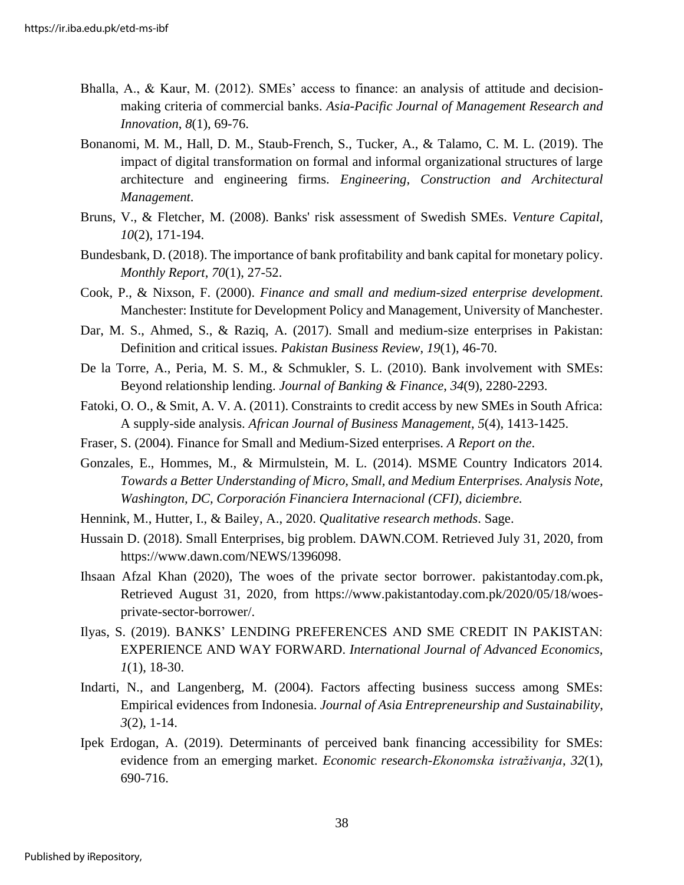Bhalla, A., & Kaur, M. (2012). SMEs' access to finance: an analysis of attitude and decision-making criteria of commercial banks. *Asia-Pacific Journal of Management Research and Innovation*, *8*(1), 69-76.

Bonanomi, M. M., Hall, D. M., Staub-French, S., Tucker, A., & Talamo, C. M. L. (2019). The impact of digital transformation on formal and informal organizational structures of large architecture and engineering firms. *Engineering, Construction and Architectural Management*.

Bruns, V., & Fletcher, M. (2008). Banks' risk assessment of Swedish SMEs. *Venture Capital*, *10*(2), 171-194.

Bundesbank, D. (2018). The importance of bank profitability and bank capital for monetary policy. *Monthly Report*, *70*(1), 27-52.

Cook, P., & Nixson, F. (2000). *Finance and small and medium-sized enterprise development*. Manchester: Institute for Development Policy and Management, University of Manchester.

Dar, M. S., Ahmed, S., & Raziq, A. (2017). Small and medium-size enterprises in Pakistan: Definition and critical issues. *Pakistan Business Review*, *19*(1), 46-70.

De la Torre, A., Peria, M. S. M., & Schmukler, S. L. (2010). Bank involvement with SMEs: Beyond relationship lending. *Journal of Banking & Finance*, *34*(9), 2280-2293.

Fatoki, O. O., & Smit, A. V. A. (2011). Constraints to credit access by new SMEs in South Africa: A supply-side analysis. *African Journal of Business Management*, *5*(4), 1413-1425.

Fraser, S. (2004). Finance for Small and Medium-Sized enterprises. *A Report on the*.

Gonzales, E., Hommes, M., & Mirmulstein, M. L. (2014). MSME Country Indicators 2014. *Towards a Better Understanding of Micro, Small, and Medium Enterprises. Analysis Note, Washington, DC, Corporación Financiera Internacional (CFI), diciembre.*

Hennink, M., Hutter, I., & Bailey, A., 2020. *Qualitative research methods*. Sage.

Hussain D. (2018). Small Enterprises, big problem. DAWN.COM. Retrieved July 31, 2020, from https://www.dawn.com/NEWS/1396098.

Ihsaan Afzal Khan (2020), The woes of the private sector borrower. pakistantoday.com.pk, Retrieved August 31, 2020, from https://www.pakistantoday.com.pk/2020/05/18/woes-private-sector-borrower/.

Ilyas, S. (2019). BANKS' LENDING PREFERENCES AND SME CREDIT IN PAKISTAN: EXPERIENCE AND WAY FORWARD. *International Journal of Advanced Economics*, *1*(1), 18-30.

Indarti, N., and Langenberg, M. (2004). Factors affecting business success among SMEs: Empirical evidences from Indonesia. *Journal of Asia Entrepreneurship and Sustainability*, *3*(2), 1-14.

Ipek Erdogan, A. (2019). Determinants of perceived bank financing accessibility for SMEs: evidence from an emerging market. *Economic research-Ekonomska istraživanja*, *32*(1), 690-716.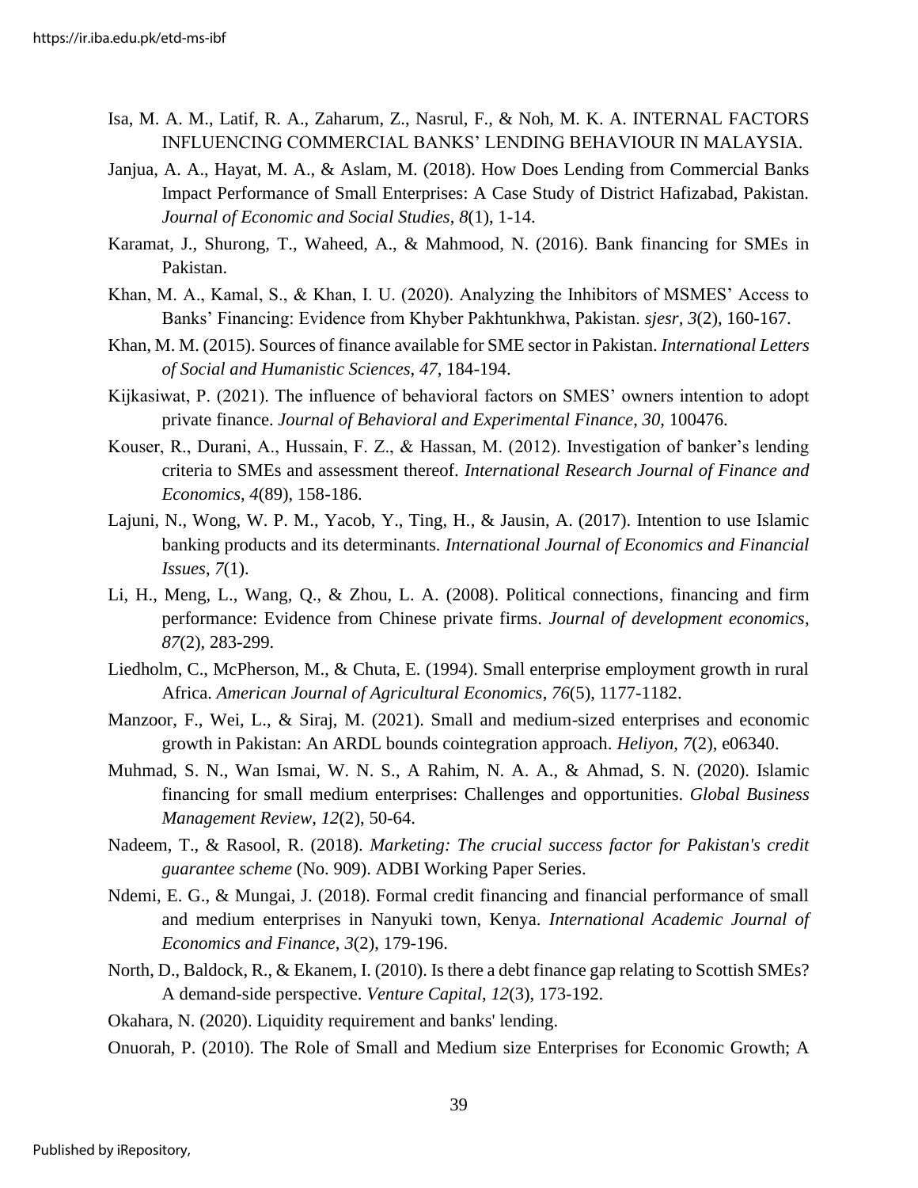Isa, M. A. M., Latif, R. A., Zaharum, Z., Nasrul, F., & Noh, M. K. A. INTERNAL FACTORS INFLUENCING COMMERCIAL BANKS' LENDING BEHAVIOUR IN MALAYSIA.

Janjua, A. A., Hayat, M. A., & Aslam, M. (2018). How Does Lending from Commercial Banks Impact Performance of Small Enterprises: A Case Study of District Hafizabad, Pakistan. *Journal of Economic and Social Studies*, *8*(1), 1-14.

Karamat, J., Shurong, T., Waheed, A., & Mahmood, N. (2016). Bank financing for SMEs in Pakistan.

Khan, M. A., Kamal, S., & Khan, I. U. (2020). Analyzing the Inhibitors of MSMES' Access to Banks' Financing: Evidence from Khyber Pakhtunkhwa, Pakistan. *sjesr*, *3*(2), 160-167.

Khan, M. M. (2015). Sources of finance available for SME sector in Pakistan. *International Letters of Social and Humanistic Sciences*, *47*, 184-194.

Kijkasiwat, P. (2021). The influence of behavioral factors on SMES' owners intention to adopt private finance. *Journal of Behavioral and Experimental Finance*, *30*, 100476.

Kouser, R., Durani, A., Hussain, F. Z., & Hassan, M. (2012). Investigation of banker's lending criteria to SMEs and assessment thereof. *International Research Journal of Finance and Economics*, *4*(89), 158-186.

Lajuni, N., Wong, W. P. M., Yacob, Y., Ting, H., & Jausin, A. (2017). Intention to use Islamic banking products and its determinants. *International Journal of Economics and Financial Issues*, *7*(1).

Li, H., Meng, L., Wang, Q., & Zhou, L. A. (2008). Political connections, financing and firm performance: Evidence from Chinese private firms. *Journal of development economics*, *87*(2), 283-299.

Liedholm, C., McPherson, M., & Chuta, E. (1994). Small enterprise employment growth in rural Africa. *American Journal of Agricultural Economics*, *76*(5), 1177-1182.

Manzoor, F., Wei, L., & Siraj, M. (2021). Small and medium-sized enterprises and economic growth in Pakistan: An ARDL bounds cointegration approach. *Heliyon*, *7*(2), e06340.

Muhmad, S. N., Wan Ismai, W. N. S., A Rahim, N. A. A., & Ahmad, S. N. (2020). Islamic financing for small medium enterprises: Challenges and opportunities. *Global Business Management Review*, *12*(2), 50-64.

Nadeem, T., & Rasool, R. (2018). *Marketing: The crucial success factor for Pakistan's credit guarantee scheme* (No. 909). ADBI Working Paper Series.

Ndemi, E. G., & Mungai, J. (2018). Formal credit financing and financial performance of small and medium enterprises in Nanyuki town, Kenya. *International Academic Journal of Economics and Finance*, *3*(2), 179-196.

North, D., Baldock, R., & Ekanem, I. (2010). Is there a debt finance gap relating to Scottish SMEs? A demand-side perspective. *Venture Capital*, *12*(3), 173-192.

Okahara, N. (2020). Liquidity requirement and banks' lending.

Onuorah, P. (2010). The Role of Small and Medium size Enterprises for Economic Growth; A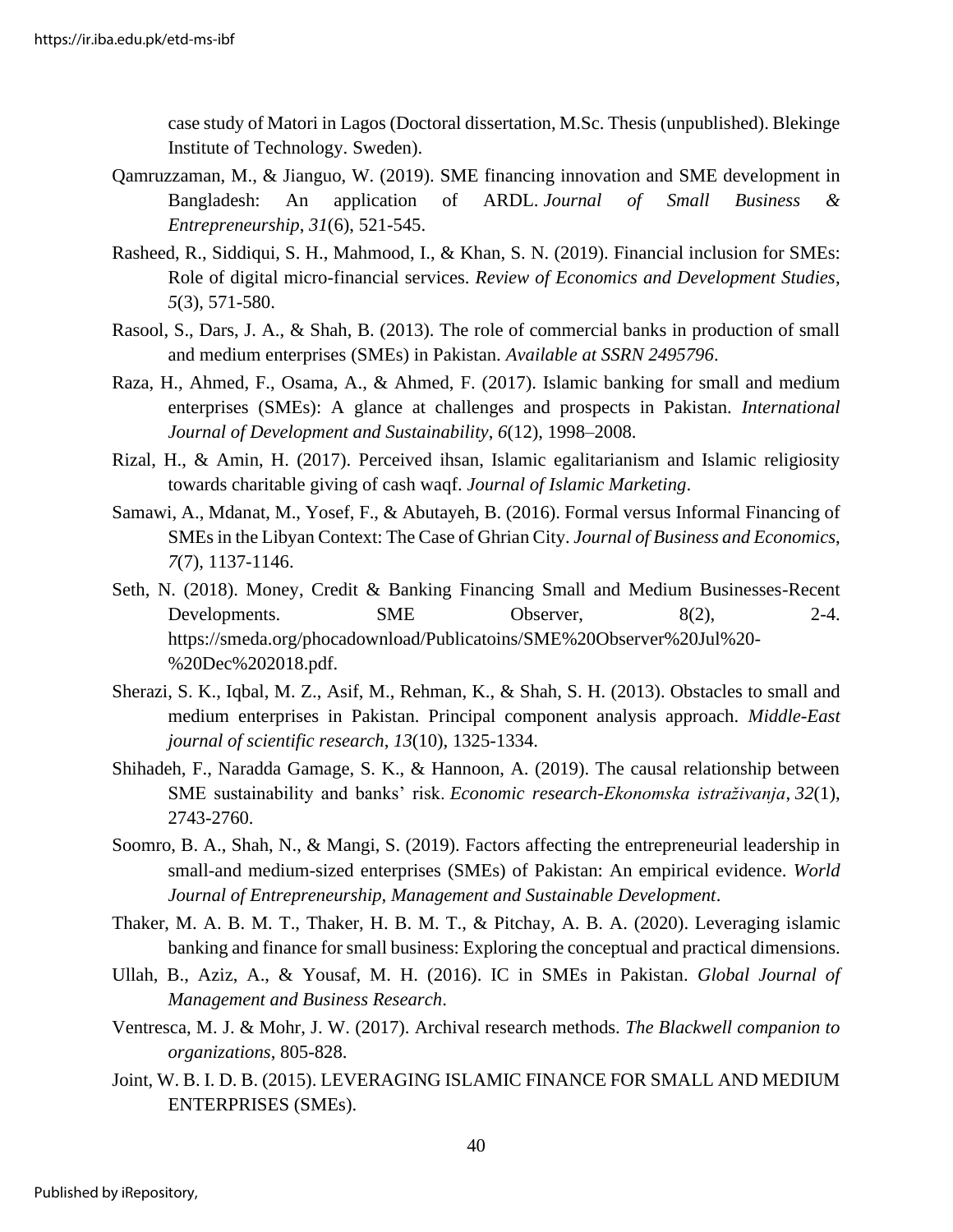case study of Matori in Lagos (Doctoral dissertation, M.Sc. Thesis (unpublished). Blekinge Institute of Technology. Sweden).

Qamruzzaman, M., & Jianguo, W. (2019). SME financing innovation and SME development in Bangladesh: An application of ARDL. *Journal of Small Business & Entrepreneurship*, *31*(6), 521-545.

Rasheed, R., Siddiqui, S. H., Mahmood, I., & Khan, S. N. (2019). Financial inclusion for SMEs: Role of digital micro-financial services. *Review of Economics and Development Studies*, *5*(3), 571-580.

Rasool, S., Dars, J. A., & Shah, B. (2013). The role of commercial banks in production of small and medium enterprises (SMEs) in Pakistan. *Available at SSRN 2495796*.

Raza, H., Ahmed, F., Osama, A., & Ahmed, F. (2017). Islamic banking for small and medium enterprises (SMEs): A glance at challenges and prospects in Pakistan. *International Journal of Development and Sustainability*, *6*(12), 1998–2008.

Rizal, H., & Amin, H. (2017). Perceived ihsan, Islamic egalitarianism and Islamic religiosity towards charitable giving of cash waqf. *Journal of Islamic Marketing*.

Samawi, A., Mdanat, M., Yosef, F., & Abutayeh, B. (2016). Formal versus Informal Financing of SMEs in the Libyan Context: The Case of Ghrian City. *Journal of Business and Economics*, *7*(7), 1137-1146.

Seth, N. (2018). Money, Credit & Banking Financing Small and Medium Businesses-Recent Developments. SME Observer, 8(2), 2-4. https://smeda.org/phocadownload/Publicatoins/SME%20Observer%20Jul%20-%20Dec%202018.pdf.

Sherazi, S. K., Iqbal, M. Z., Asif, M., Rehman, K., & Shah, S. H. (2013). Obstacles to small and medium enterprises in Pakistan. Principal component analysis approach. *Middle-East journal of scientific research*, *13*(10), 1325-1334.

Shihadeh, F., Naradda Gamage, S. K., & Hannoon, A. (2019). The causal relationship between SME sustainability and banks' risk. *Economic research-Ekonomska istraživanja*, *32*(1), 2743-2760.

Soomro, B. A., Shah, N., & Mangi, S. (2019). Factors affecting the entrepreneurial leadership in small-and medium-sized enterprises (SMEs) of Pakistan: An empirical evidence. *World Journal of Entrepreneurship, Management and Sustainable Development*.

Thaker, M. A. B. M. T., Thaker, H. B. M. T., & Pitchay, A. B. A. (2020). Leveraging islamic banking and finance for small business: Exploring the conceptual and practical dimensions.

Ullah, B., Aziz, A., & Yousaf, M. H. (2016). IC in SMEs in Pakistan. *Global Journal of Management and Business Research*.

Ventresca, M. J. & Mohr, J. W. (2017). Archival research methods. *The Blackwell companion to organizations*, 805-828.

Joint, W. B. I. D. B. (2015). LEVERAGING ISLAMIC FINANCE FOR SMALL AND MEDIUM ENTERPRISES (SMEs).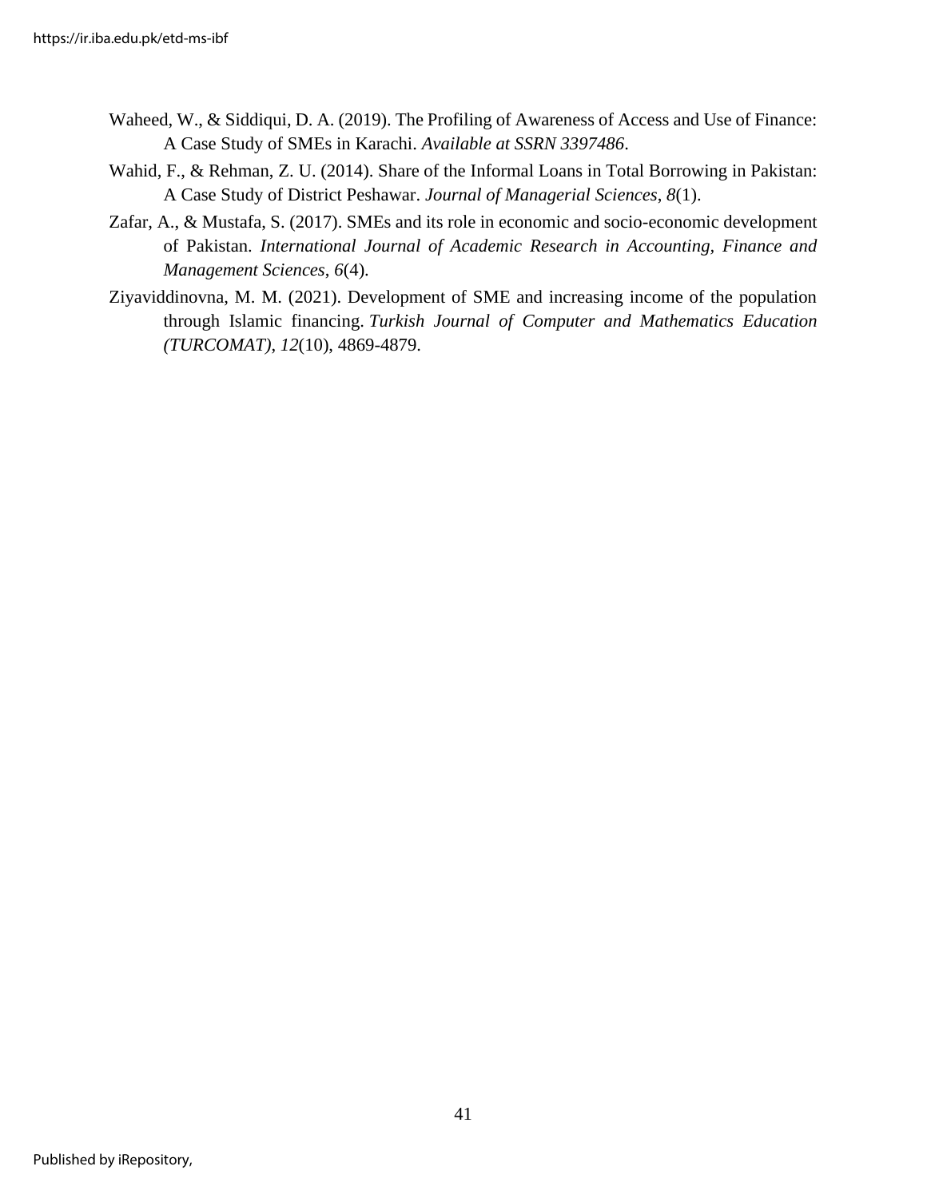Waheed, W., & Siddiqui, D. A. (2019). The Profiling of Awareness of Access and Use of Finance: A Case Study of SMEs in Karachi. *Available at SSRN 3397486*.

Wahid, F., & Rehman, Z. U. (2014). Share of the Informal Loans in Total Borrowing in Pakistan: A Case Study of District Peshawar. *Journal of Managerial Sciences*, *8*(1).

Zafar, A., & Mustafa, S. (2017). SMEs and its role in economic and socio-economic development of Pakistan. *International Journal of Academic Research in Accounting, Finance and Management Sciences*, *6*(4).

Ziyaviddinovna, M. M. (2021). Development of SME and increasing income of the population through Islamic financing. *Turkish Journal of Computer and Mathematics Education (TURCOMAT)*, *12*(10), 4869-4879.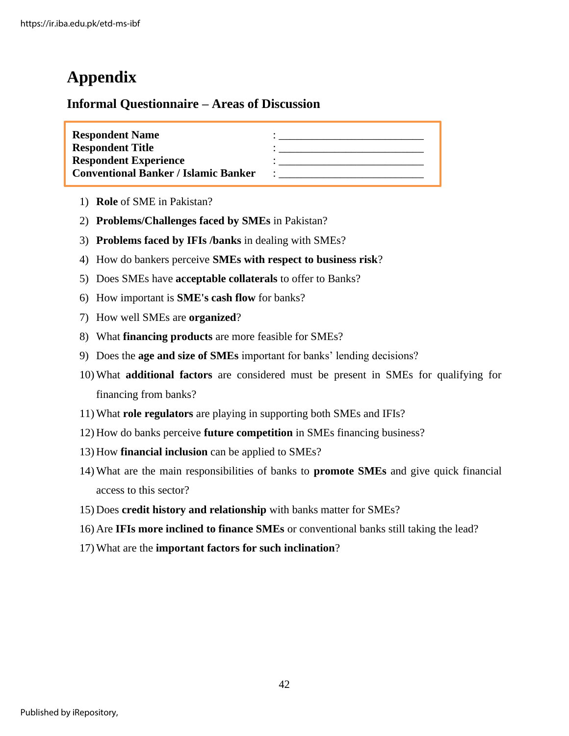# Appendix

## Informal Questionnaire – Areas of Discussion

| | |
|---|---|
| **Respondent Name** | : ___________________________ |
| **Respondent Title** | : ___________________________ |
| **Respondent Experience** | : ___________________________ |
| **Conventional Banker / Islamic Banker** | : ___________________________ |

1) **Role** of SME in Pakistan?
2) **Problems/Challenges faced by SMEs** in Pakistan?
3) **Problems faced by IFIs /banks** in dealing with SMEs?
4) How do bankers perceive **SMEs with respect to business risk**?
5) Does SMEs have **acceptable collaterals** to offer to Banks?
6) How important is **SME's cash flow** for banks?
7) How well SMEs are **organized**?
8) What **financing products** are more feasible for SMEs?
9) Does the **age and size of SMEs** important for banks' lending decisions?
10) What **additional factors** are considered must be present in SMEs for qualifying for financing from banks?
11) What **role regulators** are playing in supporting both SMEs and IFIs?
12) How do banks perceive **future competition** in SMEs financing business?
13) How **financial inclusion** can be applied to SMEs?
14) What are the main responsibilities of banks to **promote SMEs** and give quick financial access to this sector?
15) Does **credit history and relationship** with banks matter for SMEs?
16) Are **IFIs more inclined to finance SMEs** or conventional banks still taking the lead?
17) What are the **important factors for such inclination**?